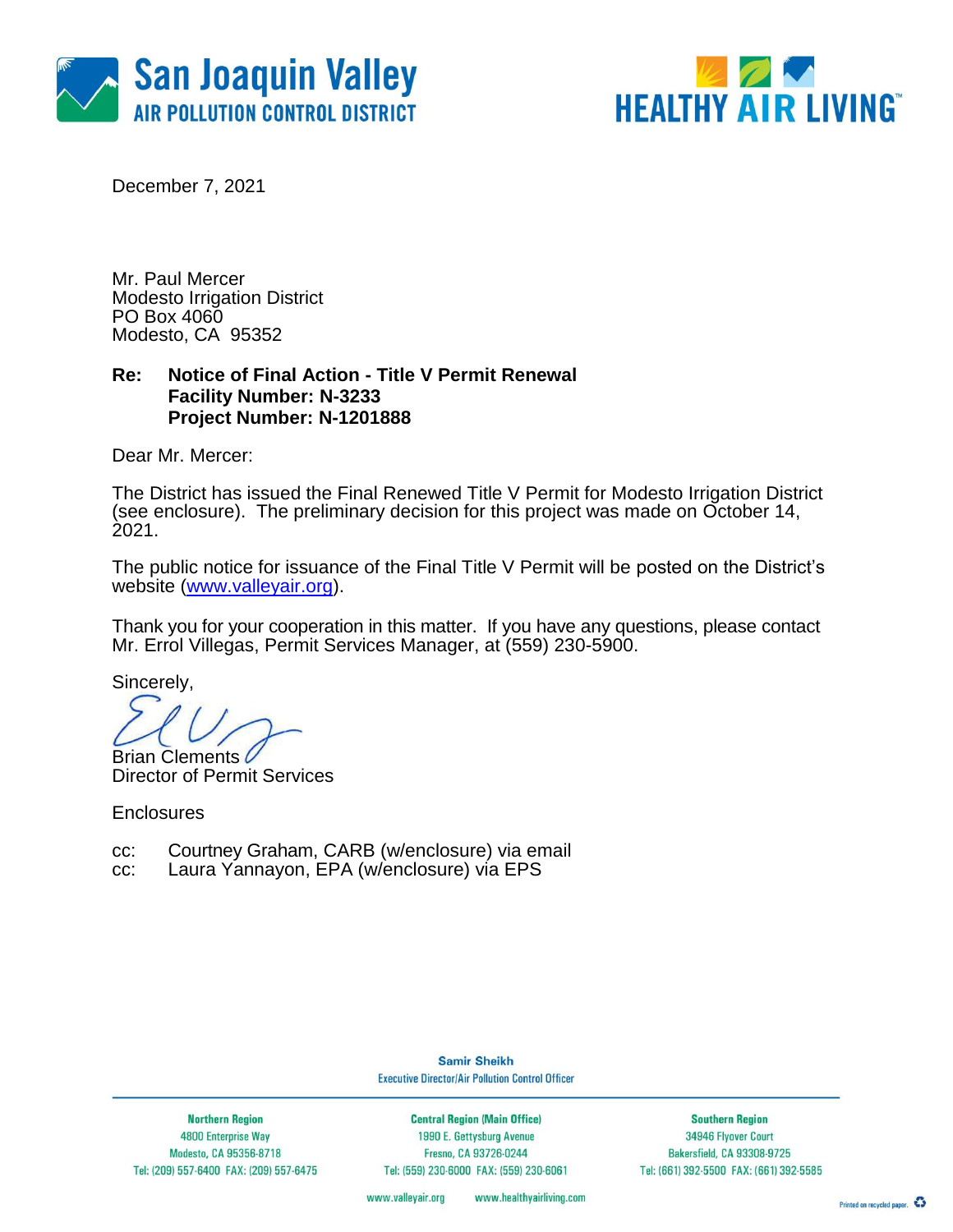San Joaquin Valley
AIR POLLUTION CONTROL DISTRICT

HEALTHY AIR LIVING™

December 7, 2021

Mr. Paul Mercer
Modesto Irrigation District
PO Box 4060
Modesto, CA 95352

**Re: Notice of Final Action - Title V Permit Renewal**
**Facility Number: N-3233**
**Project Number: N-1201888**

Dear Mr. Mercer:

The District has issued the Final Renewed Title V Permit for Modesto Irrigation District (see enclosure). The preliminary decision for this project was made on October 14, 2021.

The public notice for issuance of the Final Title V Permit will be posted on the District's website (www.valleyair.org).

Thank you for your cooperation in this matter. If you have any questions, please contact Mr. Errol Villegas, Permit Services Manager, at (559) 230-5900.

Sincerely,

Brian Clements
Director of Permit Services

Enclosures

cc: Courtney Graham, CARB (w/enclosure) via email
cc: Laura Yannayon, EPA (w/enclosure) via EPS

Samir Sheikh
Executive Director/Air Pollution Control Officer

| Northern Region | Central Region (Main Office) | Southern Region |
|---|---|---|
| 4800 Enterprise Way | 1990 E. Gettysburg Avenue | 34946 Flyover Court |
| Modesto, CA 95356-8718 | Fresno, CA 93726-0244 | Bakersfield, CA 93308-9725 |
| Tel: (209) 557-6400 FAX: (209) 557-6475 | Tel: (559) 230-6000 FAX: (559) 230-6061 | Tel: (661) 392-5500 FAX: (661) 392-5585 |

www.valleyair.org www.healthyairliving.com

Printed on recycled paper.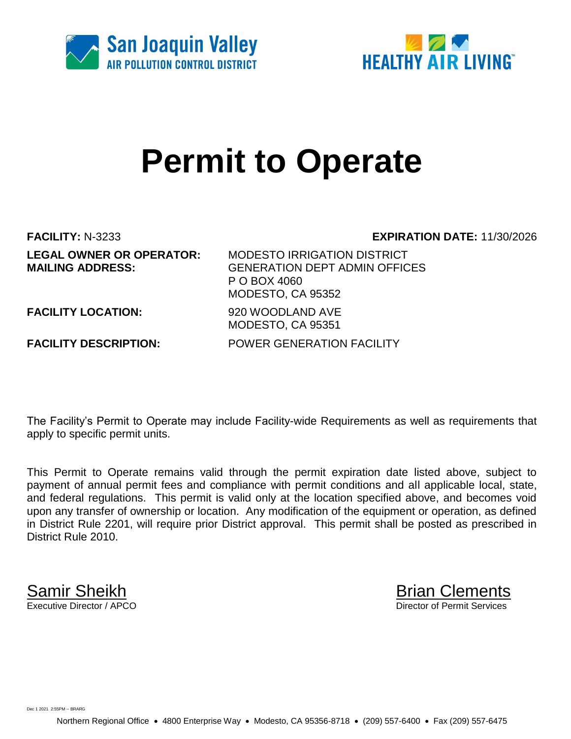San Joaquin Valley
AIR POLLUTION CONTROL DISTRICT

HEALTHY AIR LIVING™

# Permit to Operate

**FACILITY:** N-3233 **EXPIRATION DATE:** 11/30/2026

| | |
|---|---|
| **LEGAL OWNER OR OPERATOR:** | MODESTO IRRIGATION DISTRICT |
| **MAILING ADDRESS:** | GENERATION DEPT ADMIN OFFICES<br>P O BOX 4060<br>MODESTO, CA 95352 |
| **FACILITY LOCATION:** | 920 WOODLAND AVE<br>MODESTO, CA 95351 |
| **FACILITY DESCRIPTION:** | POWER GENERATION FACILITY |

The Facility's Permit to Operate may include Facility-wide Requirements as well as requirements that apply to specific permit units.

This Permit to Operate remains valid through the permit expiration date listed above, subject to payment of annual permit fees and compliance with permit conditions and all applicable local, state, and federal regulations. This permit is valid only at the location specified above, and becomes void upon any transfer of ownership or location. Any modification of the equipment or operation, as defined in District Rule 2201, will require prior District approval. This permit shall be posted as prescribed in District Rule 2010.

Samir Sheikh
Executive Director / APCO

Brian Clements
Director of Permit Services

Dec 1 2021 2:55PM -- BRARG

Northern Regional Office • 4800 Enterprise Way • Modesto, CA 95356-8718 • (209) 557-6400 • Fax (209) 557-6475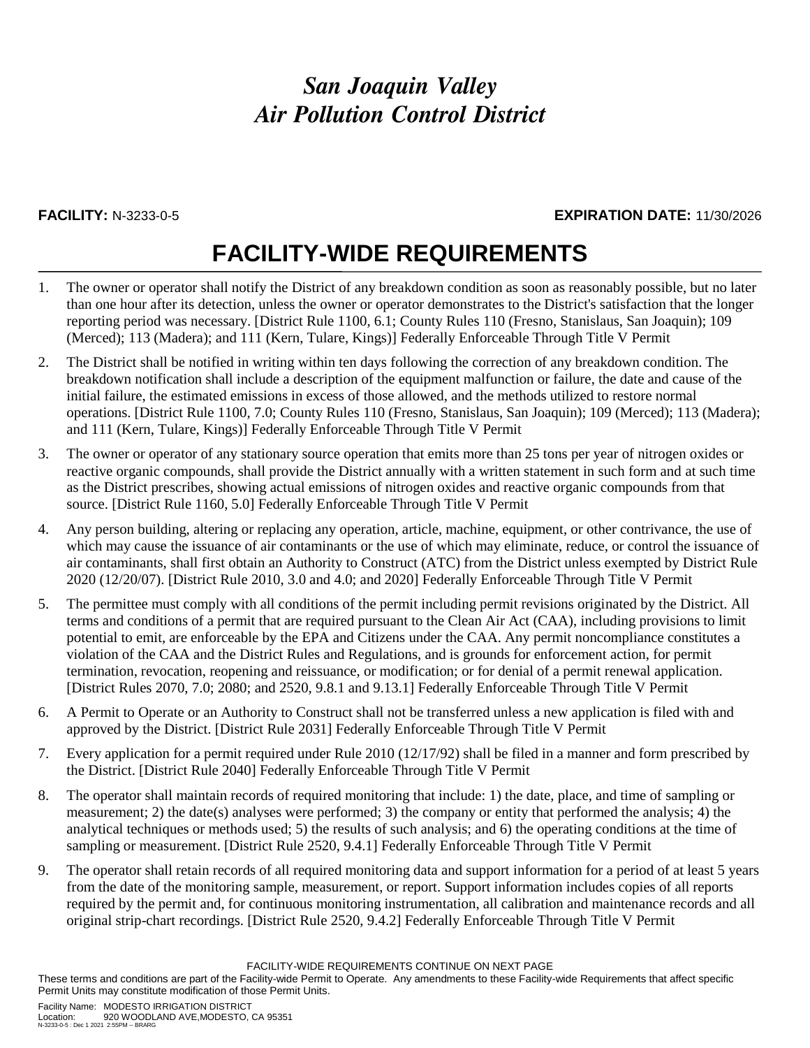# *San Joaquin Valley Air Pollution Control District*

**FACILITY:** N-3233-0-5 **EXPIRATION DATE:** 11/30/2026

## FACILITY-WIDE REQUIREMENTS

1. The owner or operator shall notify the District of any breakdown condition as soon as reasonably possible, but no later than one hour after its detection, unless the owner or operator demonstrates to the District's satisfaction that the longer reporting period was necessary. [District Rule 1100, 6.1; County Rules 110 (Fresno, Stanislaus, San Joaquin); 109 (Merced); 113 (Madera); and 111 (Kern, Tulare, Kings)] Federally Enforceable Through Title V Permit

2. The District shall be notified in writing within ten days following the correction of any breakdown condition. The breakdown notification shall include a description of the equipment malfunction or failure, the date and cause of the initial failure, the estimated emissions in excess of those allowed, and the methods utilized to restore normal operations. [District Rule 1100, 7.0; County Rules 110 (Fresno, Stanislaus, San Joaquin); 109 (Merced); 113 (Madera); and 111 (Kern, Tulare, Kings)] Federally Enforceable Through Title V Permit

3. The owner or operator of any stationary source operation that emits more than 25 tons per year of nitrogen oxides or reactive organic compounds, shall provide the District annually with a written statement in such form and at such time as the District prescribes, showing actual emissions of nitrogen oxides and reactive organic compounds from that source. [District Rule 1160, 5.0] Federally Enforceable Through Title V Permit

4. Any person building, altering or replacing any operation, article, machine, equipment, or other contrivance, the use of which may cause the issuance of air contaminants or the use of which may eliminate, reduce, or control the issuance of air contaminants, shall first obtain an Authority to Construct (ATC) from the District unless exempted by District Rule 2020 (12/20/07). [District Rule 2010, 3.0 and 4.0; and 2020] Federally Enforceable Through Title V Permit

5. The permittee must comply with all conditions of the permit including permit revisions originated by the District. All terms and conditions of a permit that are required pursuant to the Clean Air Act (CAA), including provisions to limit potential to emit, are enforceable by the EPA and Citizens under the CAA. Any permit noncompliance constitutes a violation of the CAA and the District Rules and Regulations, and is grounds for enforcement action, for permit termination, revocation, reopening and reissuance, or modification; or for denial of a permit renewal application. [District Rules 2070, 7.0; 2080; and 2520, 9.8.1 and 9.13.1] Federally Enforceable Through Title V Permit

6. A Permit to Operate or an Authority to Construct shall not be transferred unless a new application is filed with and approved by the District. [District Rule 2031] Federally Enforceable Through Title V Permit

7. Every application for a permit required under Rule 2010 (12/17/92) shall be filed in a manner and form prescribed by the District. [District Rule 2040] Federally Enforceable Through Title V Permit

8. The operator shall maintain records of required monitoring that include: 1) the date, place, and time of sampling or measurement; 2) the date(s) analyses were performed; 3) the company or entity that performed the analysis; 4) the analytical techniques or methods used; 5) the results of such analysis; and 6) the operating conditions at the time of sampling or measurement. [District Rule 2520, 9.4.1] Federally Enforceable Through Title V Permit

9. The operator shall retain records of all required monitoring data and support information for a period of at least 5 years from the date of the monitoring sample, measurement, or report. Support information includes copies of all reports required by the permit and, for continuous monitoring instrumentation, all calibration and maintenance records and all original strip-chart recordings. [District Rule 2520, 9.4.2] Federally Enforceable Through Title V Permit

FACILITY-WIDE REQUIREMENTS CONTINUE ON NEXT PAGE

These terms and conditions are part of the Facility-wide Permit to Operate. Any amendments to these Facility-wide Requirements that affect specific Permit Units may constitute modification of those Permit Units.

Facility Name: MODESTO IRRIGATION DISTRICT
Location: 920 WOODLAND AVE,MODESTO, CA 95351
N-3233-0-5 : Dec 1 2021 2:55PM -- BRARG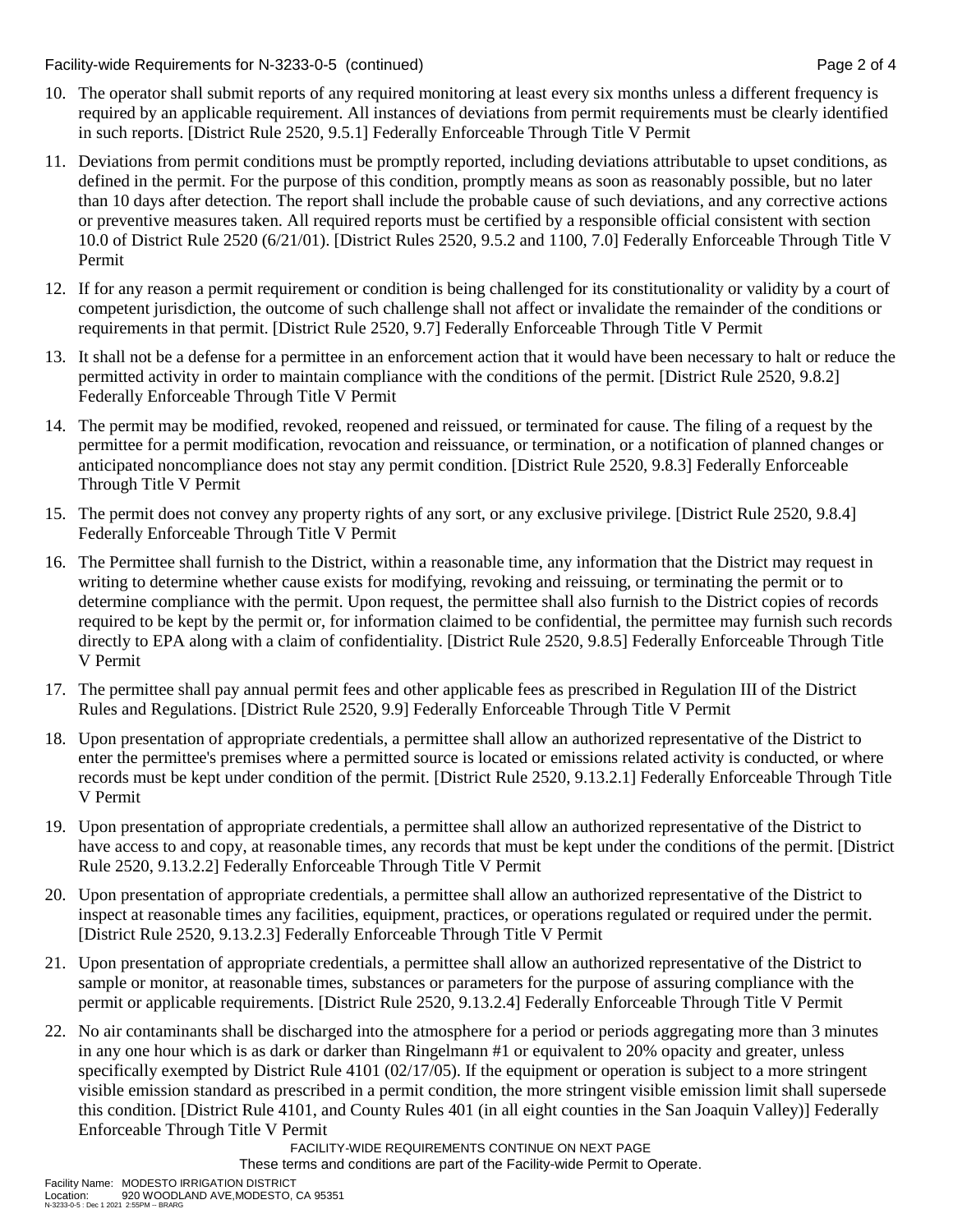10. The operator shall submit reports of any required monitoring at least every six months unless a different frequency is required by an applicable requirement. All instances of deviations from permit requirements must be clearly identified in such reports. [District Rule 2520, 9.5.1] Federally Enforceable Through Title V Permit

11. Deviations from permit conditions must be promptly reported, including deviations attributable to upset conditions, as defined in the permit. For the purpose of this condition, promptly means as soon as reasonably possible, but no later than 10 days after detection. The report shall include the probable cause of such deviations, and any corrective actions or preventive measures taken. All required reports must be certified by a responsible official consistent with section 10.0 of District Rule 2520 (6/21/01). [District Rules 2520, 9.5.2 and 1100, 7.0] Federally Enforceable Through Title V Permit

12. If for any reason a permit requirement or condition is being challenged for its constitutionality or validity by a court of competent jurisdiction, the outcome of such challenge shall not affect or invalidate the remainder of the conditions or requirements in that permit. [District Rule 2520, 9.7] Federally Enforceable Through Title V Permit

13. It shall not be a defense for a permittee in an enforcement action that it would have been necessary to halt or reduce the permitted activity in order to maintain compliance with the conditions of the permit. [District Rule 2520, 9.8.2] Federally Enforceable Through Title V Permit

14. The permit may be modified, revoked, reopened and reissued, or terminated for cause. The filing of a request by the permittee for a permit modification, revocation and reissuance, or termination, or a notification of planned changes or anticipated noncompliance does not stay any permit condition. [District Rule 2520, 9.8.3] Federally Enforceable Through Title V Permit

15. The permit does not convey any property rights of any sort, or any exclusive privilege. [District Rule 2520, 9.8.4] Federally Enforceable Through Title V Permit

16. The Permittee shall furnish to the District, within a reasonable time, any information that the District may request in writing to determine whether cause exists for modifying, revoking and reissuing, or terminating the permit or to determine compliance with the permit. Upon request, the permittee shall also furnish to the District copies of records required to be kept by the permit or, for information claimed to be confidential, the permittee may furnish such records directly to EPA along with a claim of confidentiality. [District Rule 2520, 9.8.5] Federally Enforceable Through Title V Permit

17. The permittee shall pay annual permit fees and other applicable fees as prescribed in Regulation III of the District Rules and Regulations. [District Rule 2520, 9.9] Federally Enforceable Through Title V Permit

18. Upon presentation of appropriate credentials, a permittee shall allow an authorized representative of the District to enter the permittee's premises where a permitted source is located or emissions related activity is conducted, or where records must be kept under condition of the permit. [District Rule 2520, 9.13.2.1] Federally Enforceable Through Title V Permit

19. Upon presentation of appropriate credentials, a permittee shall allow an authorized representative of the District to have access to and copy, at reasonable times, any records that must be kept under the conditions of the permit. [District Rule 2520, 9.13.2.2] Federally Enforceable Through Title V Permit

20. Upon presentation of appropriate credentials, a permittee shall allow an authorized representative of the District to inspect at reasonable times any facilities, equipment, practices, or operations regulated or required under the permit. [District Rule 2520, 9.13.2.3] Federally Enforceable Through Title V Permit

21. Upon presentation of appropriate credentials, a permittee shall allow an authorized representative of the District to sample or monitor, at reasonable times, substances or parameters for the purpose of assuring compliance with the permit or applicable requirements. [District Rule 2520, 9.13.2.4] Federally Enforceable Through Title V Permit

22. No air contaminants shall be discharged into the atmosphere for a period or periods aggregating more than 3 minutes in any one hour which is as dark or darker than Ringelmann #1 or equivalent to 20% opacity and greater, unless specifically exempted by District Rule 4101 (02/17/05). If the equipment or operation is subject to a more stringent visible emission standard as prescribed in a permit condition, the more stringent visible emission limit shall supersede this condition. [District Rule 4101, and County Rules 401 (in all eight counties in the San Joaquin Valley)] Federally Enforceable Through Title V Permit

FACILITY-WIDE REQUIREMENTS CONTINUE ON NEXT PAGE

These terms and conditions are part of the Facility-wide Permit to Operate.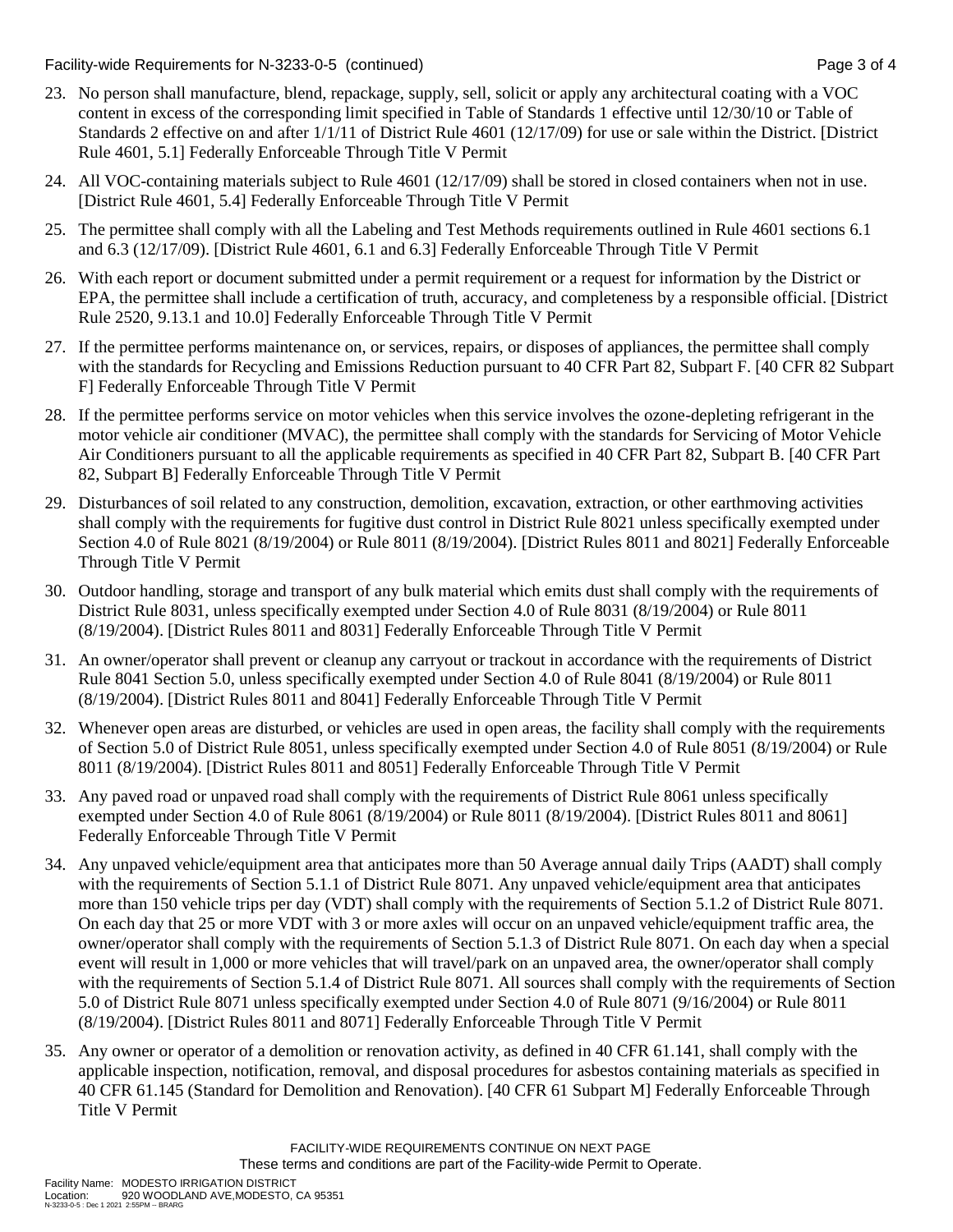23. No person shall manufacture, blend, repackage, supply, sell, solicit or apply any architectural coating with a VOC content in excess of the corresponding limit specified in Table of Standards 1 effective until 12/30/10 or Table of Standards 2 effective on and after 1/1/11 of District Rule 4601 (12/17/09) for use or sale within the District. [District Rule 4601, 5.1] Federally Enforceable Through Title V Permit

24. All VOC-containing materials subject to Rule 4601 (12/17/09) shall be stored in closed containers when not in use. [District Rule 4601, 5.4] Federally Enforceable Through Title V Permit

25. The permittee shall comply with all the Labeling and Test Methods requirements outlined in Rule 4601 sections 6.1 and 6.3 (12/17/09). [District Rule 4601, 6.1 and 6.3] Federally Enforceable Through Title V Permit

26. With each report or document submitted under a permit requirement or a request for information by the District or EPA, the permittee shall include a certification of truth, accuracy, and completeness by a responsible official. [District Rule 2520, 9.13.1 and 10.0] Federally Enforceable Through Title V Permit

27. If the permittee performs maintenance on, or services, repairs, or disposes of appliances, the permittee shall comply with the standards for Recycling and Emissions Reduction pursuant to 40 CFR Part 82, Subpart F. [40 CFR 82 Subpart F] Federally Enforceable Through Title V Permit

28. If the permittee performs service on motor vehicles when this service involves the ozone-depleting refrigerant in the motor vehicle air conditioner (MVAC), the permittee shall comply with the standards for Servicing of Motor Vehicle Air Conditioners pursuant to all the applicable requirements as specified in 40 CFR Part 82, Subpart B. [40 CFR Part 82, Subpart B] Federally Enforceable Through Title V Permit

29. Disturbances of soil related to any construction, demolition, excavation, extraction, or other earthmoving activities shall comply with the requirements for fugitive dust control in District Rule 8021 unless specifically exempted under Section 4.0 of Rule 8021 (8/19/2004) or Rule 8011 (8/19/2004). [District Rules 8011 and 8021] Federally Enforceable Through Title V Permit

30. Outdoor handling, storage and transport of any bulk material which emits dust shall comply with the requirements of District Rule 8031, unless specifically exempted under Section 4.0 of Rule 8031 (8/19/2004) or Rule 8011 (8/19/2004). [District Rules 8011 and 8031] Federally Enforceable Through Title V Permit

31. An owner/operator shall prevent or cleanup any carryout or trackout in accordance with the requirements of District Rule 8041 Section 5.0, unless specifically exempted under Section 4.0 of Rule 8041 (8/19/2004) or Rule 8011 (8/19/2004). [District Rules 8011 and 8041] Federally Enforceable Through Title V Permit

32. Whenever open areas are disturbed, or vehicles are used in open areas, the facility shall comply with the requirements of Section 5.0 of District Rule 8051, unless specifically exempted under Section 4.0 of Rule 8051 (8/19/2004) or Rule 8011 (8/19/2004). [District Rules 8011 and 8051] Federally Enforceable Through Title V Permit

33. Any paved road or unpaved road shall comply with the requirements of District Rule 8061 unless specifically exempted under Section 4.0 of Rule 8061 (8/19/2004) or Rule 8011 (8/19/2004). [District Rules 8011 and 8061] Federally Enforceable Through Title V Permit

34. Any unpaved vehicle/equipment area that anticipates more than 50 Average annual daily Trips (AADT) shall comply with the requirements of Section 5.1.1 of District Rule 8071. Any unpaved vehicle/equipment area that anticipates more than 150 vehicle trips per day (VDT) shall comply with the requirements of Section 5.1.2 of District Rule 8071. On each day that 25 or more VDT with 3 or more axles will occur on an unpaved vehicle/equipment traffic area, the owner/operator shall comply with the requirements of Section 5.1.3 of District Rule 8071. On each day when a special event will result in 1,000 or more vehicles that will travel/park on an unpaved area, the owner/operator shall comply with the requirements of Section 5.1.4 of District Rule 8071. All sources shall comply with the requirements of Section 5.0 of District Rule 8071 unless specifically exempted under Section 4.0 of Rule 8071 (9/16/2004) or Rule 8011 (8/19/2004). [District Rules 8011 and 8071] Federally Enforceable Through Title V Permit

35. Any owner or operator of a demolition or renovation activity, as defined in 40 CFR 61.141, shall comply with the applicable inspection, notification, removal, and disposal procedures for asbestos containing materials as specified in 40 CFR 61.145 (Standard for Demolition and Renovation). [40 CFR 61 Subpart M] Federally Enforceable Through Title V Permit

FACILITY-WIDE REQUIREMENTS CONTINUE ON NEXT PAGE

These terms and conditions are part of the Facility-wide Permit to Operate.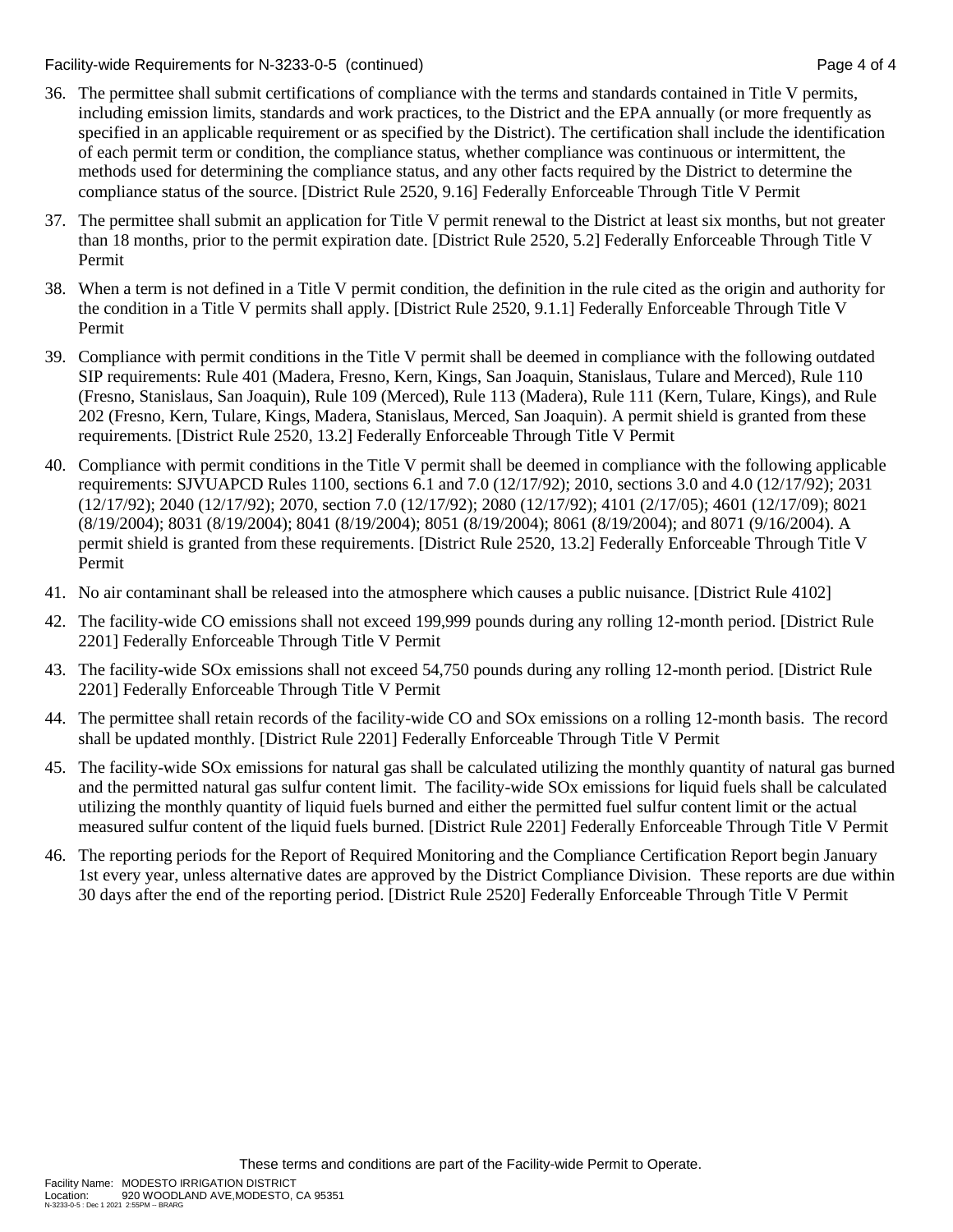36. The permittee shall submit certifications of compliance with the terms and standards contained in Title V permits, including emission limits, standards and work practices, to the District and the EPA annually (or more frequently as specified in an applicable requirement or as specified by the District). The certification shall include the identification of each permit term or condition, the compliance status, whether compliance was continuous or intermittent, the methods used for determining the compliance status, and any other facts required by the District to determine the compliance status of the source. [District Rule 2520, 9.16] Federally Enforceable Through Title V Permit

37. The permittee shall submit an application for Title V permit renewal to the District at least six months, but not greater than 18 months, prior to the permit expiration date. [District Rule 2520, 5.2] Federally Enforceable Through Title V Permit

38. When a term is not defined in a Title V permit condition, the definition in the rule cited as the origin and authority for the condition in a Title V permits shall apply. [District Rule 2520, 9.1.1] Federally Enforceable Through Title V Permit

39. Compliance with permit conditions in the Title V permit shall be deemed in compliance with the following outdated SIP requirements: Rule 401 (Madera, Fresno, Kern, Kings, San Joaquin, Stanislaus, Tulare and Merced), Rule 110 (Fresno, Stanislaus, San Joaquin), Rule 109 (Merced), Rule 113 (Madera), Rule 111 (Kern, Tulare, Kings), and Rule 202 (Fresno, Kern, Tulare, Kings, Madera, Stanislaus, Merced, San Joaquin). A permit shield is granted from these requirements. [District Rule 2520, 13.2] Federally Enforceable Through Title V Permit

40. Compliance with permit conditions in the Title V permit shall be deemed in compliance with the following applicable requirements: SJVUAPCD Rules 1100, sections 6.1 and 7.0 (12/17/92); 2010, sections 3.0 and 4.0 (12/17/92); 2031 (12/17/92); 2040 (12/17/92); 2070, section 7.0 (12/17/92); 2080 (12/17/92); 4101 (2/17/05); 4601 (12/17/09); 8021 (8/19/2004); 8031 (8/19/2004); 8041 (8/19/2004); 8051 (8/19/2004); 8061 (8/19/2004); and 8071 (9/16/2004). A permit shield is granted from these requirements. [District Rule 2520, 13.2] Federally Enforceable Through Title V Permit

41. No air contaminant shall be released into the atmosphere which causes a public nuisance. [District Rule 4102]

42. The facility-wide CO emissions shall not exceed 199,999 pounds during any rolling 12-month period. [District Rule 2201] Federally Enforceable Through Title V Permit

43. The facility-wide SOx emissions shall not exceed 54,750 pounds during any rolling 12-month period. [District Rule 2201] Federally Enforceable Through Title V Permit

44. The permittee shall retain records of the facility-wide CO and SOx emissions on a rolling 12-month basis. The record shall be updated monthly. [District Rule 2201] Federally Enforceable Through Title V Permit

45. The facility-wide SOx emissions for natural gas shall be calculated utilizing the monthly quantity of natural gas burned and the permitted natural gas sulfur content limit. The facility-wide SOx emissions for liquid fuels shall be calculated utilizing the monthly quantity of liquid fuels burned and either the permitted fuel sulfur content limit or the actual measured sulfur content of the liquid fuels burned. [District Rule 2201] Federally Enforceable Through Title V Permit

46. The reporting periods for the Report of Required Monitoring and the Compliance Certification Report begin January 1st every year, unless alternative dates are approved by the District Compliance Division. These reports are due within 30 days after the end of the reporting period. [District Rule 2520] Federally Enforceable Through Title V Permit

These terms and conditions are part of the Facility-wide Permit to Operate.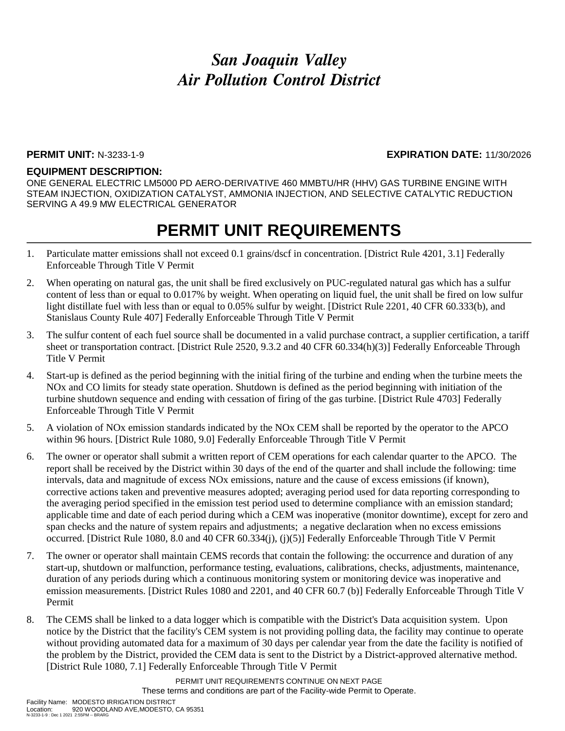# *San Joaquin Valley Air Pollution Control District*

**PERMIT UNIT:** N-3233-1-9 **EXPIRATION DATE:** 11/30/2026

**EQUIPMENT DESCRIPTION:**

ONE GENERAL ELECTRIC LM5000 PD AERO-DERIVATIVE 460 MMBTU/HR (HHV) GAS TURBINE ENGINE WITH STEAM INJECTION, OXIDIZATION CATALYST, AMMONIA INJECTION, AND SELECTIVE CATALYTIC REDUCTION SERVING A 49.9 MW ELECTRICAL GENERATOR

# PERMIT UNIT REQUIREMENTS

1. Particulate matter emissions shall not exceed 0.1 grains/dscf in concentration. [District Rule 4201, 3.1] Federally Enforceable Through Title V Permit
2. When operating on natural gas, the unit shall be fired exclusively on PUC-regulated natural gas which has a sulfur content of less than or equal to 0.017% by weight. When operating on liquid fuel, the unit shall be fired on low sulfur light distillate fuel with less than or equal to 0.05% sulfur by weight. [District Rule 2201, 40 CFR 60.333(b), and Stanislaus County Rule 407] Federally Enforceable Through Title V Permit
3. The sulfur content of each fuel source shall be documented in a valid purchase contract, a supplier certification, a tariff sheet or transportation contract. [District Rule 2520, 9.3.2 and 40 CFR 60.334(h)(3)] Federally Enforceable Through Title V Permit
4. Start-up is defined as the period beginning with the initial firing of the turbine and ending when the turbine meets the NOx and CO limits for steady state operation. Shutdown is defined as the period beginning with initiation of the turbine shutdown sequence and ending with cessation of firing of the gas turbine. [District Rule 4703] Federally Enforceable Through Title V Permit
5. A violation of NOx emission standards indicated by the NOx CEM shall be reported by the operator to the APCO within 96 hours. [District Rule 1080, 9.0] Federally Enforceable Through Title V Permit
6. The owner or operator shall submit a written report of CEM operations for each calendar quarter to the APCO. The report shall be received by the District within 30 days of the end of the quarter and shall include the following: time intervals, data and magnitude of excess NOx emissions, nature and the cause of excess emissions (if known), corrective actions taken and preventive measures adopted; averaging period used for data reporting corresponding to the averaging period specified in the emission test period used to determine compliance with an emission standard; applicable time and date of each period during which a CEM was inoperative (monitor downtime), except for zero and span checks and the nature of system repairs and adjustments; a negative declaration when no excess emissions occurred. [District Rule 1080, 8.0 and 40 CFR 60.334(j), (j)(5)] Federally Enforceable Through Title V Permit
7. The owner or operator shall maintain CEMS records that contain the following: the occurrence and duration of any start-up, shutdown or malfunction, performance testing, evaluations, calibrations, checks, adjustments, maintenance, duration of any periods during which a continuous monitoring system or monitoring device was inoperative and emission measurements. [District Rules 1080 and 2201, and 40 CFR 60.7 (b)] Federally Enforceable Through Title V Permit
8. The CEMS shall be linked to a data logger which is compatible with the District's Data acquisition system. Upon notice by the District that the facility's CEM system is not providing polling data, the facility may continue to operate without providing automated data for a maximum of 30 days per calendar year from the date the facility is notified of the problem by the District, provided the CEM data is sent to the District by a District-approved alternative method. [District Rule 1080, 7.1] Federally Enforceable Through Title V Permit

PERMIT UNIT REQUIREMENTS CONTINUE ON NEXT PAGE

These terms and conditions are part of the Facility-wide Permit to Operate.

Facility Name: MODESTO IRRIGATION DISTRICT
Location: 920 WOODLAND AVE,MODESTO, CA 95351
N-3233-1-9 : Dec 1 2021 2:55PM -- BRARG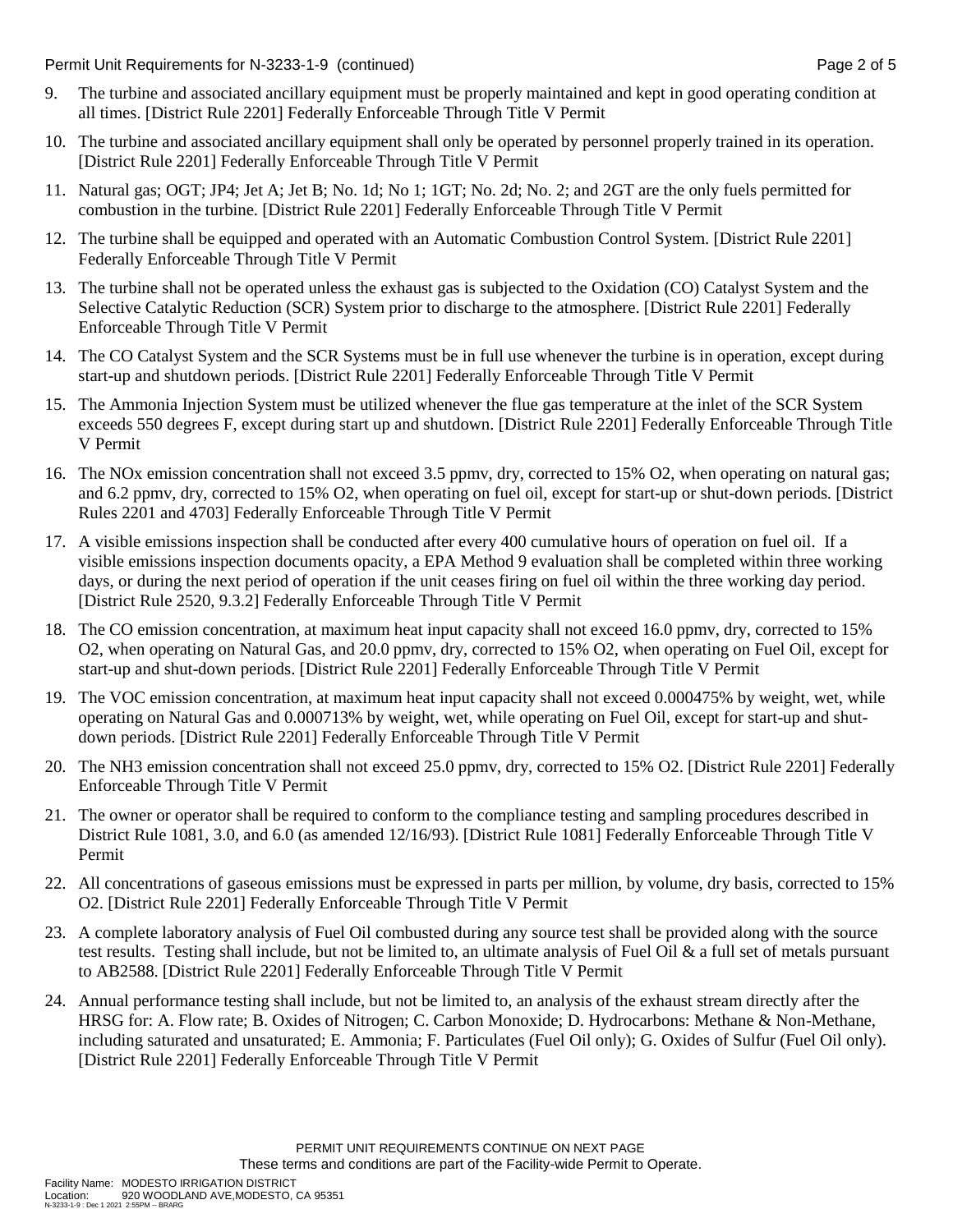9. The turbine and associated ancillary equipment must be properly maintained and kept in good operating condition at all times. [District Rule 2201] Federally Enforceable Through Title V Permit

10. The turbine and associated ancillary equipment shall only be operated by personnel properly trained in its operation. [District Rule 2201] Federally Enforceable Through Title V Permit

11. Natural gas; OGT; JP4; Jet A; Jet B; No. 1d; No 1; 1GT; No. 2d; No. 2; and 2GT are the only fuels permitted for combustion in the turbine. [District Rule 2201] Federally Enforceable Through Title V Permit

12. The turbine shall be equipped and operated with an Automatic Combustion Control System. [District Rule 2201] Federally Enforceable Through Title V Permit

13. The turbine shall not be operated unless the exhaust gas is subjected to the Oxidation (CO) Catalyst System and the Selective Catalytic Reduction (SCR) System prior to discharge to the atmosphere. [District Rule 2201] Federally Enforceable Through Title V Permit

14. The CO Catalyst System and the SCR Systems must be in full use whenever the turbine is in operation, except during start-up and shutdown periods. [District Rule 2201] Federally Enforceable Through Title V Permit

15. The Ammonia Injection System must be utilized whenever the flue gas temperature at the inlet of the SCR System exceeds 550 degrees F, except during start up and shutdown. [District Rule 2201] Federally Enforceable Through Title V Permit

16. The NOx emission concentration shall not exceed 3.5 ppmv, dry, corrected to 15% O2, when operating on natural gas; and 6.2 ppmv, dry, corrected to 15% O2, when operating on fuel oil, except for start-up or shut-down periods. [District Rules 2201 and 4703] Federally Enforceable Through Title V Permit

17. A visible emissions inspection shall be conducted after every 400 cumulative hours of operation on fuel oil. If a visible emissions inspection documents opacity, a EPA Method 9 evaluation shall be completed within three working days, or during the next period of operation if the unit ceases firing on fuel oil within the three working day period. [District Rule 2520, 9.3.2] Federally Enforceable Through Title V Permit

18. The CO emission concentration, at maximum heat input capacity shall not exceed 16.0 ppmv, dry, corrected to 15% O2, when operating on Natural Gas, and 20.0 ppmv, dry, corrected to 15% O2, when operating on Fuel Oil, except for start-up and shut-down periods. [District Rule 2201] Federally Enforceable Through Title V Permit

19. The VOC emission concentration, at maximum heat input capacity shall not exceed 0.000475% by weight, wet, while operating on Natural Gas and 0.000713% by weight, wet, while operating on Fuel Oil, except for start-up and shut-down periods. [District Rule 2201] Federally Enforceable Through Title V Permit

20. The NH3 emission concentration shall not exceed 25.0 ppmv, dry, corrected to 15% O2. [District Rule 2201] Federally Enforceable Through Title V Permit

21. The owner or operator shall be required to conform to the compliance testing and sampling procedures described in District Rule 1081, 3.0, and 6.0 (as amended 12/16/93). [District Rule 1081] Federally Enforceable Through Title V Permit

22. All concentrations of gaseous emissions must be expressed in parts per million, by volume, dry basis, corrected to 15% O2. [District Rule 2201] Federally Enforceable Through Title V Permit

23. A complete laboratory analysis of Fuel Oil combusted during any source test shall be provided along with the source test results. Testing shall include, but not be limited to, an ultimate analysis of Fuel Oil & a full set of metals pursuant to AB2588. [District Rule 2201] Federally Enforceable Through Title V Permit

24. Annual performance testing shall include, but not be limited to, an analysis of the exhaust stream directly after the HRSG for: A. Flow rate; B. Oxides of Nitrogen; C. Carbon Monoxide; D. Hydrocarbons: Methane & Non-Methane, including saturated and unsaturated; E. Ammonia; F. Particulates (Fuel Oil only); G. Oxides of Sulfur (Fuel Oil only). [District Rule 2201] Federally Enforceable Through Title V Permit

PERMIT UNIT REQUIREMENTS CONTINUE ON NEXT PAGE

These terms and conditions are part of the Facility-wide Permit to Operate.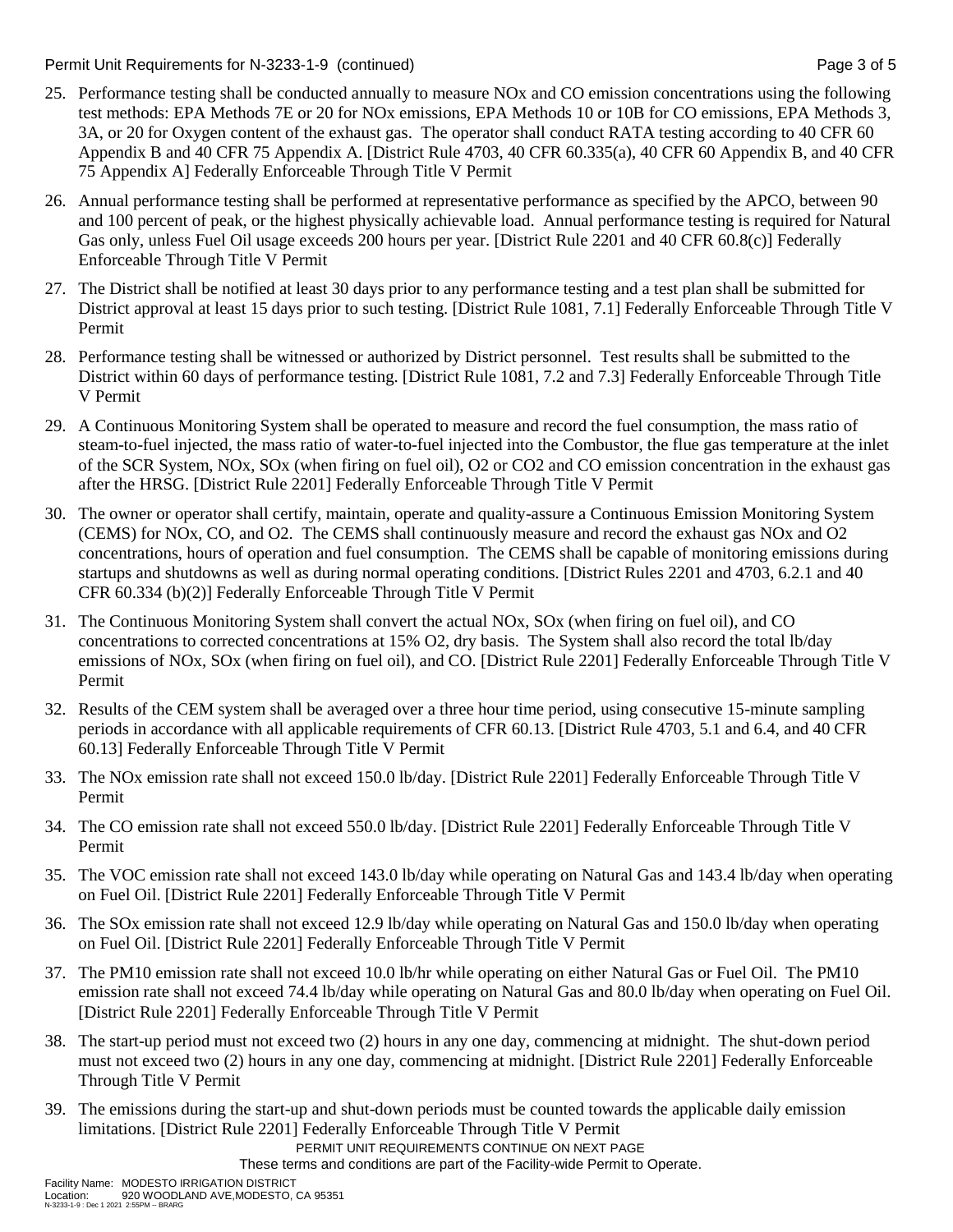25. Performance testing shall be conducted annually to measure NOx and CO emission concentrations using the following test methods: EPA Methods 7E or 20 for NOx emissions, EPA Methods 10 or 10B for CO emissions, EPA Methods 3, 3A, or 20 for Oxygen content of the exhaust gas. The operator shall conduct RATA testing according to 40 CFR 60 Appendix B and 40 CFR 75 Appendix A. [District Rule 4703, 40 CFR 60.335(a), 40 CFR 60 Appendix B, and 40 CFR 75 Appendix A] Federally Enforceable Through Title V Permit

26. Annual performance testing shall be performed at representative performance as specified by the APCO, between 90 and 100 percent of peak, or the highest physically achievable load. Annual performance testing is required for Natural Gas only, unless Fuel Oil usage exceeds 200 hours per year. [District Rule 2201 and 40 CFR 60.8(c)] Federally Enforceable Through Title V Permit

27. The District shall be notified at least 30 days prior to any performance testing and a test plan shall be submitted for District approval at least 15 days prior to such testing. [District Rule 1081, 7.1] Federally Enforceable Through Title V Permit

28. Performance testing shall be witnessed or authorized by District personnel. Test results shall be submitted to the District within 60 days of performance testing. [District Rule 1081, 7.2 and 7.3] Federally Enforceable Through Title V Permit

29. A Continuous Monitoring System shall be operated to measure and record the fuel consumption, the mass ratio of steam-to-fuel injected, the mass ratio of water-to-fuel injected into the Combustor, the flue gas temperature at the inlet of the SCR System, NOx, SOx (when firing on fuel oil), O2 or CO2 and CO emission concentration in the exhaust gas after the HRSG. [District Rule 2201] Federally Enforceable Through Title V Permit

30. The owner or operator shall certify, maintain, operate and quality-assure a Continuous Emission Monitoring System (CEMS) for NOx, CO, and O2. The CEMS shall continuously measure and record the exhaust gas NOx and O2 concentrations, hours of operation and fuel consumption. The CEMS shall be capable of monitoring emissions during startups and shutdowns as well as during normal operating conditions. [District Rules 2201 and 4703, 6.2.1 and 40 CFR 60.334 (b)(2)] Federally Enforceable Through Title V Permit

31. The Continuous Monitoring System shall convert the actual NOx, SOx (when firing on fuel oil), and CO concentrations to corrected concentrations at 15% O2, dry basis. The System shall also record the total lb/day emissions of NOx, SOx (when firing on fuel oil), and CO. [District Rule 2201] Federally Enforceable Through Title V Permit

32. Results of the CEM system shall be averaged over a three hour time period, using consecutive 15-minute sampling periods in accordance with all applicable requirements of CFR 60.13. [District Rule 4703, 5.1 and 6.4, and 40 CFR 60.13] Federally Enforceable Through Title V Permit

33. The NOx emission rate shall not exceed 150.0 lb/day. [District Rule 2201] Federally Enforceable Through Title V Permit

34. The CO emission rate shall not exceed 550.0 lb/day. [District Rule 2201] Federally Enforceable Through Title V Permit

35. The VOC emission rate shall not exceed 143.0 lb/day while operating on Natural Gas and 143.4 lb/day when operating on Fuel Oil. [District Rule 2201] Federally Enforceable Through Title V Permit

36. The SOx emission rate shall not exceed 12.9 lb/day while operating on Natural Gas and 150.0 lb/day when operating on Fuel Oil. [District Rule 2201] Federally Enforceable Through Title V Permit

37. The PM10 emission rate shall not exceed 10.0 lb/hr while operating on either Natural Gas or Fuel Oil. The PM10 emission rate shall not exceed 74.4 lb/day while operating on Natural Gas and 80.0 lb/day when operating on Fuel Oil. [District Rule 2201] Federally Enforceable Through Title V Permit

38. The start-up period must not exceed two (2) hours in any one day, commencing at midnight. The shut-down period must not exceed two (2) hours in any one day, commencing at midnight. [District Rule 2201] Federally Enforceable Through Title V Permit

39. The emissions during the start-up and shut-down periods must be counted towards the applicable daily emission limitations. [District Rule 2201] Federally Enforceable Through Title V Permit

PERMIT UNIT REQUIREMENTS CONTINUE ON NEXT PAGE

These terms and conditions are part of the Facility-wide Permit to Operate.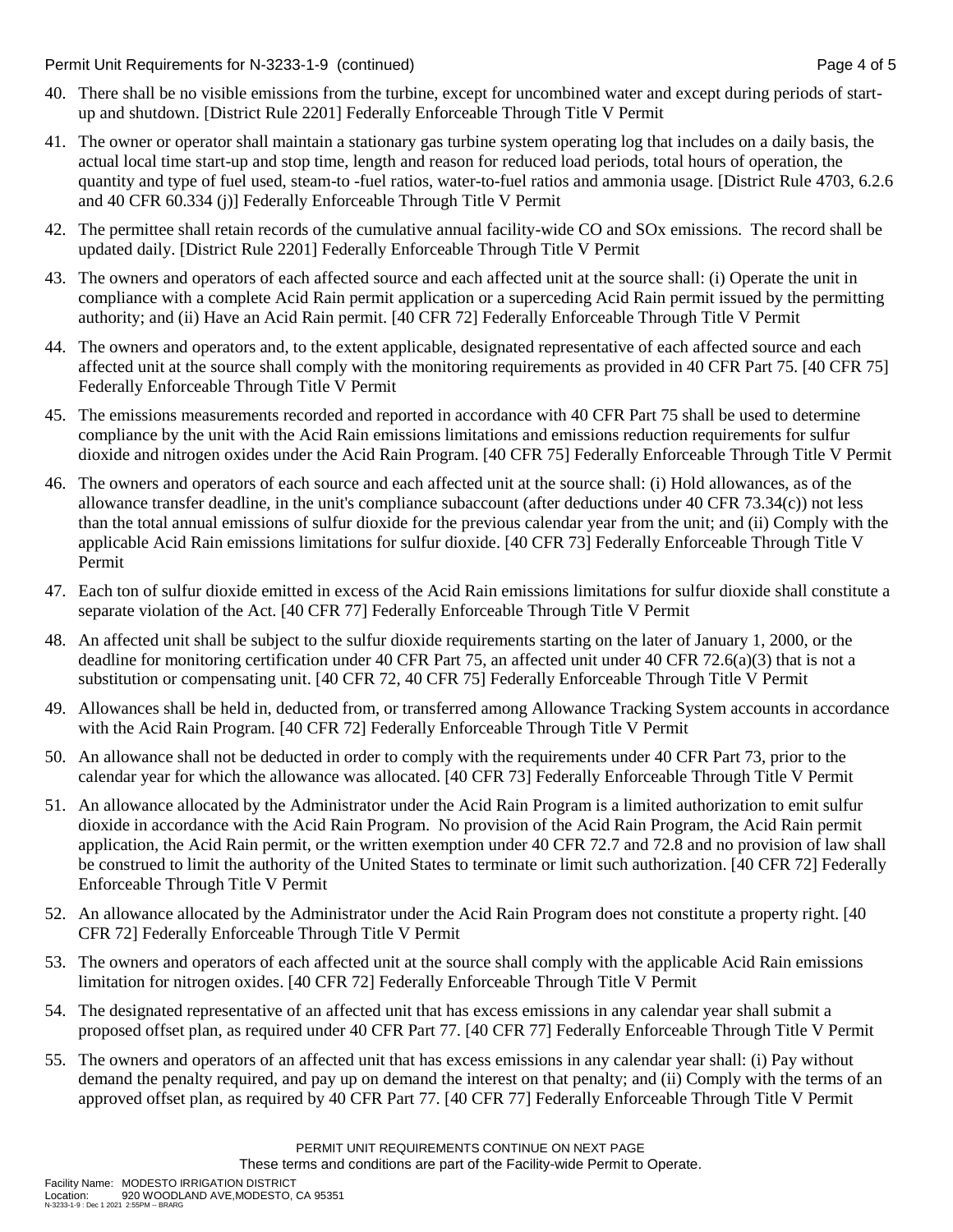40. There shall be no visible emissions from the turbine, except for uncombined water and except during periods of start-up and shutdown. [District Rule 2201] Federally Enforceable Through Title V Permit

41. The owner or operator shall maintain a stationary gas turbine system operating log that includes on a daily basis, the actual local time start-up and stop time, length and reason for reduced load periods, total hours of operation, the quantity and type of fuel used, steam-to -fuel ratios, water-to-fuel ratios and ammonia usage. [District Rule 4703, 6.2.6 and 40 CFR 60.334 (j)] Federally Enforceable Through Title V Permit

42. The permittee shall retain records of the cumulative annual facility-wide CO and SOx emissions. The record shall be updated daily. [District Rule 2201] Federally Enforceable Through Title V Permit

43. The owners and operators of each affected source and each affected unit at the source shall: (i) Operate the unit in compliance with a complete Acid Rain permit application or a superceding Acid Rain permit issued by the permitting authority; and (ii) Have an Acid Rain permit. [40 CFR 72] Federally Enforceable Through Title V Permit

44. The owners and operators and, to the extent applicable, designated representative of each affected source and each affected unit at the source shall comply with the monitoring requirements as provided in 40 CFR Part 75. [40 CFR 75] Federally Enforceable Through Title V Permit

45. The emissions measurements recorded and reported in accordance with 40 CFR Part 75 shall be used to determine compliance by the unit with the Acid Rain emissions limitations and emissions reduction requirements for sulfur dioxide and nitrogen oxides under the Acid Rain Program. [40 CFR 75] Federally Enforceable Through Title V Permit

46. The owners and operators of each source and each affected unit at the source shall: (i) Hold allowances, as of the allowance transfer deadline, in the unit's compliance subaccount (after deductions under 40 CFR 73.34(c)) not less than the total annual emissions of sulfur dioxide for the previous calendar year from the unit; and (ii) Comply with the applicable Acid Rain emissions limitations for sulfur dioxide. [40 CFR 73] Federally Enforceable Through Title V Permit

47. Each ton of sulfur dioxide emitted in excess of the Acid Rain emissions limitations for sulfur dioxide shall constitute a separate violation of the Act. [40 CFR 77] Federally Enforceable Through Title V Permit

48. An affected unit shall be subject to the sulfur dioxide requirements starting on the later of January 1, 2000, or the deadline for monitoring certification under 40 CFR Part 75, an affected unit under 40 CFR 72.6(a)(3) that is not a substitution or compensating unit. [40 CFR 72, 40 CFR 75] Federally Enforceable Through Title V Permit

49. Allowances shall be held in, deducted from, or transferred among Allowance Tracking System accounts in accordance with the Acid Rain Program. [40 CFR 72] Federally Enforceable Through Title V Permit

50. An allowance shall not be deducted in order to comply with the requirements under 40 CFR Part 73, prior to the calendar year for which the allowance was allocated. [40 CFR 73] Federally Enforceable Through Title V Permit

51. An allowance allocated by the Administrator under the Acid Rain Program is a limited authorization to emit sulfur dioxide in accordance with the Acid Rain Program. No provision of the Acid Rain Program, the Acid Rain permit application, the Acid Rain permit, or the written exemption under 40 CFR 72.7 and 72.8 and no provision of law shall be construed to limit the authority of the United States to terminate or limit such authorization. [40 CFR 72] Federally Enforceable Through Title V Permit

52. An allowance allocated by the Administrator under the Acid Rain Program does not constitute a property right. [40 CFR 72] Federally Enforceable Through Title V Permit

53. The owners and operators of each affected unit at the source shall comply with the applicable Acid Rain emissions limitation for nitrogen oxides. [40 CFR 72] Federally Enforceable Through Title V Permit

54. The designated representative of an affected unit that has excess emissions in any calendar year shall submit a proposed offset plan, as required under 40 CFR Part 77. [40 CFR 77] Federally Enforceable Through Title V Permit

55. The owners and operators of an affected unit that has excess emissions in any calendar year shall: (i) Pay without demand the penalty required, and pay up on demand the interest on that penalty; and (ii) Comply with the terms of an approved offset plan, as required by 40 CFR Part 77. [40 CFR 77] Federally Enforceable Through Title V Permit

PERMIT UNIT REQUIREMENTS CONTINUE ON NEXT PAGE
These terms and conditions are part of the Facility-wide Permit to Operate.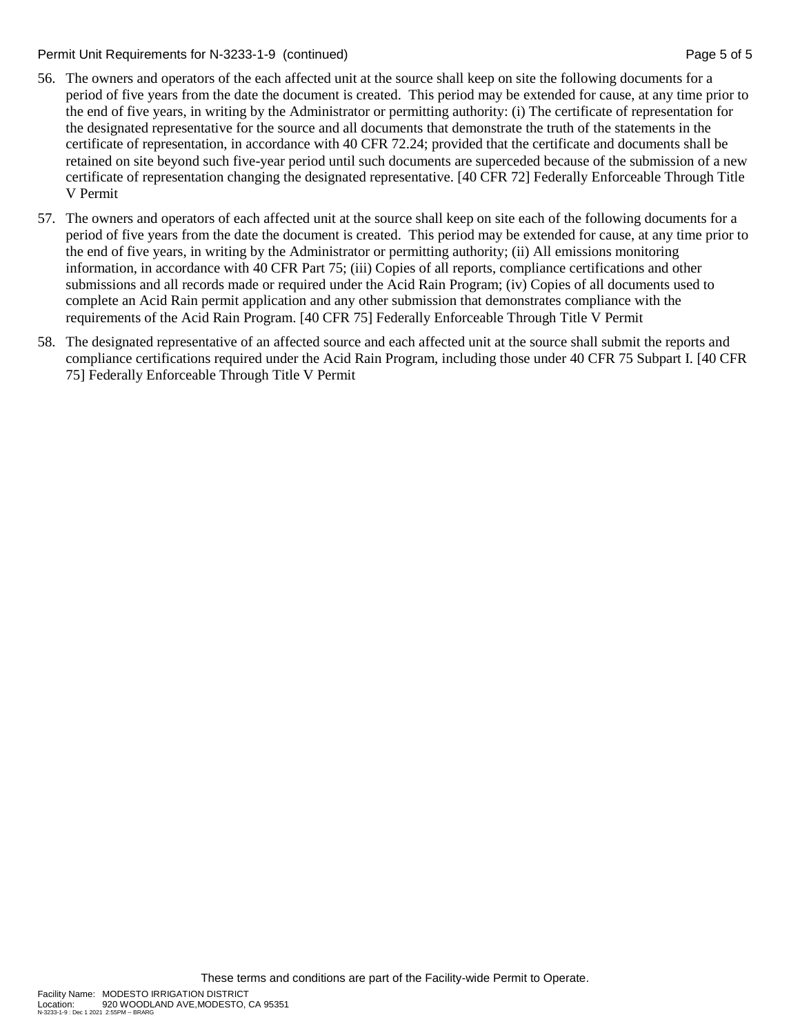56. The owners and operators of the each affected unit at the source shall keep on site the following documents for a period of five years from the date the document is created. This period may be extended for cause, at any time prior to the end of five years, in writing by the Administrator or permitting authority: (i) The certificate of representation for the designated representative for the source and all documents that demonstrate the truth of the statements in the certificate of representation, in accordance with 40 CFR 72.24; provided that the certificate and documents shall be retained on site beyond such five-year period until such documents are superceded because of the submission of a new certificate of representation changing the designated representative. [40 CFR 72] Federally Enforceable Through Title V Permit

57. The owners and operators of each affected unit at the source shall keep on site each of the following documents for a period of five years from the date the document is created. This period may be extended for cause, at any time prior to the end of five years, in writing by the Administrator or permitting authority; (ii) All emissions monitoring information, in accordance with 40 CFR Part 75; (iii) Copies of all reports, compliance certifications and other submissions and all records made or required under the Acid Rain Program; (iv) Copies of all documents used to complete an Acid Rain permit application and any other submission that demonstrates compliance with the requirements of the Acid Rain Program. [40 CFR 75] Federally Enforceable Through Title V Permit

58. The designated representative of an affected source and each affected unit at the source shall submit the reports and compliance certifications required under the Acid Rain Program, including those under 40 CFR 75 Subpart I. [40 CFR 75] Federally Enforceable Through Title V Permit

These terms and conditions are part of the Facility-wide Permit to Operate.

Facility Name: MODESTO IRRIGATION DISTRICT
Location: 920 WOODLAND AVE,MODESTO, CA 95351
N-3233-1-9 : Dec 1 2021 2:55PM -- BRARG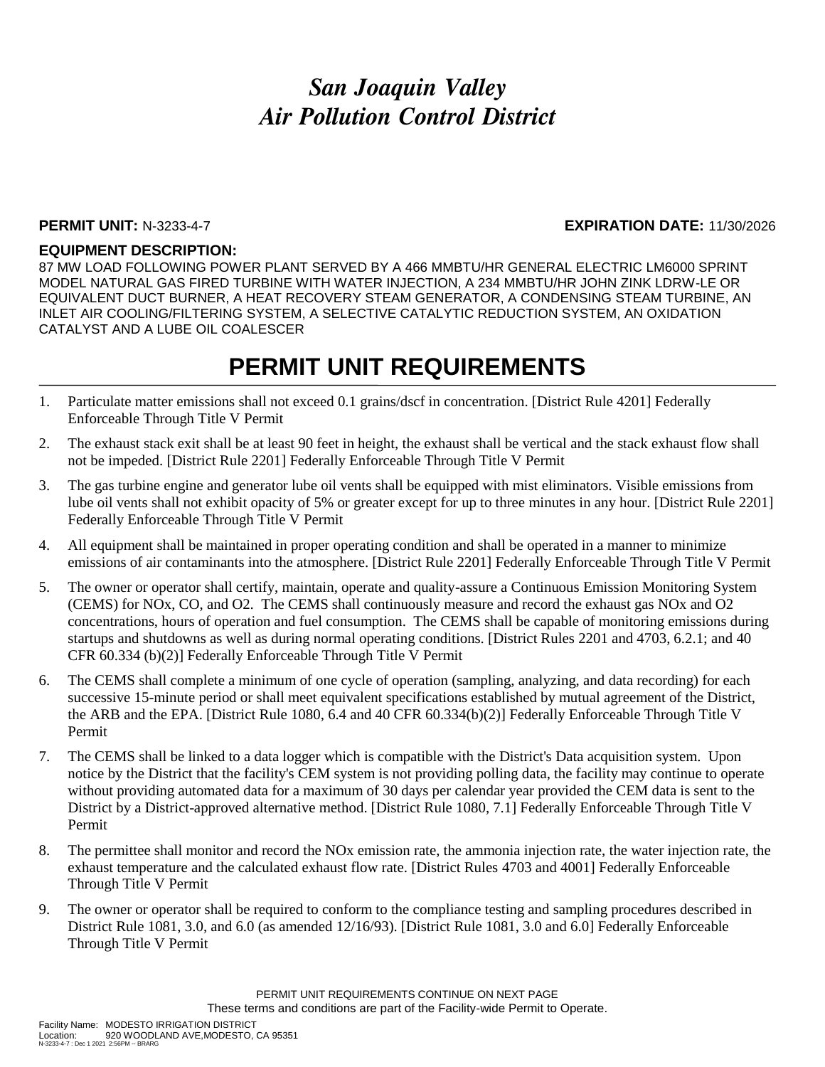# *San Joaquin Valley*
# *Air Pollution Control District*

**PERMIT UNIT:** N-3233-4-7 **EXPIRATION DATE:** 11/30/2026

**EQUIPMENT DESCRIPTION:**

87 MW LOAD FOLLOWING POWER PLANT SERVED BY A 466 MMBTU/HR GENERAL ELECTRIC LM6000 SPRINT MODEL NATURAL GAS FIRED TURBINE WITH WATER INJECTION, A 234 MMBTU/HR JOHN ZINK LDRW-LE OR EQUIVALENT DUCT BURNER, A HEAT RECOVERY STEAM GENERATOR, A CONDENSING STEAM TURBINE, AN INLET AIR COOLING/FILTERING SYSTEM, A SELECTIVE CATALYTIC REDUCTION SYSTEM, AN OXIDATION CATALYST AND A LUBE OIL COALESCER

# PERMIT UNIT REQUIREMENTS

1. Particulate matter emissions shall not exceed 0.1 grains/dscf in concentration. [District Rule 4201] Federally Enforceable Through Title V Permit
2. The exhaust stack exit shall be at least 90 feet in height, the exhaust shall be vertical and the stack exhaust flow shall not be impeded. [District Rule 2201] Federally Enforceable Through Title V Permit
3. The gas turbine engine and generator lube oil vents shall be equipped with mist eliminators. Visible emissions from lube oil vents shall not exhibit opacity of 5% or greater except for up to three minutes in any hour. [District Rule 2201] Federally Enforceable Through Title V Permit
4. All equipment shall be maintained in proper operating condition and shall be operated in a manner to minimize emissions of air contaminants into the atmosphere. [District Rule 2201] Federally Enforceable Through Title V Permit
5. The owner or operator shall certify, maintain, operate and quality-assure a Continuous Emission Monitoring System (CEMS) for NOx, CO, and O2. The CEMS shall continuously measure and record the exhaust gas NOx and O2 concentrations, hours of operation and fuel consumption. The CEMS shall be capable of monitoring emissions during startups and shutdowns as well as during normal operating conditions. [District Rules 2201 and 4703, 6.2.1; and 40 CFR 60.334 (b)(2)] Federally Enforceable Through Title V Permit
6. The CEMS shall complete a minimum of one cycle of operation (sampling, analyzing, and data recording) for each successive 15-minute period or shall meet equivalent specifications established by mutual agreement of the District, the ARB and the EPA. [District Rule 1080, 6.4 and 40 CFR 60.334(b)(2)] Federally Enforceable Through Title V Permit
7. The CEMS shall be linked to a data logger which is compatible with the District's Data acquisition system. Upon notice by the District that the facility's CEM system is not providing polling data, the facility may continue to operate without providing automated data for a maximum of 30 days per calendar year provided the CEM data is sent to the District by a District-approved alternative method. [District Rule 1080, 7.1] Federally Enforceable Through Title V Permit
8. The permittee shall monitor and record the NOx emission rate, the ammonia injection rate, the water injection rate, the exhaust temperature and the calculated exhaust flow rate. [District Rules 4703 and 4001] Federally Enforceable Through Title V Permit
9. The owner or operator shall be required to conform to the compliance testing and sampling procedures described in District Rule 1081, 3.0, and 6.0 (as amended 12/16/93). [District Rule 1081, 3.0 and 6.0] Federally Enforceable Through Title V Permit

PERMIT UNIT REQUIREMENTS CONTINUE ON NEXT PAGE
These terms and conditions are part of the Facility-wide Permit to Operate.

Facility Name: MODESTO IRRIGATION DISTRICT
Location: 920 WOODLAND AVE,MODESTO, CA 95351
N-3233-4-7 : Dec 1 2021 2:56PM -- BRARG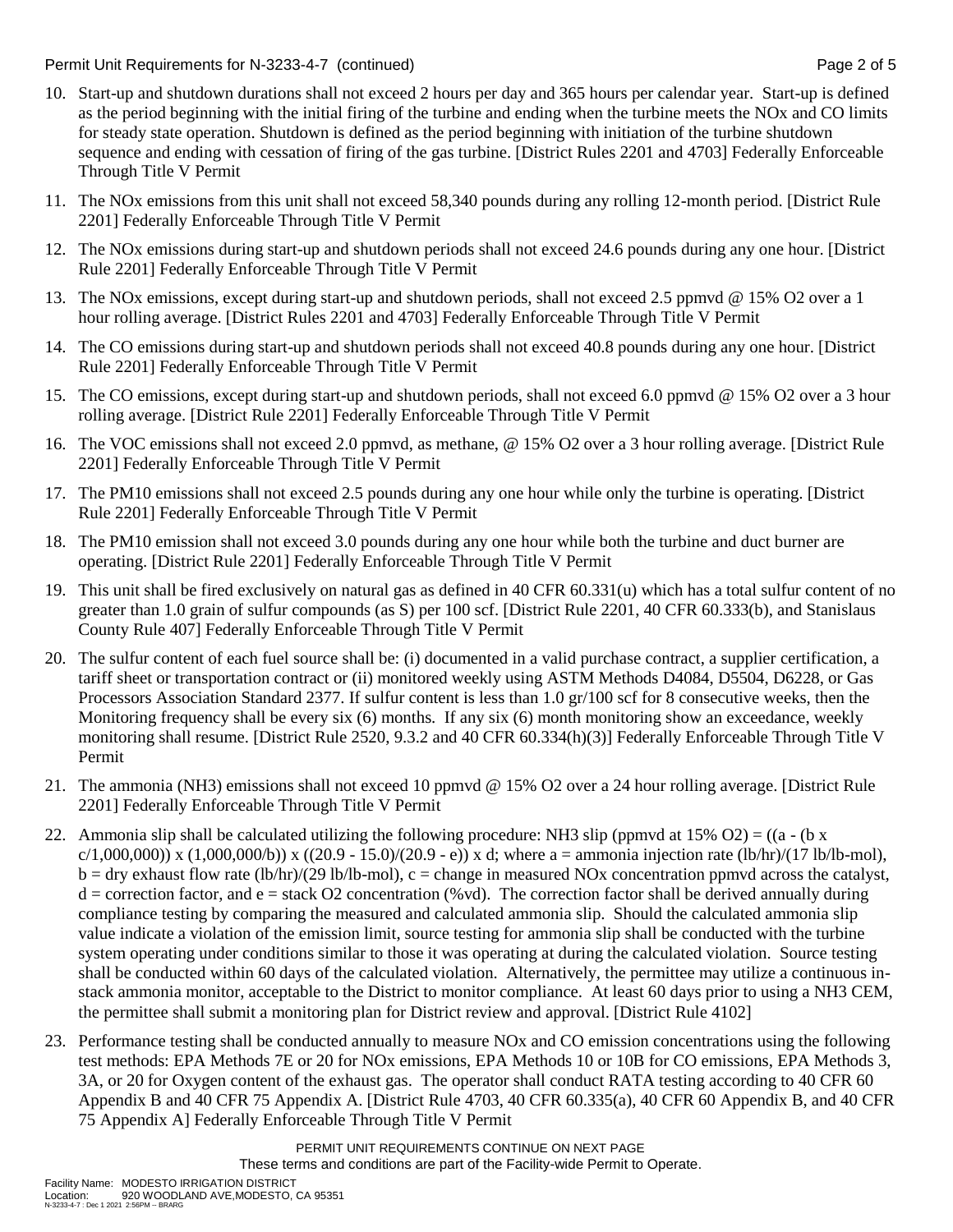10. Start-up and shutdown durations shall not exceed 2 hours per day and 365 hours per calendar year. Start-up is defined as the period beginning with the initial firing of the turbine and ending when the turbine meets the NOx and CO limits for steady state operation. Shutdown is defined as the period beginning with initiation of the turbine shutdown sequence and ending with cessation of firing of the gas turbine. [District Rules 2201 and 4703] Federally Enforceable Through Title V Permit

11. The NOx emissions from this unit shall not exceed 58,340 pounds during any rolling 12-month period. [District Rule 2201] Federally Enforceable Through Title V Permit

12. The NOx emissions during start-up and shutdown periods shall not exceed 24.6 pounds during any one hour. [District Rule 2201] Federally Enforceable Through Title V Permit

13. The NOx emissions, except during start-up and shutdown periods, shall not exceed 2.5 ppmvd @ 15% $O_2$ over a 1 hour rolling average. [District Rules 2201 and 4703] Federally Enforceable Through Title V Permit

14. The CO emissions during start-up and shutdown periods shall not exceed 40.8 pounds during any one hour. [District Rule 2201] Federally Enforceable Through Title V Permit

15. The CO emissions, except during start-up and shutdown periods, shall not exceed 6.0 ppmvd @ 15% $O_2$ over a 3 hour rolling average. [District Rule 2201] Federally Enforceable Through Title V Permit

16. The VOC emissions shall not exceed 2.0 ppmvd, as methane, @ 15% $O_2$ over a 3 hour rolling average. [District Rule 2201] Federally Enforceable Through Title V Permit

17. The PM10 emissions shall not exceed 2.5 pounds during any one hour while only the turbine is operating. [District Rule 2201] Federally Enforceable Through Title V Permit

18. The PM10 emission shall not exceed 3.0 pounds during any one hour while both the turbine and duct burner are operating. [District Rule 2201] Federally Enforceable Through Title V Permit

19. This unit shall be fired exclusively on natural gas as defined in 40 CFR 60.331(u) which has a total sulfur content of no greater than 1.0 grain of sulfur compounds (as S) per 100 scf. [District Rule 2201, 40 CFR 60.333(b), and Stanislaus County Rule 407] Federally Enforceable Through Title V Permit

20. The sulfur content of each fuel source shall be: (i) documented in a valid purchase contract, a supplier certification, a tariff sheet or transportation contract or (ii) monitored weekly using ASTM Methods D4084, D5504, D6228, or Gas Processors Association Standard 2377. If sulfur content is less than 1.0 gr/100 scf for 8 consecutive weeks, then the Monitoring frequency shall be every six (6) months. If any six (6) month monitoring show an exceedance, weekly monitoring shall resume. [District Rule 2520, 9.3.2 and 40 CFR 60.334(h)(3)] Federally Enforceable Through Title V Permit

21. The ammonia ($NH_3$) emissions shall not exceed 10 ppmvd @ 15% $O_2$ over a 24 hour rolling average. [District Rule 2201] Federally Enforceable Through Title V Permit

22. Ammonia slip shall be calculated utilizing the following procedure: $NH_3$ slip (ppmvd at 15% $O_2$) = $((a - (b \times c/1{,}000{,}000)) \times (1{,}000{,}000/b)) \times ((20.9 - 15.0)/(20.9 - e)) \times d$; where a = ammonia injection rate (lb/hr)/(17 lb/lb-mol), b = dry exhaust flow rate (lb/hr)/(29 lb/lb-mol), c = change in measured NOx concentration ppmvd across the catalyst, d = correction factor, and e = stack $O_2$ concentration (%vd). The correction factor shall be derived annually during compliance testing by comparing the measured and calculated ammonia slip. Should the calculated ammonia slip value indicate a violation of the emission limit, source testing for ammonia slip shall be conducted with the turbine system operating under conditions similar to those it was operating at during the calculated violation. Source testing shall be conducted within 60 days of the calculated violation. Alternatively, the permittee may utilize a continuous in-stack ammonia monitor, acceptable to the District to monitor compliance. At least 60 days prior to using a $NH_3$ CEM, the permittee shall submit a monitoring plan for District review and approval. [District Rule 4102]

23. Performance testing shall be conducted annually to measure NOx and CO emission concentrations using the following test methods: EPA Methods 7E or 20 for NOx emissions, EPA Methods 10 or 10B for CO emissions, EPA Methods 3, 3A, or 20 for Oxygen content of the exhaust gas. The operator shall conduct RATA testing according to 40 CFR 60 Appendix B and 40 CFR 75 Appendix A. [District Rule 4703, 40 CFR 60.335(a), 40 CFR 60 Appendix B, and 40 CFR 75 Appendix A] Federally Enforceable Through Title V Permit

PERMIT UNIT REQUIREMENTS CONTINUE ON NEXT PAGE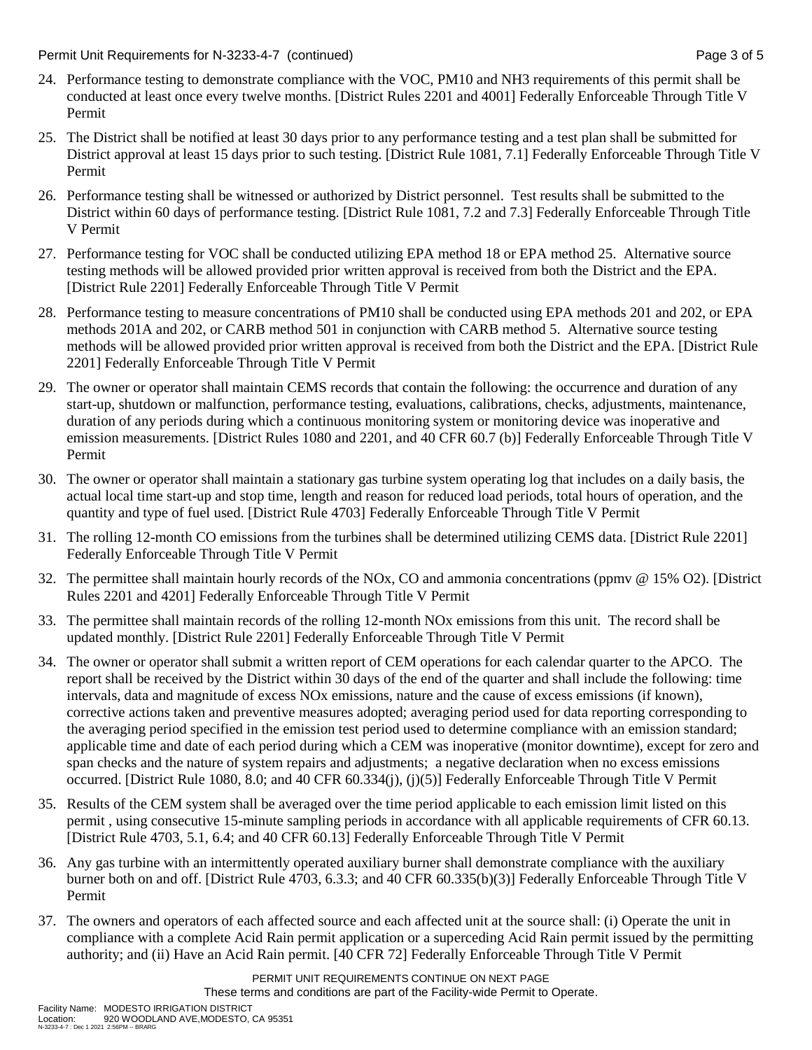24. Performance testing to demonstrate compliance with the VOC, PM10 and NH3 requirements of this permit shall be conducted at least once every twelve months. [District Rules 2201 and 4001] Federally Enforceable Through Title V Permit

25. The District shall be notified at least 30 days prior to any performance testing and a test plan shall be submitted for District approval at least 15 days prior to such testing. [District Rule 1081, 7.1] Federally Enforceable Through Title V Permit

26. Performance testing shall be witnessed or authorized by District personnel. Test results shall be submitted to the District within 60 days of performance testing. [District Rule 1081, 7.2 and 7.3] Federally Enforceable Through Title V Permit

27. Performance testing for VOC shall be conducted utilizing EPA method 18 or EPA method 25. Alternative source testing methods will be allowed provided prior written approval is received from both the District and the EPA. [District Rule 2201] Federally Enforceable Through Title V Permit

28. Performance testing to measure concentrations of PM10 shall be conducted using EPA methods 201 and 202, or EPA methods 201A and 202, or CARB method 501 in conjunction with CARB method 5. Alternative source testing methods will be allowed provided prior written approval is received from both the District and the EPA. [District Rule 2201] Federally Enforceable Through Title V Permit

29. The owner or operator shall maintain CEMS records that contain the following: the occurrence and duration of any start-up, shutdown or malfunction, performance testing, evaluations, calibrations, checks, adjustments, maintenance, duration of any periods during which a continuous monitoring system or monitoring device was inoperative and emission measurements. [District Rules 1080 and 2201, and 40 CFR 60.7 (b)] Federally Enforceable Through Title V Permit

30. The owner or operator shall maintain a stationary gas turbine system operating log that includes on a daily basis, the actual local time start-up and stop time, length and reason for reduced load periods, total hours of operation, and the quantity and type of fuel used. [District Rule 4703] Federally Enforceable Through Title V Permit

31. The rolling 12-month CO emissions from the turbines shall be determined utilizing CEMS data. [District Rule 2201] Federally Enforceable Through Title V Permit

32. The permittee shall maintain hourly records of the NOx, CO and ammonia concentrations (ppmv @ 15% O2). [District Rules 2201 and 4201] Federally Enforceable Through Title V Permit

33. The permittee shall maintain records of the rolling 12-month NOx emissions from this unit. The record shall be updated monthly. [District Rule 2201] Federally Enforceable Through Title V Permit

34. The owner or operator shall submit a written report of CEM operations for each calendar quarter to the APCO. The report shall be received by the District within 30 days of the end of the quarter and shall include the following: time intervals, data and magnitude of excess NOx emissions, nature and the cause of excess emissions (if known), corrective actions taken and preventive measures adopted; averaging period used for data reporting corresponding to the averaging period specified in the emission test period used to determine compliance with an emission standard; applicable time and date of each period during which a CEM was inoperative (monitor downtime), except for zero and span checks and the nature of system repairs and adjustments; a negative declaration when no excess emissions occurred. [District Rule 1080, 8.0; and 40 CFR 60.334(j), (j)(5)] Federally Enforceable Through Title V Permit

35. Results of the CEM system shall be averaged over the time period applicable to each emission limit listed on this permit , using consecutive 15-minute sampling periods in accordance with all applicable requirements of CFR 60.13. [District Rule 4703, 5.1, 6.4; and 40 CFR 60.13] Federally Enforceable Through Title V Permit

36. Any gas turbine with an intermittently operated auxiliary burner shall demonstrate compliance with the auxiliary burner both on and off. [District Rule 4703, 6.3.3; and 40 CFR 60.335(b)(3)] Federally Enforceable Through Title V Permit

37. The owners and operators of each affected source and each affected unit at the source shall: (i) Operate the unit in compliance with a complete Acid Rain permit application or a superceding Acid Rain permit issued by the permitting authority; and (ii) Have an Acid Rain permit. [40 CFR 72] Federally Enforceable Through Title V Permit

PERMIT UNIT REQUIREMENTS CONTINUE ON NEXT PAGE

These terms and conditions are part of the Facility-wide Permit to Operate.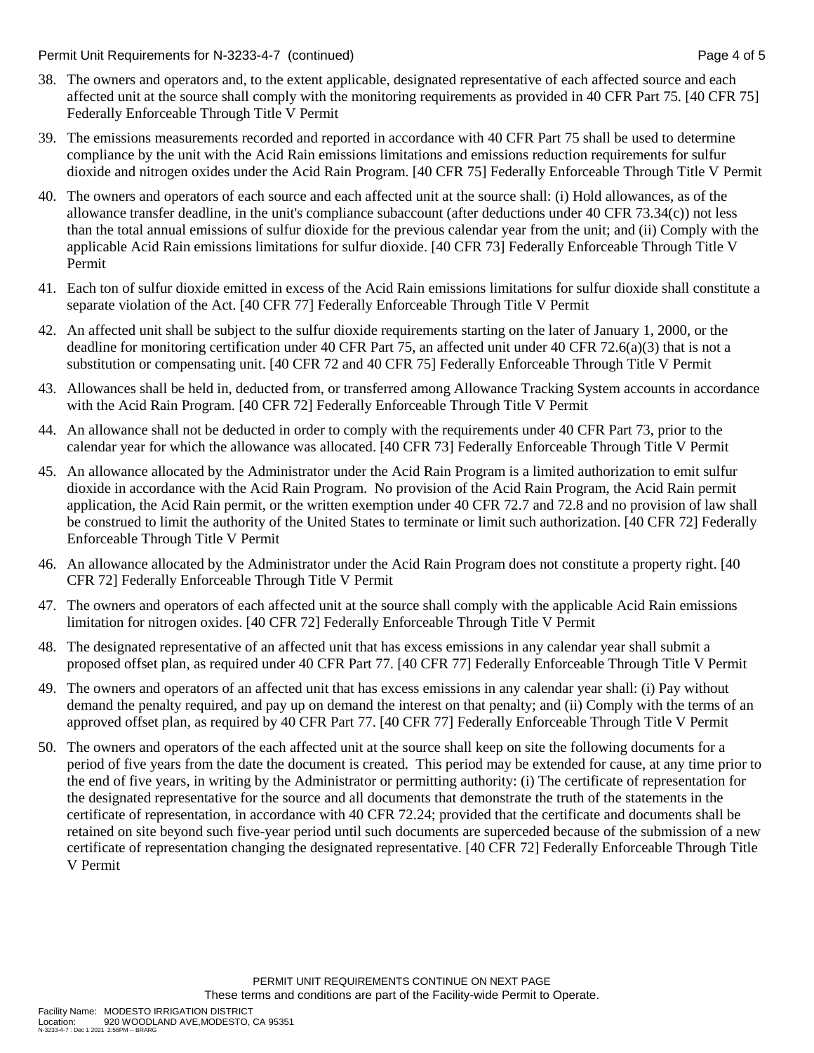38. The owners and operators and, to the extent applicable, designated representative of each affected source and each affected unit at the source shall comply with the monitoring requirements as provided in 40 CFR Part 75. [40 CFR 75] Federally Enforceable Through Title V Permit

39. The emissions measurements recorded and reported in accordance with 40 CFR Part 75 shall be used to determine compliance by the unit with the Acid Rain emissions limitations and emissions reduction requirements for sulfur dioxide and nitrogen oxides under the Acid Rain Program. [40 CFR 75] Federally Enforceable Through Title V Permit

40. The owners and operators of each source and each affected unit at the source shall: (i) Hold allowances, as of the allowance transfer deadline, in the unit's compliance subaccount (after deductions under 40 CFR 73.34(c)) not less than the total annual emissions of sulfur dioxide for the previous calendar year from the unit; and (ii) Comply with the applicable Acid Rain emissions limitations for sulfur dioxide. [40 CFR 73] Federally Enforceable Through Title V Permit

41. Each ton of sulfur dioxide emitted in excess of the Acid Rain emissions limitations for sulfur dioxide shall constitute a separate violation of the Act. [40 CFR 77] Federally Enforceable Through Title V Permit

42. An affected unit shall be subject to the sulfur dioxide requirements starting on the later of January 1, 2000, or the deadline for monitoring certification under 40 CFR Part 75, an affected unit under 40 CFR 72.6(a)(3) that is not a substitution or compensating unit. [40 CFR 72 and 40 CFR 75] Federally Enforceable Through Title V Permit

43. Allowances shall be held in, deducted from, or transferred among Allowance Tracking System accounts in accordance with the Acid Rain Program. [40 CFR 72] Federally Enforceable Through Title V Permit

44. An allowance shall not be deducted in order to comply with the requirements under 40 CFR Part 73, prior to the calendar year for which the allowance was allocated. [40 CFR 73] Federally Enforceable Through Title V Permit

45. An allowance allocated by the Administrator under the Acid Rain Program is a limited authorization to emit sulfur dioxide in accordance with the Acid Rain Program. No provision of the Acid Rain Program, the Acid Rain permit application, the Acid Rain permit, or the written exemption under 40 CFR 72.7 and 72.8 and no provision of law shall be construed to limit the authority of the United States to terminate or limit such authorization. [40 CFR 72] Federally Enforceable Through Title V Permit

46. An allowance allocated by the Administrator under the Acid Rain Program does not constitute a property right. [40 CFR 72] Federally Enforceable Through Title V Permit

47. The owners and operators of each affected unit at the source shall comply with the applicable Acid Rain emissions limitation for nitrogen oxides. [40 CFR 72] Federally Enforceable Through Title V Permit

48. The designated representative of an affected unit that has excess emissions in any calendar year shall submit a proposed offset plan, as required under 40 CFR Part 77. [40 CFR 77] Federally Enforceable Through Title V Permit

49. The owners and operators of an affected unit that has excess emissions in any calendar year shall: (i) Pay without demand the penalty required, and pay up on demand the interest on that penalty; and (ii) Comply with the terms of an approved offset plan, as required by 40 CFR Part 77. [40 CFR 77] Federally Enforceable Through Title V Permit

50. The owners and operators of the each affected unit at the source shall keep on site the following documents for a period of five years from the date the document is created. This period may be extended for cause, at any time prior to the end of five years, in writing by the Administrator or permitting authority: (i) The certificate of representation for the designated representative for the source and all documents that demonstrate the truth of the statements in the certificate of representation, in accordance with 40 CFR 72.24; provided that the certificate and documents shall be retained on site beyond such five-year period until such documents are superceded because of the submission of a new certificate of representation changing the designated representative. [40 CFR 72] Federally Enforceable Through Title V Permit

PERMIT UNIT REQUIREMENTS CONTINUE ON NEXT PAGE
These terms and conditions are part of the Facility-wide Permit to Operate.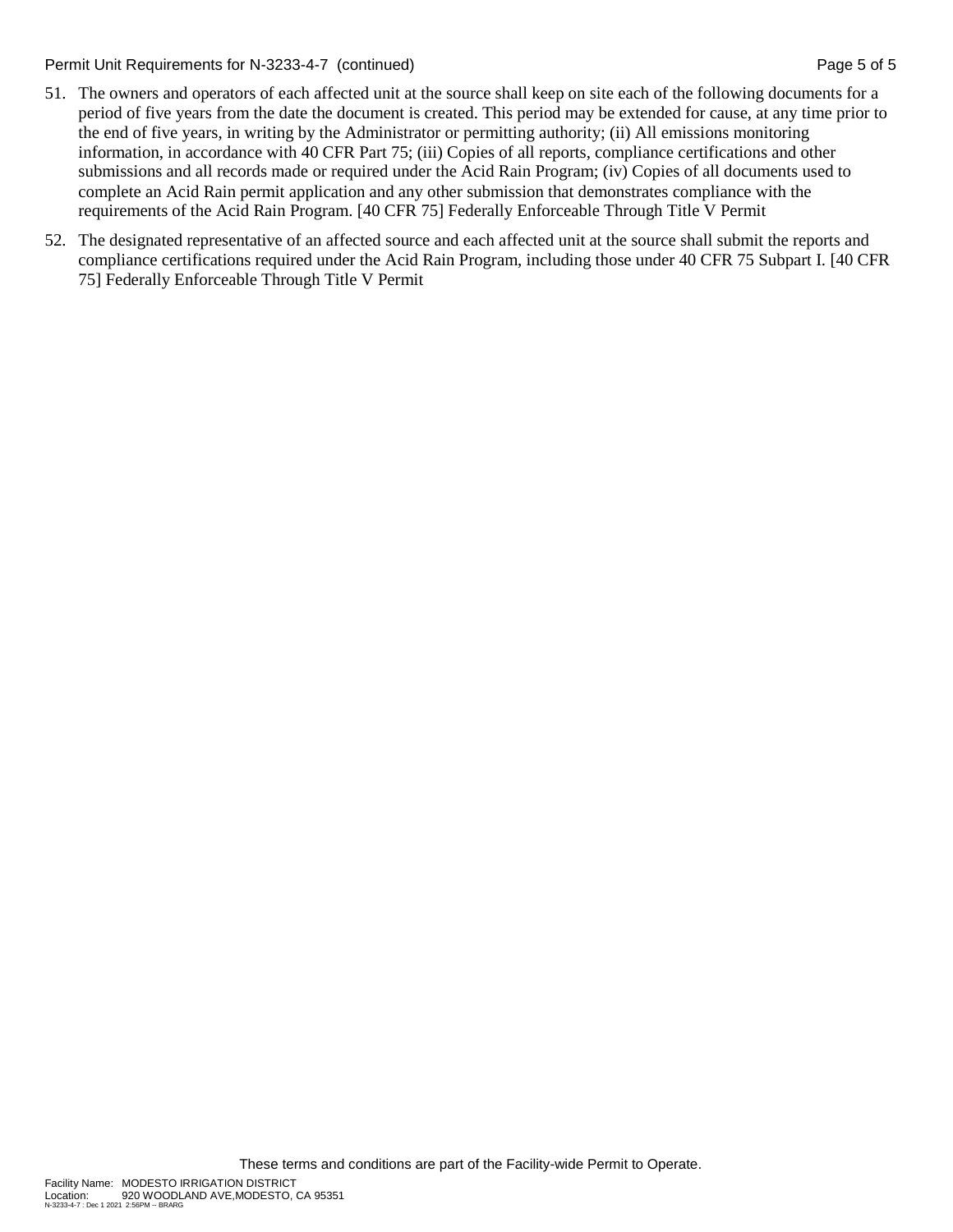51. The owners and operators of each affected unit at the source shall keep on site each of the following documents for a period of five years from the date the document is created. This period may be extended for cause, at any time prior to the end of five years, in writing by the Administrator or permitting authority; (ii) All emissions monitoring information, in accordance with 40 CFR Part 75; (iii) Copies of all reports, compliance certifications and other submissions and all records made or required under the Acid Rain Program; (iv) Copies of all documents used to complete an Acid Rain permit application and any other submission that demonstrates compliance with the requirements of the Acid Rain Program. [40 CFR 75] Federally Enforceable Through Title V Permit

52. The designated representative of an affected source and each affected unit at the source shall submit the reports and compliance certifications required under the Acid Rain Program, including those under 40 CFR 75 Subpart I. [40 CFR 75] Federally Enforceable Through Title V Permit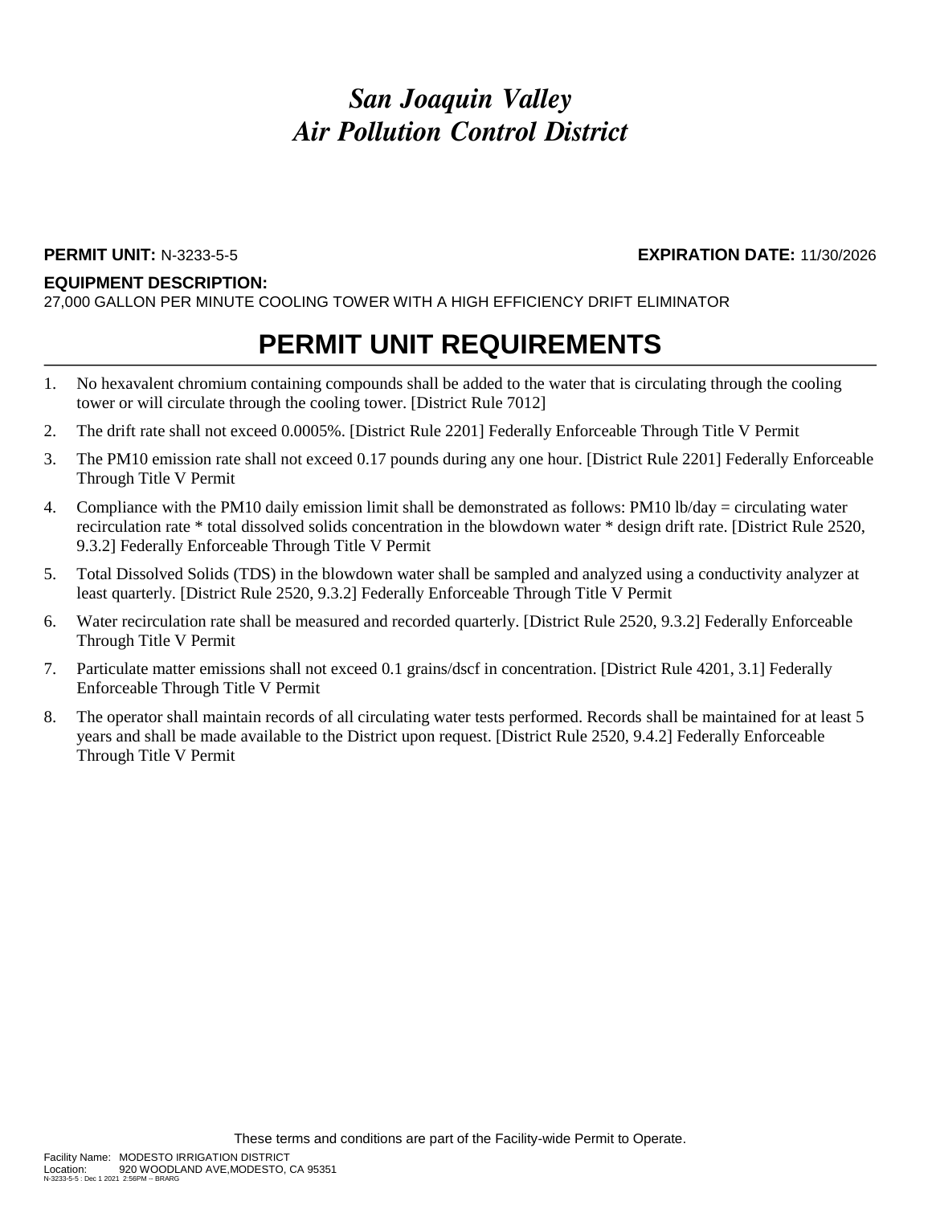# *San Joaquin Valley Air Pollution Control District*

**PERMIT UNIT:** N-3233-5-5 **EXPIRATION DATE:** 11/30/2026

**EQUIPMENT DESCRIPTION:**
27,000 GALLON PER MINUTE COOLING TOWER WITH A HIGH EFFICIENCY DRIFT ELIMINATOR

## PERMIT UNIT REQUIREMENTS

1. No hexavalent chromium containing compounds shall be added to the water that is circulating through the cooling tower or will circulate through the cooling tower. [District Rule 7012]
2. The drift rate shall not exceed 0.0005%. [District Rule 2201] Federally Enforceable Through Title V Permit
3. The PM10 emission rate shall not exceed 0.17 pounds during any one hour. [District Rule 2201] Federally Enforceable Through Title V Permit
4. Compliance with the PM10 daily emission limit shall be demonstrated as follows: PM10 lb/day = circulating water recirculation rate * total dissolved solids concentration in the blowdown water * design drift rate. [District Rule 2520, 9.3.2] Federally Enforceable Through Title V Permit
5. Total Dissolved Solids (TDS) in the blowdown water shall be sampled and analyzed using a conductivity analyzer at least quarterly. [District Rule 2520, 9.3.2] Federally Enforceable Through Title V Permit
6. Water recirculation rate shall be measured and recorded quarterly. [District Rule 2520, 9.3.2] Federally Enforceable Through Title V Permit
7. Particulate matter emissions shall not exceed 0.1 grains/dscf in concentration. [District Rule 4201, 3.1] Federally Enforceable Through Title V Permit
8. The operator shall maintain records of all circulating water tests performed. Records shall be maintained for at least 5 years and shall be made available to the District upon request. [District Rule 2520, 9.4.2] Federally Enforceable Through Title V Permit

These terms and conditions are part of the Facility-wide Permit to Operate.

Facility Name: MODESTO IRRIGATION DISTRICT
Location: 920 WOODLAND AVE,MODESTO, CA 95351
N-3233-5-5 : Dec 1 2021 2:56PM -- BRARG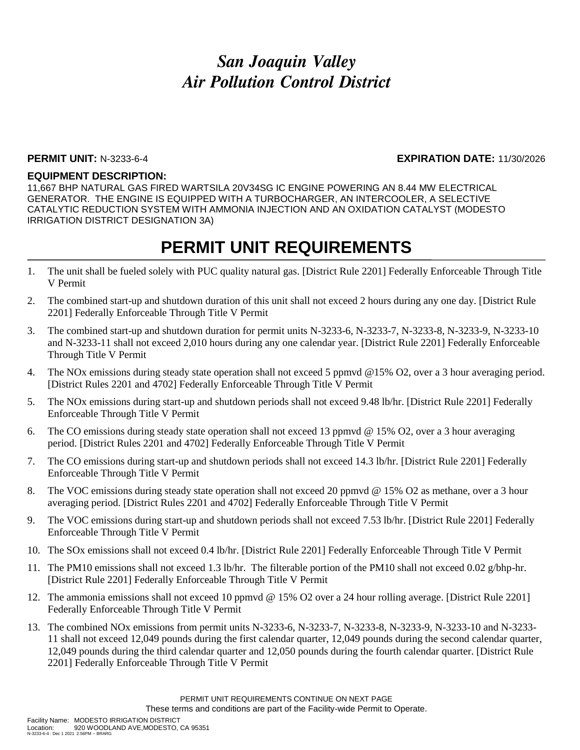# *San Joaquin Valley Air Pollution Control District*

**PERMIT UNIT:** N-3233-6-4 **EXPIRATION DATE:** 11/30/2026

**EQUIPMENT DESCRIPTION:**

11,667 BHP NATURAL GAS FIRED WARTSILA 20V34SG IC ENGINE POWERING AN 8.44 MW ELECTRICAL GENERATOR. THE ENGINE IS EQUIPPED WITH A TURBOCHARGER, AN INTERCOOLER, A SELECTIVE CATALYTIC REDUCTION SYSTEM WITH AMMONIA INJECTION AND AN OXIDATION CATALYST (MODESTO IRRIGATION DISTRICT DESIGNATION 3A)

## PERMIT UNIT REQUIREMENTS

1. The unit shall be fueled solely with PUC quality natural gas. [District Rule 2201] Federally Enforceable Through Title V Permit
2. The combined start-up and shutdown duration of this unit shall not exceed 2 hours during any one day. [District Rule 2201] Federally Enforceable Through Title V Permit
3. The combined start-up and shutdown duration for permit units N-3233-6, N-3233-7, N-3233-8, N-3233-9, N-3233-10 and N-3233-11 shall not exceed 2,010 hours during any one calendar year. [District Rule 2201] Federally Enforceable Through Title V Permit
4. The NOx emissions during steady state operation shall not exceed 5 ppmvd @15% $O_2$, over a 3 hour averaging period. [District Rules 2201 and 4702] Federally Enforceable Through Title V Permit
5. The NOx emissions during start-up and shutdown periods shall not exceed 9.48 lb/hr. [District Rule 2201] Federally Enforceable Through Title V Permit
6. The CO emissions during steady state operation shall not exceed 13 ppmvd @ 15% $O_2$, over a 3 hour averaging period. [District Rules 2201 and 4702] Federally Enforceable Through Title V Permit
7. The CO emissions during start-up and shutdown periods shall not exceed 14.3 lb/hr. [District Rule 2201] Federally Enforceable Through Title V Permit
8. The VOC emissions during steady state operation shall not exceed 20 ppmvd @ 15% $O_2$ as methane, over a 3 hour averaging period. [District Rules 2201 and 4702] Federally Enforceable Through Title V Permit
9. The VOC emissions during start-up and shutdown periods shall not exceed 7.53 lb/hr. [District Rule 2201] Federally Enforceable Through Title V Permit
10. The SOx emissions shall not exceed 0.4 lb/hr. [District Rule 2201] Federally Enforceable Through Title V Permit
11. The PM10 emissions shall not exceed 1.3 lb/hr. The filterable portion of the PM10 shall not exceed 0.02 g/bhp-hr. [District Rule 2201] Federally Enforceable Through Title V Permit
12. The ammonia emissions shall not exceed 10 ppmvd @ 15% $O_2$ over a 24 hour rolling average. [District Rule 2201] Federally Enforceable Through Title V Permit
13. The combined NOx emissions from permit units N-3233-6, N-3233-7, N-3233-8, N-3233-9, N-3233-10 and N-3233-11 shall not exceed 12,049 pounds during the first calendar quarter, 12,049 pounds during the second calendar quarter, 12,049 pounds during the third calendar quarter and 12,050 pounds during the fourth calendar quarter. [District Rule 2201] Federally Enforceable Through Title V Permit

PERMIT UNIT REQUIREMENTS CONTINUE ON NEXT PAGE

These terms and conditions are part of the Facility-wide Permit to Operate.

Facility Name: MODESTO IRRIGATION DISTRICT
Location: 920 WOODLAND AVE,MODESTO, CA 95351
N-3233-6-4 : Dec 1 2021 2:56PM -- BRARG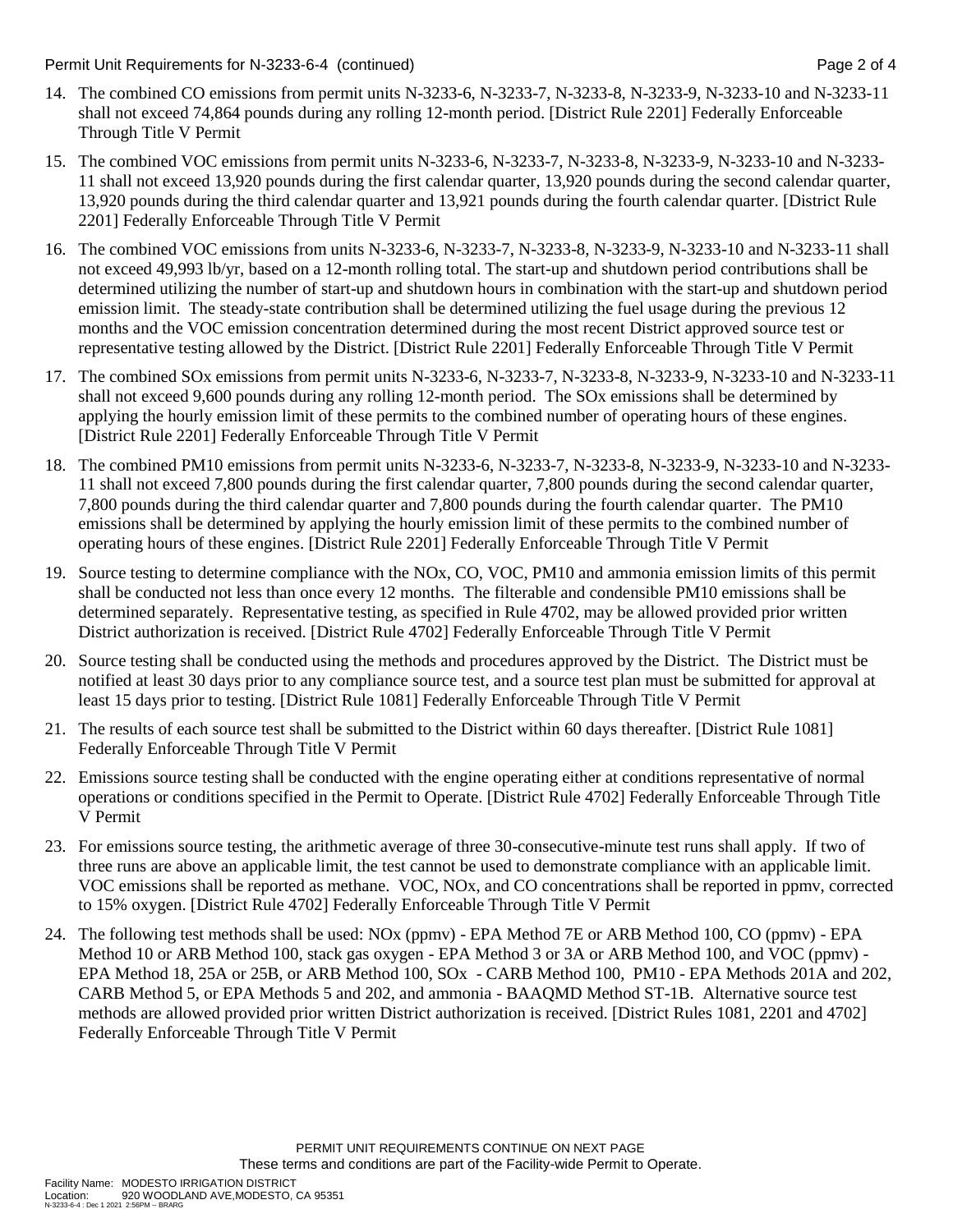14. The combined CO emissions from permit units N-3233-6, N-3233-7, N-3233-8, N-3233-9, N-3233-10 and N-3233-11 shall not exceed 74,864 pounds during any rolling 12-month period. [District Rule 2201] Federally Enforceable Through Title V Permit

15. The combined VOC emissions from permit units N-3233-6, N-3233-7, N-3233-8, N-3233-9, N-3233-10 and N-3233-11 shall not exceed 13,920 pounds during the first calendar quarter, 13,920 pounds during the second calendar quarter, 13,920 pounds during the third calendar quarter and 13,921 pounds during the fourth calendar quarter. [District Rule 2201] Federally Enforceable Through Title V Permit

16. The combined VOC emissions from units N-3233-6, N-3233-7, N-3233-8, N-3233-9, N-3233-10 and N-3233-11 shall not exceed 49,993 lb/yr, based on a 12-month rolling total. The start-up and shutdown period contributions shall be determined utilizing the number of start-up and shutdown hours in combination with the start-up and shutdown period emission limit. The steady-state contribution shall be determined utilizing the fuel usage during the previous 12 months and the VOC emission concentration determined during the most recent District approved source test or representative testing allowed by the District. [District Rule 2201] Federally Enforceable Through Title V Permit

17. The combined SOx emissions from permit units N-3233-6, N-3233-7, N-3233-8, N-3233-9, N-3233-10 and N-3233-11 shall not exceed 9,600 pounds during any rolling 12-month period. The SOx emissions shall be determined by applying the hourly emission limit of these permits to the combined number of operating hours of these engines. [District Rule 2201] Federally Enforceable Through Title V Permit

18. The combined PM10 emissions from permit units N-3233-6, N-3233-7, N-3233-8, N-3233-9, N-3233-10 and N-3233-11 shall not exceed 7,800 pounds during the first calendar quarter, 7,800 pounds during the second calendar quarter, 7,800 pounds during the third calendar quarter and 7,800 pounds during the fourth calendar quarter. The PM10 emissions shall be determined by applying the hourly emission limit of these permits to the combined number of operating hours of these engines. [District Rule 2201] Federally Enforceable Through Title V Permit

19. Source testing to determine compliance with the NOx, CO, VOC, PM10 and ammonia emission limits of this permit shall be conducted not less than once every 12 months. The filterable and condensible PM10 emissions shall be determined separately. Representative testing, as specified in Rule 4702, may be allowed provided prior written District authorization is received. [District Rule 4702] Federally Enforceable Through Title V Permit

20. Source testing shall be conducted using the methods and procedures approved by the District. The District must be notified at least 30 days prior to any compliance source test, and a source test plan must be submitted for approval at least 15 days prior to testing. [District Rule 1081] Federally Enforceable Through Title V Permit

21. The results of each source test shall be submitted to the District within 60 days thereafter. [District Rule 1081] Federally Enforceable Through Title V Permit

22. Emissions source testing shall be conducted with the engine operating either at conditions representative of normal operations or conditions specified in the Permit to Operate. [District Rule 4702] Federally Enforceable Through Title V Permit

23. For emissions source testing, the arithmetic average of three 30-consecutive-minute test runs shall apply. If two of three runs are above an applicable limit, the test cannot be used to demonstrate compliance with an applicable limit. VOC emissions shall be reported as methane. VOC, NOx, and CO concentrations shall be reported in ppmv, corrected to 15% oxygen. [District Rule 4702] Federally Enforceable Through Title V Permit

24. The following test methods shall be used: NOx (ppmv) - EPA Method 7E or ARB Method 100, CO (ppmv) - EPA Method 10 or ARB Method 100, stack gas oxygen - EPA Method 3 or 3A or ARB Method 100, and VOC (ppmv) - EPA Method 18, 25A or 25B, or ARB Method 100, SOx - CARB Method 100, PM10 - EPA Methods 201A and 202, CARB Method 5, or EPA Methods 5 and 202, and ammonia - BAAQMD Method ST-1B. Alternative source test methods are allowed provided prior written District authorization is received. [District Rules 1081, 2201 and 4702] Federally Enforceable Through Title V Permit

PERMIT UNIT REQUIREMENTS CONTINUE ON NEXT PAGE
These terms and conditions are part of the Facility-wide Permit to Operate.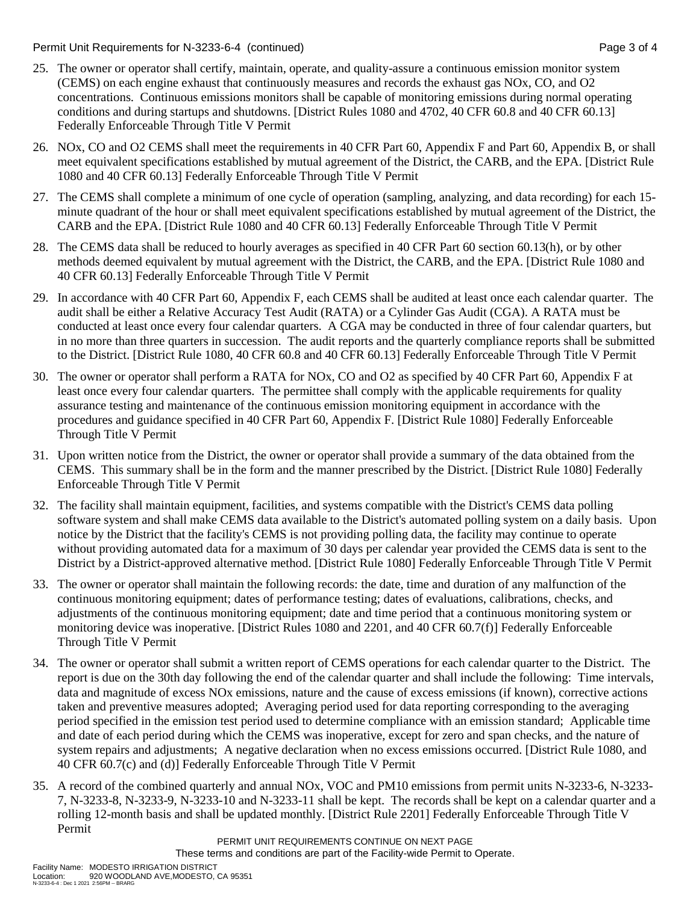25. The owner or operator shall certify, maintain, operate, and quality-assure a continuous emission monitor system (CEMS) on each engine exhaust that continuously measures and records the exhaust gas NOx, CO, and O2 concentrations. Continuous emissions monitors shall be capable of monitoring emissions during normal operating conditions and during startups and shutdowns. [District Rules 1080 and 4702, 40 CFR 60.8 and 40 CFR 60.13] Federally Enforceable Through Title V Permit

26. NOx, CO and O2 CEMS shall meet the requirements in 40 CFR Part 60, Appendix F and Part 60, Appendix B, or shall meet equivalent specifications established by mutual agreement of the District, the CARB, and the EPA. [District Rule 1080 and 40 CFR 60.13] Federally Enforceable Through Title V Permit

27. The CEMS shall complete a minimum of one cycle of operation (sampling, analyzing, and data recording) for each 15-minute quadrant of the hour or shall meet equivalent specifications established by mutual agreement of the District, the CARB and the EPA. [District Rule 1080 and 40 CFR 60.13] Federally Enforceable Through Title V Permit

28. The CEMS data shall be reduced to hourly averages as specified in 40 CFR Part 60 section 60.13(h), or by other methods deemed equivalent by mutual agreement with the District, the CARB, and the EPA. [District Rule 1080 and 40 CFR 60.13] Federally Enforceable Through Title V Permit

29. In accordance with 40 CFR Part 60, Appendix F, each CEMS shall be audited at least once each calendar quarter. The audit shall be either a Relative Accuracy Test Audit (RATA) or a Cylinder Gas Audit (CGA). A RATA must be conducted at least once every four calendar quarters. A CGA may be conducted in three of four calendar quarters, but in no more than three quarters in succession. The audit reports and the quarterly compliance reports shall be submitted to the District. [District Rule 1080, 40 CFR 60.8 and 40 CFR 60.13] Federally Enforceable Through Title V Permit

30. The owner or operator shall perform a RATA for NOx, CO and O2 as specified by 40 CFR Part 60, Appendix F at least once every four calendar quarters. The permittee shall comply with the applicable requirements for quality assurance testing and maintenance of the continuous emission monitoring equipment in accordance with the procedures and guidance specified in 40 CFR Part 60, Appendix F. [District Rule 1080] Federally Enforceable Through Title V Permit

31. Upon written notice from the District, the owner or operator shall provide a summary of the data obtained from the CEMS. This summary shall be in the form and the manner prescribed by the District. [District Rule 1080] Federally Enforceable Through Title V Permit

32. The facility shall maintain equipment, facilities, and systems compatible with the District's CEMS data polling software system and shall make CEMS data available to the District's automated polling system on a daily basis. Upon notice by the District that the facility's CEMS is not providing polling data, the facility may continue to operate without providing automated data for a maximum of 30 days per calendar year provided the CEMS data is sent to the District by a District-approved alternative method. [District Rule 1080] Federally Enforceable Through Title V Permit

33. The owner or operator shall maintain the following records: the date, time and duration of any malfunction of the continuous monitoring equipment; dates of performance testing; dates of evaluations, calibrations, checks, and adjustments of the continuous monitoring equipment; date and time period that a continuous monitoring system or monitoring device was inoperative. [District Rules 1080 and 2201, and 40 CFR 60.7(f)] Federally Enforceable Through Title V Permit

34. The owner or operator shall submit a written report of CEMS operations for each calendar quarter to the District. The report is due on the 30th day following the end of the calendar quarter and shall include the following: Time intervals, data and magnitude of excess NOx emissions, nature and the cause of excess emissions (if known), corrective actions taken and preventive measures adopted; Averaging period used for data reporting corresponding to the averaging period specified in the emission test period used to determine compliance with an emission standard; Applicable time and date of each period during which the CEMS was inoperative, except for zero and span checks, and the nature of system repairs and adjustments; A negative declaration when no excess emissions occurred. [District Rule 1080, and 40 CFR 60.7(c) and (d)] Federally Enforceable Through Title V Permit

35. A record of the combined quarterly and annual NOx, VOC and PM10 emissions from permit units N-3233-6, N-3233-7, N-3233-8, N-3233-9, N-3233-10 and N-3233-11 shall be kept. The records shall be kept on a calendar quarter and a rolling 12-month basis and shall be updated monthly. [District Rule 2201] Federally Enforceable Through Title V Permit

PERMIT UNIT REQUIREMENTS CONTINUE ON NEXT PAGE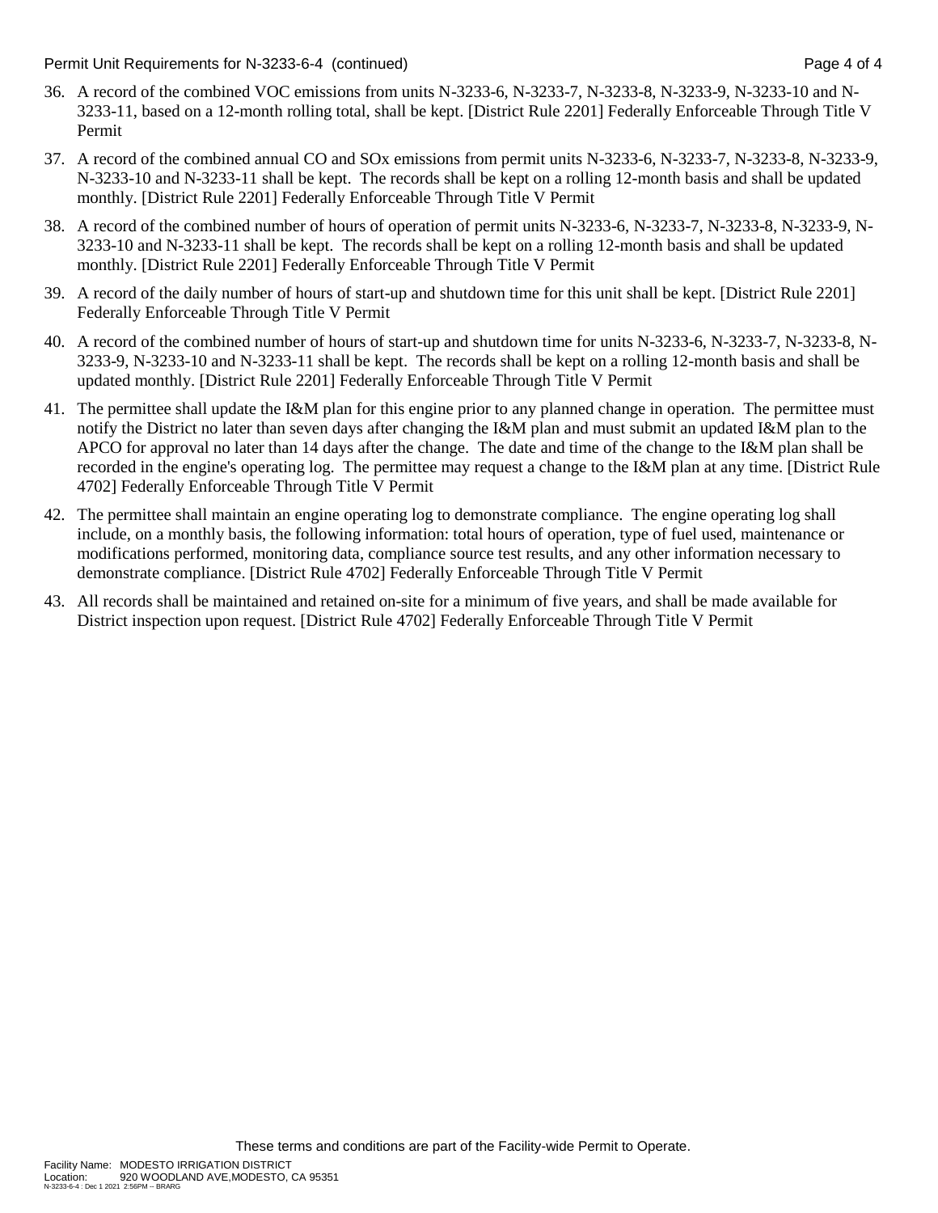36. A record of the combined VOC emissions from units N-3233-6, N-3233-7, N-3233-8, N-3233-9, N-3233-10 and N-3233-11, based on a 12-month rolling total, shall be kept. [District Rule 2201] Federally Enforceable Through Title V Permit

37. A record of the combined annual CO and SOx emissions from permit units N-3233-6, N-3233-7, N-3233-8, N-3233-9, N-3233-10 and N-3233-11 shall be kept. The records shall be kept on a rolling 12-month basis and shall be updated monthly. [District Rule 2201] Federally Enforceable Through Title V Permit

38. A record of the combined number of hours of operation of permit units N-3233-6, N-3233-7, N-3233-8, N-3233-9, N-3233-10 and N-3233-11 shall be kept. The records shall be kept on a rolling 12-month basis and shall be updated monthly. [District Rule 2201] Federally Enforceable Through Title V Permit

39. A record of the daily number of hours of start-up and shutdown time for this unit shall be kept. [District Rule 2201] Federally Enforceable Through Title V Permit

40. A record of the combined number of hours of start-up and shutdown time for units N-3233-6, N-3233-7, N-3233-8, N-3233-9, N-3233-10 and N-3233-11 shall be kept. The records shall be kept on a rolling 12-month basis and shall be updated monthly. [District Rule 2201] Federally Enforceable Through Title V Permit

41. The permittee shall update the I&M plan for this engine prior to any planned change in operation. The permittee must notify the District no later than seven days after changing the I&M plan and must submit an updated I&M plan to the APCO for approval no later than 14 days after the change. The date and time of the change to the I&M plan shall be recorded in the engine's operating log. The permittee may request a change to the I&M plan at any time. [District Rule 4702] Federally Enforceable Through Title V Permit

42. The permittee shall maintain an engine operating log to demonstrate compliance. The engine operating log shall include, on a monthly basis, the following information: total hours of operation, type of fuel used, maintenance or modifications performed, monitoring data, compliance source test results, and any other information necessary to demonstrate compliance. [District Rule 4702] Federally Enforceable Through Title V Permit

43. All records shall be maintained and retained on-site for a minimum of five years, and shall be made available for District inspection upon request. [District Rule 4702] Federally Enforceable Through Title V Permit

These terms and conditions are part of the Facility-wide Permit to Operate.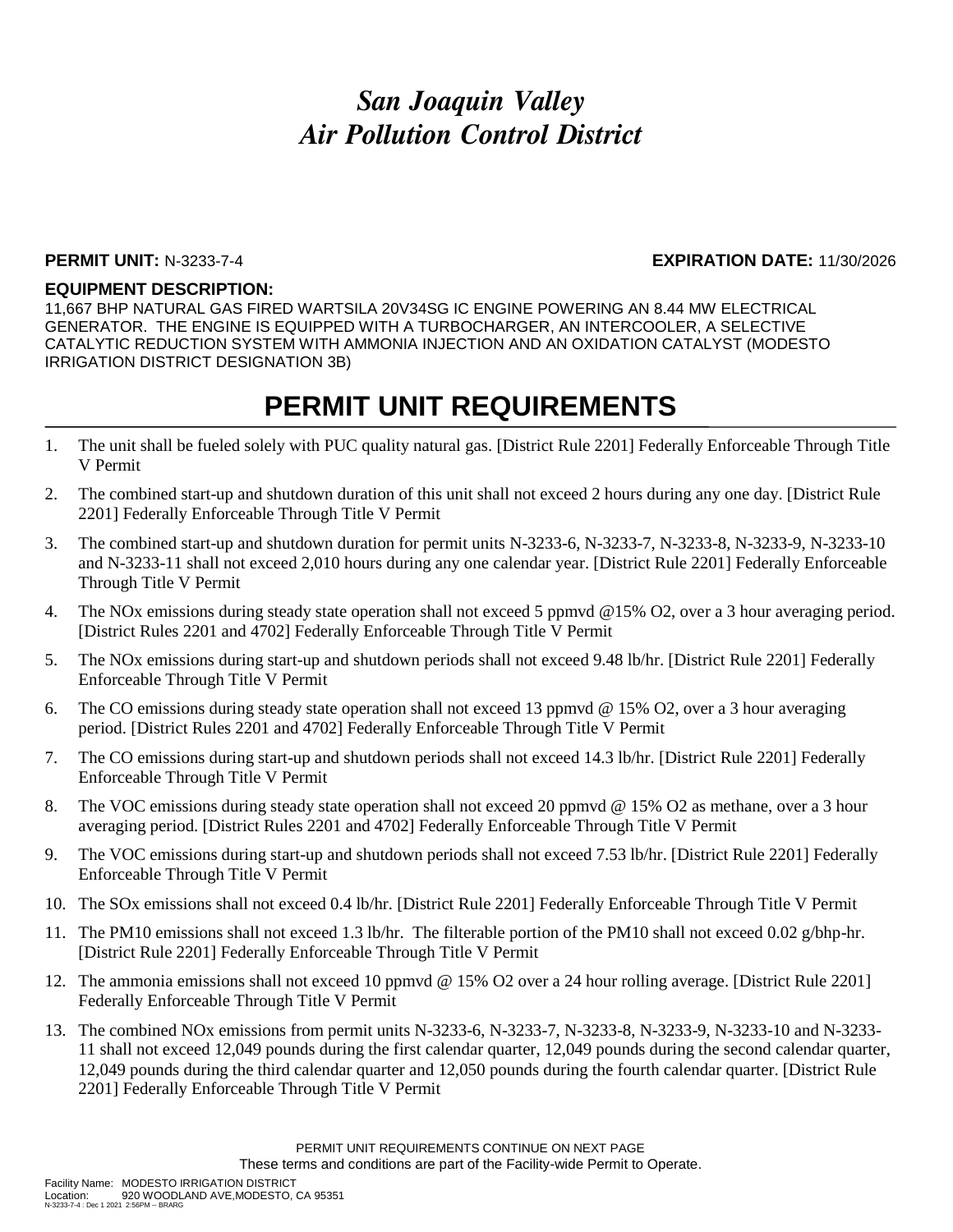# *San Joaquin Valley Air Pollution Control District*

**PERMIT UNIT:** N-3233-7-4 **EXPIRATION DATE:** 11/30/2026

**EQUIPMENT DESCRIPTION:**

11,667 BHP NATURAL GAS FIRED WARTSILA 20V34SG IC ENGINE POWERING AN 8.44 MW ELECTRICAL GENERATOR. THE ENGINE IS EQUIPPED WITH A TURBOCHARGER, AN INTERCOOLER, A SELECTIVE CATALYTIC REDUCTION SYSTEM WITH AMMONIA INJECTION AND AN OXIDATION CATALYST (MODESTO IRRIGATION DISTRICT DESIGNATION 3B)

# PERMIT UNIT REQUIREMENTS

1. The unit shall be fueled solely with PUC quality natural gas. [District Rule 2201] Federally Enforceable Through Title V Permit
2. The combined start-up and shutdown duration of this unit shall not exceed 2 hours during any one day. [District Rule 2201] Federally Enforceable Through Title V Permit
3. The combined start-up and shutdown duration for permit units N-3233-6, N-3233-7, N-3233-8, N-3233-9, N-3233-10 and N-3233-11 shall not exceed 2,010 hours during any one calendar year. [District Rule 2201] Federally Enforceable Through Title V Permit
4. The NOx emissions during steady state operation shall not exceed 5 ppmvd @15% O2, over a 3 hour averaging period. [District Rules 2201 and 4702] Federally Enforceable Through Title V Permit
5. The NOx emissions during start-up and shutdown periods shall not exceed 9.48 lb/hr. [District Rule 2201] Federally Enforceable Through Title V Permit
6. The CO emissions during steady state operation shall not exceed 13 ppmvd @ 15% O2, over a 3 hour averaging period. [District Rules 2201 and 4702] Federally Enforceable Through Title V Permit
7. The CO emissions during start-up and shutdown periods shall not exceed 14.3 lb/hr. [District Rule 2201] Federally Enforceable Through Title V Permit
8. The VOC emissions during steady state operation shall not exceed 20 ppmvd @ 15% O2 as methane, over a 3 hour averaging period. [District Rules 2201 and 4702] Federally Enforceable Through Title V Permit
9. The VOC emissions during start-up and shutdown periods shall not exceed 7.53 lb/hr. [District Rule 2201] Federally Enforceable Through Title V Permit
10. The SOx emissions shall not exceed 0.4 lb/hr. [District Rule 2201] Federally Enforceable Through Title V Permit
11. The PM10 emissions shall not exceed 1.3 lb/hr. The filterable portion of the PM10 shall not exceed 0.02 g/bhp-hr. [District Rule 2201] Federally Enforceable Through Title V Permit
12. The ammonia emissions shall not exceed 10 ppmvd @ 15% O2 over a 24 hour rolling average. [District Rule 2201] Federally Enforceable Through Title V Permit
13. The combined NOx emissions from permit units N-3233-6, N-3233-7, N-3233-8, N-3233-9, N-3233-10 and N-3233-11 shall not exceed 12,049 pounds during the first calendar quarter, 12,049 pounds during the second calendar quarter, 12,049 pounds during the third calendar quarter and 12,050 pounds during the fourth calendar quarter. [District Rule 2201] Federally Enforceable Through Title V Permit

PERMIT UNIT REQUIREMENTS CONTINUE ON NEXT PAGE

These terms and conditions are part of the Facility-wide Permit to Operate.

Facility Name: MODESTO IRRIGATION DISTRICT
Location: 920 WOODLAND AVE,MODESTO, CA 95351
N-3233-7-4 : Dec 1 2021 2:56PM -- BRARG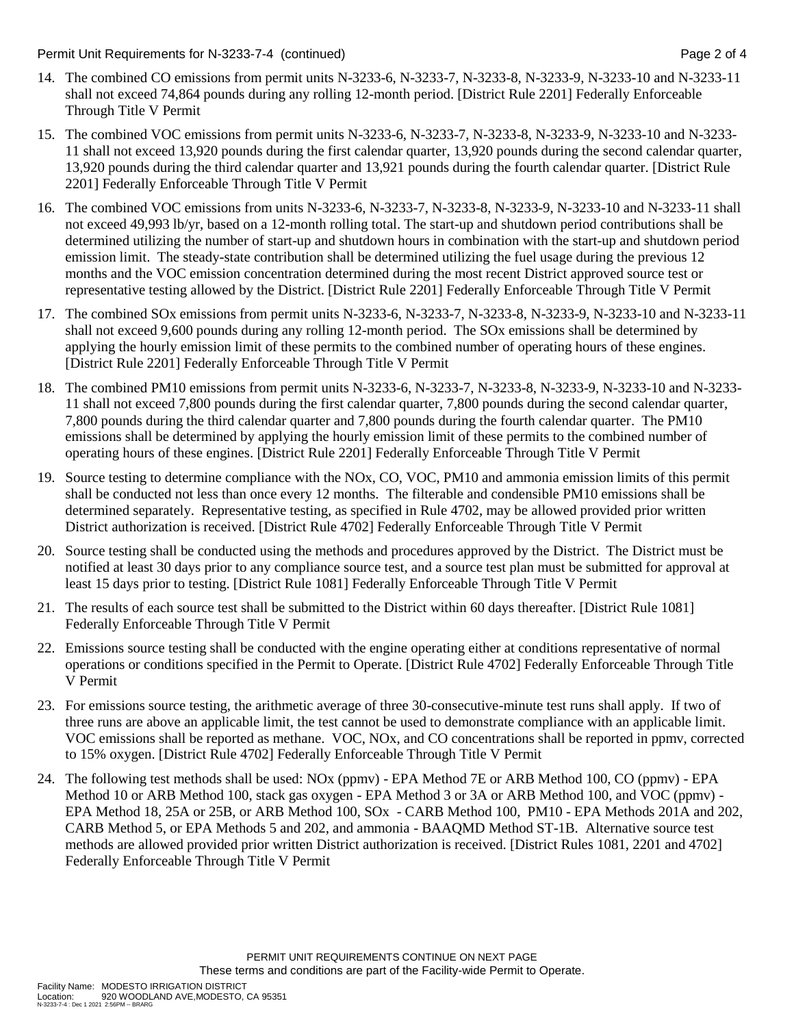14. The combined CO emissions from permit units N-3233-6, N-3233-7, N-3233-8, N-3233-9, N-3233-10 and N-3233-11 shall not exceed 74,864 pounds during any rolling 12-month period. [District Rule 2201] Federally Enforceable Through Title V Permit

15. The combined VOC emissions from permit units N-3233-6, N-3233-7, N-3233-8, N-3233-9, N-3233-10 and N-3233-11 shall not exceed 13,920 pounds during the first calendar quarter, 13,920 pounds during the second calendar quarter, 13,920 pounds during the third calendar quarter and 13,921 pounds during the fourth calendar quarter. [District Rule 2201] Federally Enforceable Through Title V Permit

16. The combined VOC emissions from units N-3233-6, N-3233-7, N-3233-8, N-3233-9, N-3233-10 and N-3233-11 shall not exceed 49,993 lb/yr, based on a 12-month rolling total. The start-up and shutdown period contributions shall be determined utilizing the number of start-up and shutdown hours in combination with the start-up and shutdown period emission limit. The steady-state contribution shall be determined utilizing the fuel usage during the previous 12 months and the VOC emission concentration determined during the most recent District approved source test or representative testing allowed by the District. [District Rule 2201] Federally Enforceable Through Title V Permit

17. The combined SOx emissions from permit units N-3233-6, N-3233-7, N-3233-8, N-3233-9, N-3233-10 and N-3233-11 shall not exceed 9,600 pounds during any rolling 12-month period. The SOx emissions shall be determined by applying the hourly emission limit of these permits to the combined number of operating hours of these engines. [District Rule 2201] Federally Enforceable Through Title V Permit

18. The combined PM10 emissions from permit units N-3233-6, N-3233-7, N-3233-8, N-3233-9, N-3233-10 and N-3233-11 shall not exceed 7,800 pounds during the first calendar quarter, 7,800 pounds during the second calendar quarter, 7,800 pounds during the third calendar quarter and 7,800 pounds during the fourth calendar quarter. The PM10 emissions shall be determined by applying the hourly emission limit of these permits to the combined number of operating hours of these engines. [District Rule 2201] Federally Enforceable Through Title V Permit

19. Source testing to determine compliance with the NOx, CO, VOC, PM10 and ammonia emission limits of this permit shall be conducted not less than once every 12 months. The filterable and condensible PM10 emissions shall be determined separately. Representative testing, as specified in Rule 4702, may be allowed provided prior written District authorization is received. [District Rule 4702] Federally Enforceable Through Title V Permit

20. Source testing shall be conducted using the methods and procedures approved by the District. The District must be notified at least 30 days prior to any compliance source test, and a source test plan must be submitted for approval at least 15 days prior to testing. [District Rule 1081] Federally Enforceable Through Title V Permit

21. The results of each source test shall be submitted to the District within 60 days thereafter. [District Rule 1081] Federally Enforceable Through Title V Permit

22. Emissions source testing shall be conducted with the engine operating either at conditions representative of normal operations or conditions specified in the Permit to Operate. [District Rule 4702] Federally Enforceable Through Title V Permit

23. For emissions source testing, the arithmetic average of three 30-consecutive-minute test runs shall apply. If two of three runs are above an applicable limit, the test cannot be used to demonstrate compliance with an applicable limit. VOC emissions shall be reported as methane. VOC, NOx, and CO concentrations shall be reported in ppmv, corrected to 15% oxygen. [District Rule 4702] Federally Enforceable Through Title V Permit

24. The following test methods shall be used: NOx (ppmv) - EPA Method 7E or ARB Method 100, CO (ppmv) - EPA Method 10 or ARB Method 100, stack gas oxygen - EPA Method 3 or 3A or ARB Method 100, and VOC (ppmv) - EPA Method 18, 25A or 25B, or ARB Method 100, SOx - CARB Method 100, PM10 - EPA Methods 201A and 202, CARB Method 5, or EPA Methods 5 and 202, and ammonia - BAAQMD Method ST-1B. Alternative source test methods are allowed provided prior written District authorization is received. [District Rules 1081, 2201 and 4702] Federally Enforceable Through Title V Permit

PERMIT UNIT REQUIREMENTS CONTINUE ON NEXT PAGE
These terms and conditions are part of the Facility-wide Permit to Operate.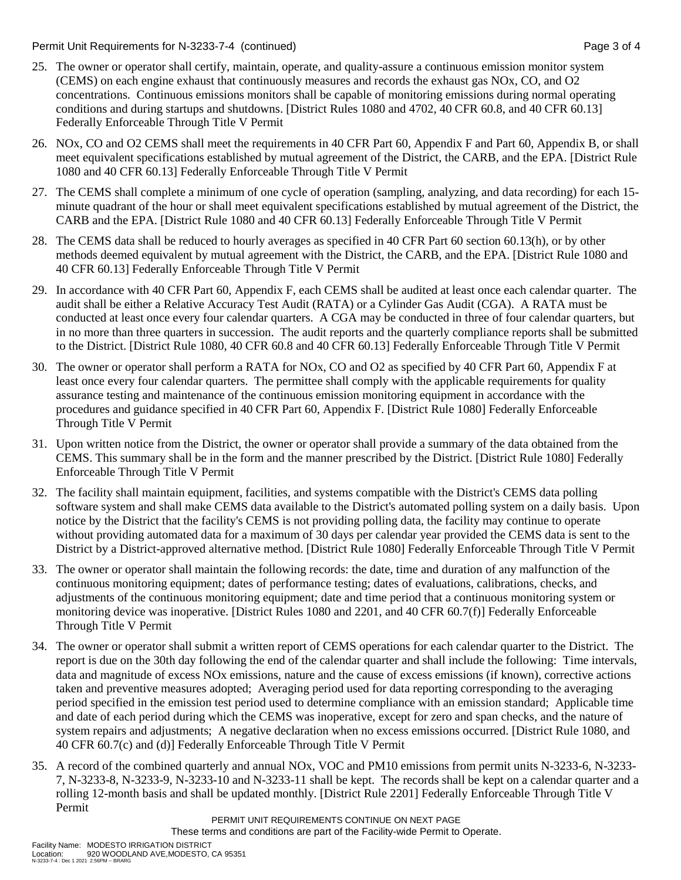25. The owner or operator shall certify, maintain, operate, and quality-assure a continuous emission monitor system (CEMS) on each engine exhaust that continuously measures and records the exhaust gas NOx, CO, and O2 concentrations. Continuous emissions monitors shall be capable of monitoring emissions during normal operating conditions and during startups and shutdowns. [District Rules 1080 and 4702, 40 CFR 60.8, and 40 CFR 60.13] Federally Enforceable Through Title V Permit

26. NOx, CO and O2 CEMS shall meet the requirements in 40 CFR Part 60, Appendix F and Part 60, Appendix B, or shall meet equivalent specifications established by mutual agreement of the District, the CARB, and the EPA. [District Rule 1080 and 40 CFR 60.13] Federally Enforceable Through Title V Permit

27. The CEMS shall complete a minimum of one cycle of operation (sampling, analyzing, and data recording) for each 15-minute quadrant of the hour or shall meet equivalent specifications established by mutual agreement of the District, the CARB and the EPA. [District Rule 1080 and 40 CFR 60.13] Federally Enforceable Through Title V Permit

28. The CEMS data shall be reduced to hourly averages as specified in 40 CFR Part 60 section 60.13(h), or by other methods deemed equivalent by mutual agreement with the District, the CARB, and the EPA. [District Rule 1080 and 40 CFR 60.13] Federally Enforceable Through Title V Permit

29. In accordance with 40 CFR Part 60, Appendix F, each CEMS shall be audited at least once each calendar quarter. The audit shall be either a Relative Accuracy Test Audit (RATA) or a Cylinder Gas Audit (CGA). A RATA must be conducted at least once every four calendar quarters. A CGA may be conducted in three of four calendar quarters, but in no more than three quarters in succession. The audit reports and the quarterly compliance reports shall be submitted to the District. [District Rule 1080, 40 CFR 60.8 and 40 CFR 60.13] Federally Enforceable Through Title V Permit

30. The owner or operator shall perform a RATA for NOx, CO and O2 as specified by 40 CFR Part 60, Appendix F at least once every four calendar quarters. The permittee shall comply with the applicable requirements for quality assurance testing and maintenance of the continuous emission monitoring equipment in accordance with the procedures and guidance specified in 40 CFR Part 60, Appendix F. [District Rule 1080] Federally Enforceable Through Title V Permit

31. Upon written notice from the District, the owner or operator shall provide a summary of the data obtained from the CEMS. This summary shall be in the form and the manner prescribed by the District. [District Rule 1080] Federally Enforceable Through Title V Permit

32. The facility shall maintain equipment, facilities, and systems compatible with the District's CEMS data polling software system and shall make CEMS data available to the District's automated polling system on a daily basis. Upon notice by the District that the facility's CEMS is not providing polling data, the facility may continue to operate without providing automated data for a maximum of 30 days per calendar year provided the CEMS data is sent to the District by a District-approved alternative method. [District Rule 1080] Federally Enforceable Through Title V Permit

33. The owner or operator shall maintain the following records: the date, time and duration of any malfunction of the continuous monitoring equipment; dates of performance testing; dates of evaluations, calibrations, checks, and adjustments of the continuous monitoring equipment; date and time period that a continuous monitoring system or monitoring device was inoperative. [District Rules 1080 and 2201, and 40 CFR 60.7(f)] Federally Enforceable Through Title V Permit

34. The owner or operator shall submit a written report of CEMS operations for each calendar quarter to the District. The report is due on the 30th day following the end of the calendar quarter and shall include the following: Time intervals, data and magnitude of excess NOx emissions, nature and the cause of excess emissions (if known), corrective actions taken and preventive measures adopted; Averaging period used for data reporting corresponding to the averaging period specified in the emission test period used to determine compliance with an emission standard; Applicable time and date of each period during which the CEMS was inoperative, except for zero and span checks, and the nature of system repairs and adjustments; A negative declaration when no excess emissions occurred. [District Rule 1080, and 40 CFR 60.7(c) and (d)] Federally Enforceable Through Title V Permit

35. A record of the combined quarterly and annual NOx, VOC and PM10 emissions from permit units N-3233-6, N-3233-7, N-3233-8, N-3233-9, N-3233-10 and N-3233-11 shall be kept. The records shall be kept on a calendar quarter and a rolling 12-month basis and shall be updated monthly. [District Rule 2201] Federally Enforceable Through Title V Permit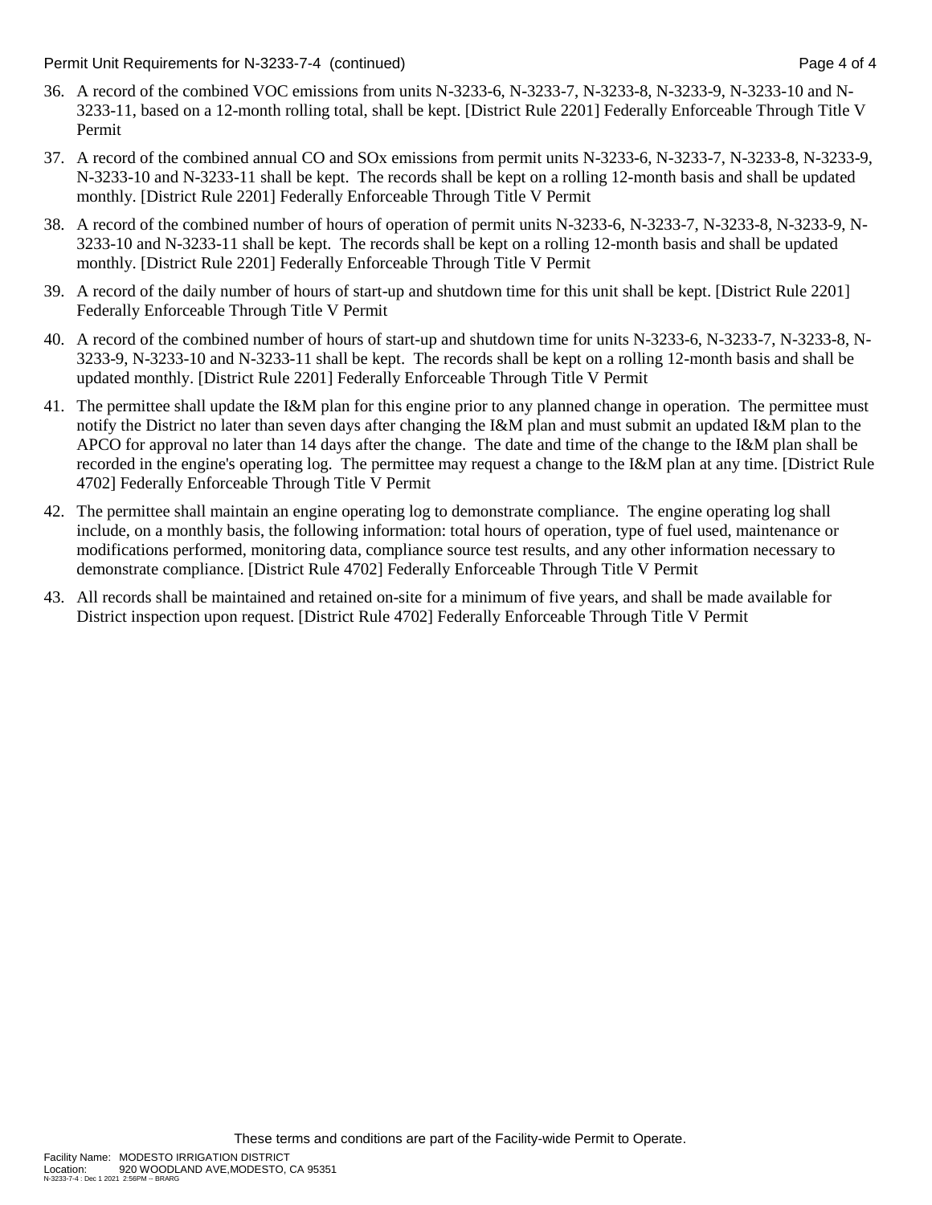36. A record of the combined VOC emissions from units N-3233-6, N-3233-7, N-3233-8, N-3233-9, N-3233-10 and N-3233-11, based on a 12-month rolling total, shall be kept. [District Rule 2201] Federally Enforceable Through Title V Permit

37. A record of the combined annual CO and SOx emissions from permit units N-3233-6, N-3233-7, N-3233-8, N-3233-9, N-3233-10 and N-3233-11 shall be kept. The records shall be kept on a rolling 12-month basis and shall be updated monthly. [District Rule 2201] Federally Enforceable Through Title V Permit

38. A record of the combined number of hours of operation of permit units N-3233-6, N-3233-7, N-3233-8, N-3233-9, N-3233-10 and N-3233-11 shall be kept. The records shall be kept on a rolling 12-month basis and shall be updated monthly. [District Rule 2201] Federally Enforceable Through Title V Permit

39. A record of the daily number of hours of start-up and shutdown time for this unit shall be kept. [District Rule 2201] Federally Enforceable Through Title V Permit

40. A record of the combined number of hours of start-up and shutdown time for units N-3233-6, N-3233-7, N-3233-8, N-3233-9, N-3233-10 and N-3233-11 shall be kept. The records shall be kept on a rolling 12-month basis and shall be updated monthly. [District Rule 2201] Federally Enforceable Through Title V Permit

41. The permittee shall update the I&M plan for this engine prior to any planned change in operation. The permittee must notify the District no later than seven days after changing the I&M plan and must submit an updated I&M plan to the APCO for approval no later than 14 days after the change. The date and time of the change to the I&M plan shall be recorded in the engine's operating log. The permittee may request a change to the I&M plan at any time. [District Rule 4702] Federally Enforceable Through Title V Permit

42. The permittee shall maintain an engine operating log to demonstrate compliance. The engine operating log shall include, on a monthly basis, the following information: total hours of operation, type of fuel used, maintenance or modifications performed, monitoring data, compliance source test results, and any other information necessary to demonstrate compliance. [District Rule 4702] Federally Enforceable Through Title V Permit

43. All records shall be maintained and retained on-site for a minimum of five years, and shall be made available for District inspection upon request. [District Rule 4702] Federally Enforceable Through Title V Permit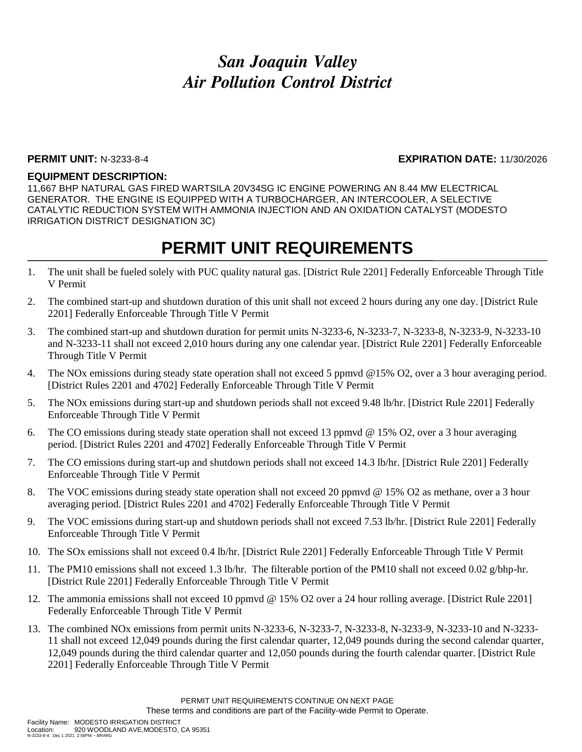# *San Joaquin Valley Air Pollution Control District*

**PERMIT UNIT:** N-3233-8-4 **EXPIRATION DATE:** 11/30/2026

**EQUIPMENT DESCRIPTION:**

11,667 BHP NATURAL GAS FIRED WARTSILA 20V34SG IC ENGINE POWERING AN 8.44 MW ELECTRICAL GENERATOR. THE ENGINE IS EQUIPPED WITH A TURBOCHARGER, AN INTERCOOLER, A SELECTIVE CATALYTIC REDUCTION SYSTEM WITH AMMONIA INJECTION AND AN OXIDATION CATALYST (MODESTO IRRIGATION DISTRICT DESIGNATION 3C)

# PERMIT UNIT REQUIREMENTS

1. The unit shall be fueled solely with PUC quality natural gas. [District Rule 2201] Federally Enforceable Through Title V Permit
2. The combined start-up and shutdown duration of this unit shall not exceed 2 hours during any one day. [District Rule 2201] Federally Enforceable Through Title V Permit
3. The combined start-up and shutdown duration for permit units N-3233-6, N-3233-7, N-3233-8, N-3233-9, N-3233-10 and N-3233-11 shall not exceed 2,010 hours during any one calendar year. [District Rule 2201] Federally Enforceable Through Title V Permit
4. The NOx emissions during steady state operation shall not exceed 5 ppmvd @15% O2, over a 3 hour averaging period. [District Rules 2201 and 4702] Federally Enforceable Through Title V Permit
5. The NOx emissions during start-up and shutdown periods shall not exceed 9.48 lb/hr. [District Rule 2201] Federally Enforceable Through Title V Permit
6. The CO emissions during steady state operation shall not exceed 13 ppmvd @ 15% O2, over a 3 hour averaging period. [District Rules 2201 and 4702] Federally Enforceable Through Title V Permit
7. The CO emissions during start-up and shutdown periods shall not exceed 14.3 lb/hr. [District Rule 2201] Federally Enforceable Through Title V Permit
8. The VOC emissions during steady state operation shall not exceed 20 ppmvd @ 15% O2 as methane, over a 3 hour averaging period. [District Rules 2201 and 4702] Federally Enforceable Through Title V Permit
9. The VOC emissions during start-up and shutdown periods shall not exceed 7.53 lb/hr. [District Rule 2201] Federally Enforceable Through Title V Permit
10. The SOx emissions shall not exceed 0.4 lb/hr. [District Rule 2201] Federally Enforceable Through Title V Permit
11. The PM10 emissions shall not exceed 1.3 lb/hr. The filterable portion of the PM10 shall not exceed 0.02 g/bhp-hr. [District Rule 2201] Federally Enforceable Through Title V Permit
12. The ammonia emissions shall not exceed 10 ppmvd @ 15% O2 over a 24 hour rolling average. [District Rule 2201] Federally Enforceable Through Title V Permit
13. The combined NOx emissions from permit units N-3233-6, N-3233-7, N-3233-8, N-3233-9, N-3233-10 and N-3233-11 shall not exceed 12,049 pounds during the first calendar quarter, 12,049 pounds during the second calendar quarter, 12,049 pounds during the third calendar quarter and 12,050 pounds during the fourth calendar quarter. [District Rule 2201] Federally Enforceable Through Title V Permit

PERMIT UNIT REQUIREMENTS CONTINUE ON NEXT PAGE

These terms and conditions are part of the Facility-wide Permit to Operate.

Facility Name: MODESTO IRRIGATION DISTRICT
Location: 920 WOODLAND AVE,MODESTO, CA 95351
N-3233-8-4 : Dec 1 2021 2:56PM -- BRARG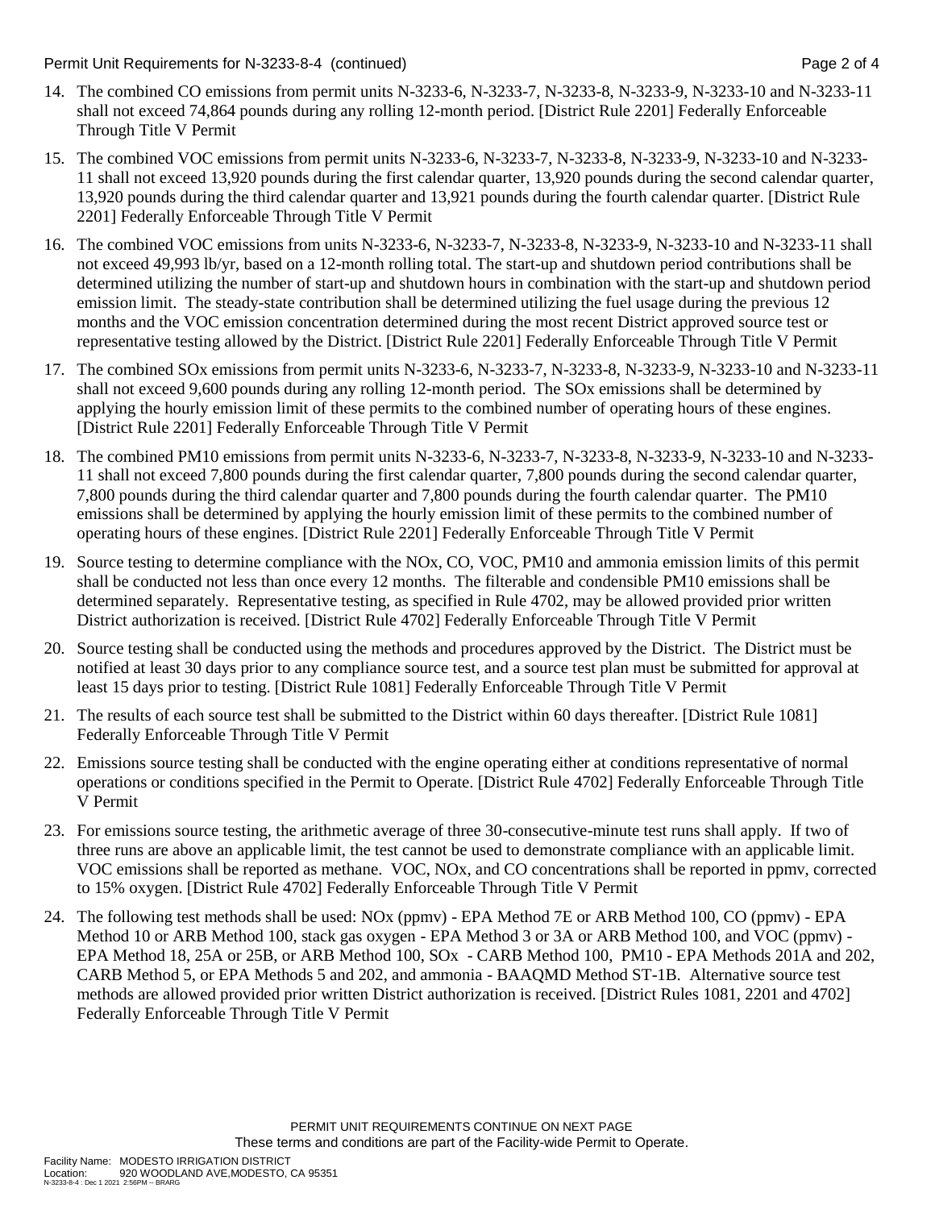14. The combined CO emissions from permit units N-3233-6, N-3233-7, N-3233-8, N-3233-9, N-3233-10 and N-3233-11 shall not exceed 74,864 pounds during any rolling 12-month period. [District Rule 2201] Federally Enforceable Through Title V Permit

15. The combined VOC emissions from permit units N-3233-6, N-3233-7, N-3233-8, N-3233-9, N-3233-10 and N-3233-11 shall not exceed 13,920 pounds during the first calendar quarter, 13,920 pounds during the second calendar quarter, 13,920 pounds during the third calendar quarter and 13,921 pounds during the fourth calendar quarter. [District Rule 2201] Federally Enforceable Through Title V Permit

16. The combined VOC emissions from units N-3233-6, N-3233-7, N-3233-8, N-3233-9, N-3233-10 and N-3233-11 shall not exceed 49,993 lb/yr, based on a 12-month rolling total. The start-up and shutdown period contributions shall be determined utilizing the number of start-up and shutdown hours in combination with the start-up and shutdown period emission limit. The steady-state contribution shall be determined utilizing the fuel usage during the previous 12 months and the VOC emission concentration determined during the most recent District approved source test or representative testing allowed by the District. [District Rule 2201] Federally Enforceable Through Title V Permit

17. The combined SOx emissions from permit units N-3233-6, N-3233-7, N-3233-8, N-3233-9, N-3233-10 and N-3233-11 shall not exceed 9,600 pounds during any rolling 12-month period. The SOx emissions shall be determined by applying the hourly emission limit of these permits to the combined number of operating hours of these engines. [District Rule 2201] Federally Enforceable Through Title V Permit

18. The combined PM10 emissions from permit units N-3233-6, N-3233-7, N-3233-8, N-3233-9, N-3233-10 and N-3233-11 shall not exceed 7,800 pounds during the first calendar quarter, 7,800 pounds during the second calendar quarter, 7,800 pounds during the third calendar quarter and 7,800 pounds during the fourth calendar quarter. The PM10 emissions shall be determined by applying the hourly emission limit of these permits to the combined number of operating hours of these engines. [District Rule 2201] Federally Enforceable Through Title V Permit

19. Source testing to determine compliance with the NOx, CO, VOC, PM10 and ammonia emission limits of this permit shall be conducted not less than once every 12 months. The filterable and condensible PM10 emissions shall be determined separately. Representative testing, as specified in Rule 4702, may be allowed provided prior written District authorization is received. [District Rule 4702] Federally Enforceable Through Title V Permit

20. Source testing shall be conducted using the methods and procedures approved by the District. The District must be notified at least 30 days prior to any compliance source test, and a source test plan must be submitted for approval at least 15 days prior to testing. [District Rule 1081] Federally Enforceable Through Title V Permit

21. The results of each source test shall be submitted to the District within 60 days thereafter. [District Rule 1081] Federally Enforceable Through Title V Permit

22. Emissions source testing shall be conducted with the engine operating either at conditions representative of normal operations or conditions specified in the Permit to Operate. [District Rule 4702] Federally Enforceable Through Title V Permit

23. For emissions source testing, the arithmetic average of three 30-consecutive-minute test runs shall apply. If two of three runs are above an applicable limit, the test cannot be used to demonstrate compliance with an applicable limit. VOC emissions shall be reported as methane. VOC, NOx, and CO concentrations shall be reported in ppmv, corrected to 15% oxygen. [District Rule 4702] Federally Enforceable Through Title V Permit

24. The following test methods shall be used: NOx (ppmv) - EPA Method 7E or ARB Method 100, CO (ppmv) - EPA Method 10 or ARB Method 100, stack gas oxygen - EPA Method 3 or 3A or ARB Method 100, and VOC (ppmv) - EPA Method 18, 25A or 25B, or ARB Method 100, SOx - CARB Method 100, PM10 - EPA Methods 201A and 202, CARB Method 5, or EPA Methods 5 and 202, and ammonia - BAAQMD Method ST-1B. Alternative source test methods are allowed provided prior written District authorization is received. [District Rules 1081, 2201 and 4702] Federally Enforceable Through Title V Permit

PERMIT UNIT REQUIREMENTS CONTINUE ON NEXT PAGE
These terms and conditions are part of the Facility-wide Permit to Operate.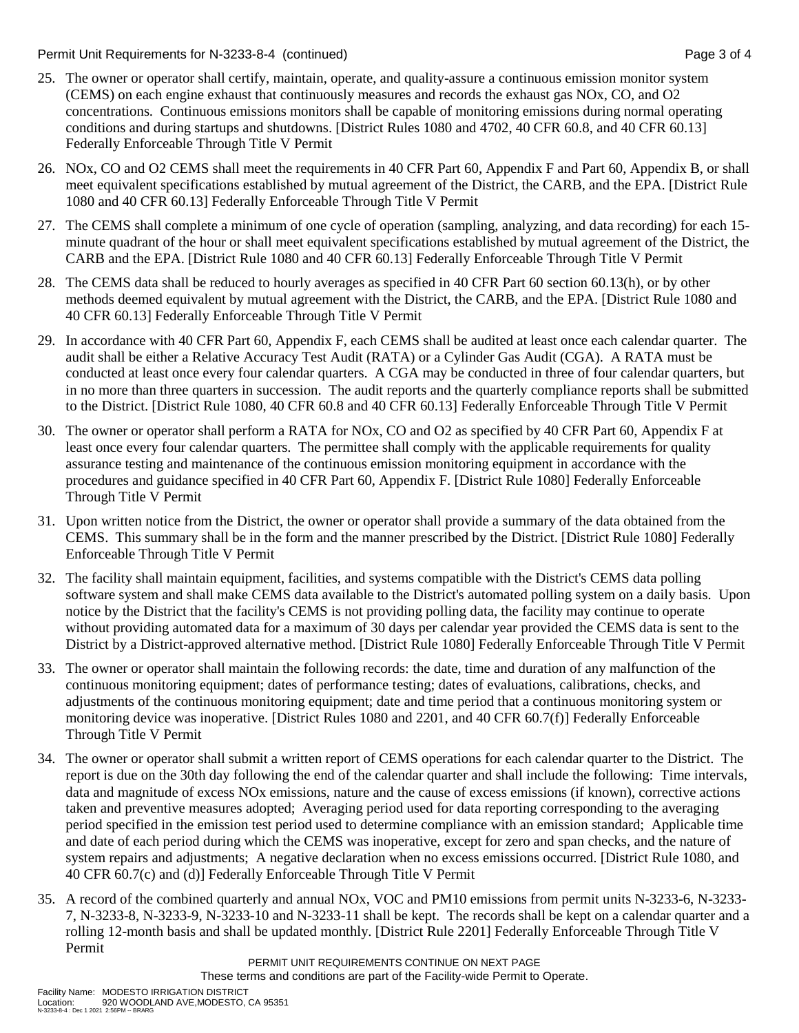25. The owner or operator shall certify, maintain, operate, and quality-assure a continuous emission monitor system (CEMS) on each engine exhaust that continuously measures and records the exhaust gas NOx, CO, and O2 concentrations. Continuous emissions monitors shall be capable of monitoring emissions during normal operating conditions and during startups and shutdowns. [District Rules 1080 and 4702, 40 CFR 60.8, and 40 CFR 60.13] Federally Enforceable Through Title V Permit

26. NOx, CO and O2 CEMS shall meet the requirements in 40 CFR Part 60, Appendix F and Part 60, Appendix B, or shall meet equivalent specifications established by mutual agreement of the District, the CARB, and the EPA. [District Rule 1080 and 40 CFR 60.13] Federally Enforceable Through Title V Permit

27. The CEMS shall complete a minimum of one cycle of operation (sampling, analyzing, and data recording) for each 15-minute quadrant of the hour or shall meet equivalent specifications established by mutual agreement of the District, the CARB and the EPA. [District Rule 1080 and 40 CFR 60.13] Federally Enforceable Through Title V Permit

28. The CEMS data shall be reduced to hourly averages as specified in 40 CFR Part 60 section 60.13(h), or by other methods deemed equivalent by mutual agreement with the District, the CARB, and the EPA. [District Rule 1080 and 40 CFR 60.13] Federally Enforceable Through Title V Permit

29. In accordance with 40 CFR Part 60, Appendix F, each CEMS shall be audited at least once each calendar quarter. The audit shall be either a Relative Accuracy Test Audit (RATA) or a Cylinder Gas Audit (CGA). A RATA must be conducted at least once every four calendar quarters. A CGA may be conducted in three of four calendar quarters, but in no more than three quarters in succession. The audit reports and the quarterly compliance reports shall be submitted to the District. [District Rule 1080, 40 CFR 60.8 and 40 CFR 60.13] Federally Enforceable Through Title V Permit

30. The owner or operator shall perform a RATA for NOx, CO and O2 as specified by 40 CFR Part 60, Appendix F at least once every four calendar quarters. The permittee shall comply with the applicable requirements for quality assurance testing and maintenance of the continuous emission monitoring equipment in accordance with the procedures and guidance specified in 40 CFR Part 60, Appendix F. [District Rule 1080] Federally Enforceable Through Title V Permit

31. Upon written notice from the District, the owner or operator shall provide a summary of the data obtained from the CEMS. This summary shall be in the form and the manner prescribed by the District. [District Rule 1080] Federally Enforceable Through Title V Permit

32. The facility shall maintain equipment, facilities, and systems compatible with the District's CEMS data polling software system and shall make CEMS data available to the District's automated polling system on a daily basis. Upon notice by the District that the facility's CEMS is not providing polling data, the facility may continue to operate without providing automated data for a maximum of 30 days per calendar year provided the CEMS data is sent to the District by a District-approved alternative method. [District Rule 1080] Federally Enforceable Through Title V Permit

33. The owner or operator shall maintain the following records: the date, time and duration of any malfunction of the continuous monitoring equipment; dates of performance testing; dates of evaluations, calibrations, checks, and adjustments of the continuous monitoring equipment; date and time period that a continuous monitoring system or monitoring device was inoperative. [District Rules 1080 and 2201, and 40 CFR 60.7(f)] Federally Enforceable Through Title V Permit

34. The owner or operator shall submit a written report of CEMS operations for each calendar quarter to the District. The report is due on the 30th day following the end of the calendar quarter and shall include the following: Time intervals, data and magnitude of excess NOx emissions, nature and the cause of excess emissions (if known), corrective actions taken and preventive measures adopted; Averaging period used for data reporting corresponding to the averaging period specified in the emission test period used to determine compliance with an emission standard; Applicable time and date of each period during which the CEMS was inoperative, except for zero and span checks, and the nature of system repairs and adjustments; A negative declaration when no excess emissions occurred. [District Rule 1080, and 40 CFR 60.7(c) and (d)] Federally Enforceable Through Title V Permit

35. A record of the combined quarterly and annual NOx, VOC and PM10 emissions from permit units N-3233-6, N-3233-7, N-3233-8, N-3233-9, N-3233-10 and N-3233-11 shall be kept. The records shall be kept on a calendar quarter and a rolling 12-month basis and shall be updated monthly. [District Rule 2201] Federally Enforceable Through Title V Permit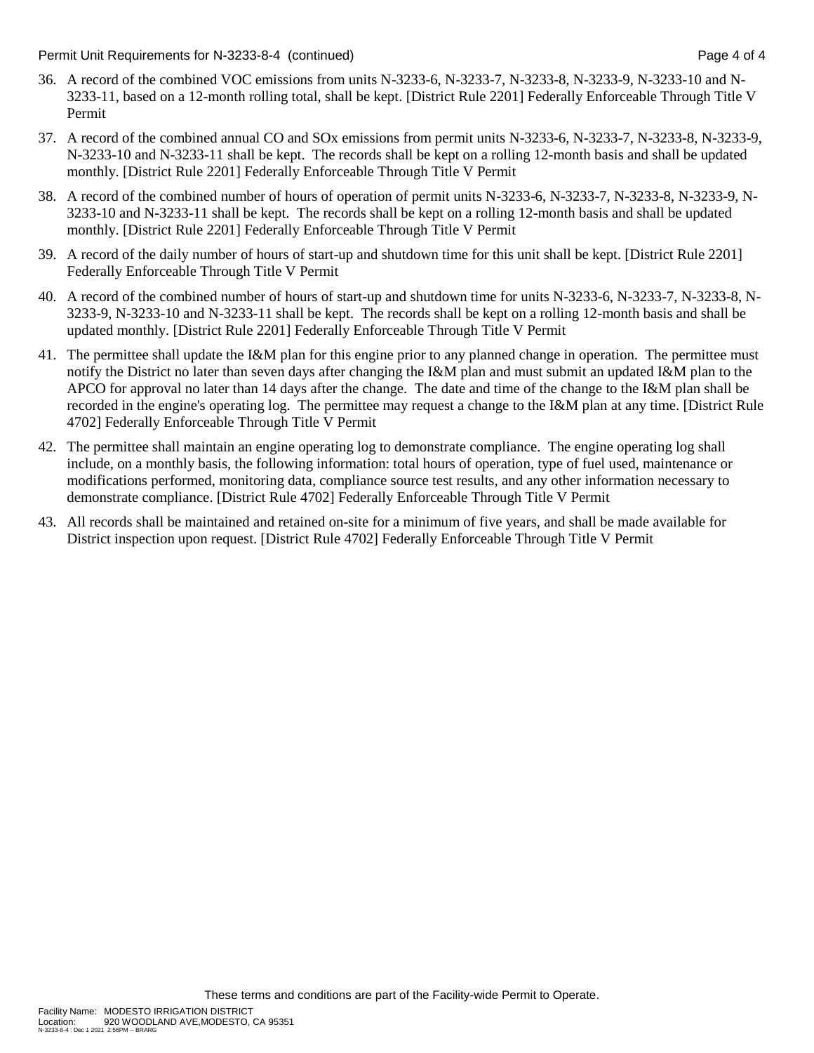36. A record of the combined VOC emissions from units N-3233-6, N-3233-7, N-3233-8, N-3233-9, N-3233-10 and N-3233-11, based on a 12-month rolling total, shall be kept. [District Rule 2201] Federally Enforceable Through Title V Permit

37. A record of the combined annual CO and SOx emissions from permit units N-3233-6, N-3233-7, N-3233-8, N-3233-9, N-3233-10 and N-3233-11 shall be kept. The records shall be kept on a rolling 12-month basis and shall be updated monthly. [District Rule 2201] Federally Enforceable Through Title V Permit

38. A record of the combined number of hours of operation of permit units N-3233-6, N-3233-7, N-3233-8, N-3233-9, N-3233-10 and N-3233-11 shall be kept. The records shall be kept on a rolling 12-month basis and shall be updated monthly. [District Rule 2201] Federally Enforceable Through Title V Permit

39. A record of the daily number of hours of start-up and shutdown time for this unit shall be kept. [District Rule 2201] Federally Enforceable Through Title V Permit

40. A record of the combined number of hours of start-up and shutdown time for units N-3233-6, N-3233-7, N-3233-8, N-3233-9, N-3233-10 and N-3233-11 shall be kept. The records shall be kept on a rolling 12-month basis and shall be updated monthly. [District Rule 2201] Federally Enforceable Through Title V Permit

41. The permittee shall update the I&M plan for this engine prior to any planned change in operation. The permittee must notify the District no later than seven days after changing the I&M plan and must submit an updated I&M plan to the APCO for approval no later than 14 days after the change. The date and time of the change to the I&M plan shall be recorded in the engine's operating log. The permittee may request a change to the I&M plan at any time. [District Rule 4702] Federally Enforceable Through Title V Permit

42. The permittee shall maintain an engine operating log to demonstrate compliance. The engine operating log shall include, on a monthly basis, the following information: total hours of operation, type of fuel used, maintenance or modifications performed, monitoring data, compliance source test results, and any other information necessary to demonstrate compliance. [District Rule 4702] Federally Enforceable Through Title V Permit

43. All records shall be maintained and retained on-site for a minimum of five years, and shall be made available for District inspection upon request. [District Rule 4702] Federally Enforceable Through Title V Permit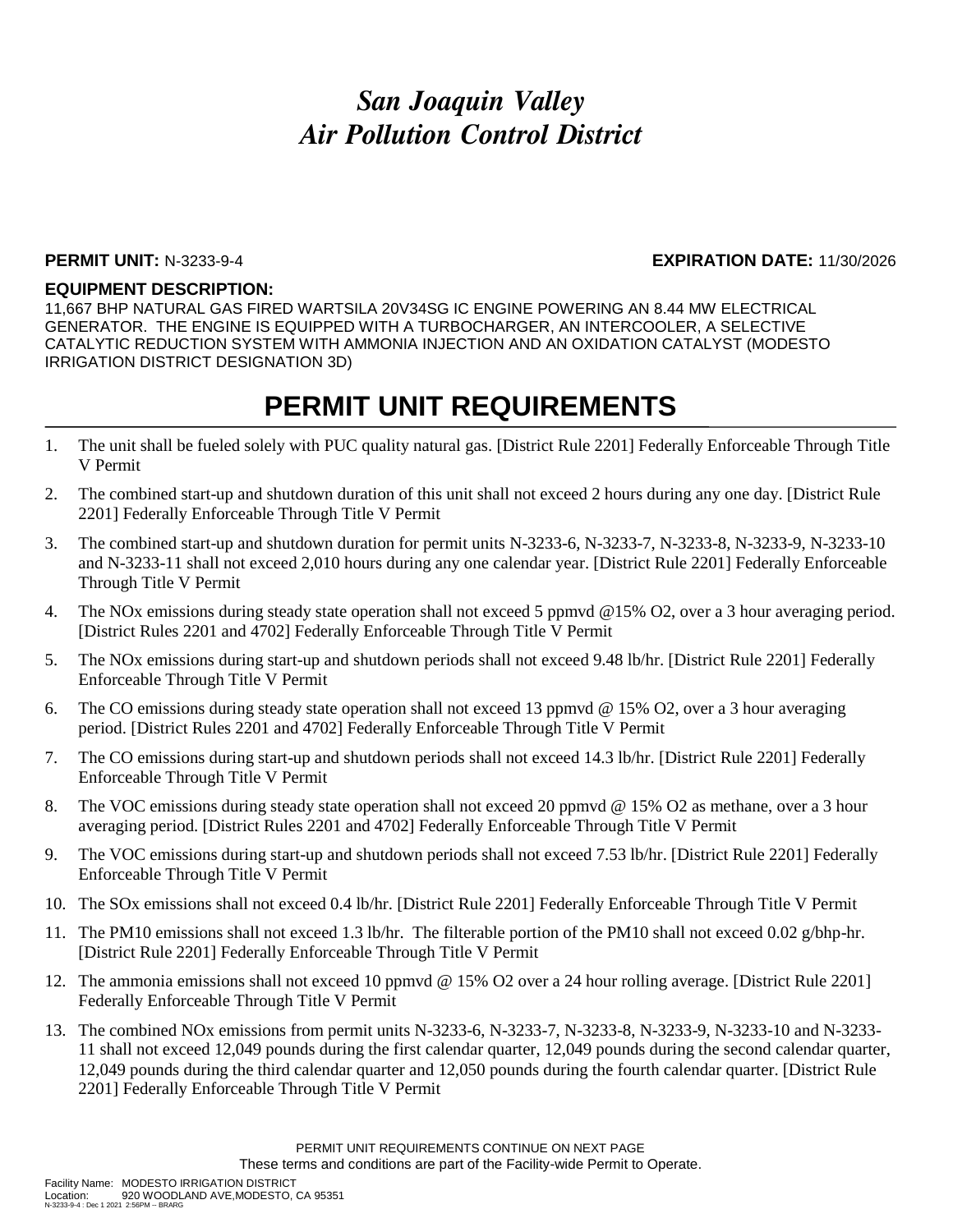# *San Joaquin Valley Air Pollution Control District*

**PERMIT UNIT:** N-3233-9-4 **EXPIRATION DATE:** 11/30/2026

**EQUIPMENT DESCRIPTION:**

11,667 BHP NATURAL GAS FIRED WARTSILA 20V34SG IC ENGINE POWERING AN 8.44 MW ELECTRICAL GENERATOR. THE ENGINE IS EQUIPPED WITH A TURBOCHARGER, AN INTERCOOLER, A SELECTIVE CATALYTIC REDUCTION SYSTEM WITH AMMONIA INJECTION AND AN OXIDATION CATALYST (MODESTO IRRIGATION DISTRICT DESIGNATION 3D)

# PERMIT UNIT REQUIREMENTS

1. The unit shall be fueled solely with PUC quality natural gas. [District Rule 2201] Federally Enforceable Through Title V Permit
2. The combined start-up and shutdown duration of this unit shall not exceed 2 hours during any one day. [District Rule 2201] Federally Enforceable Through Title V Permit
3. The combined start-up and shutdown duration for permit units N-3233-6, N-3233-7, N-3233-8, N-3233-9, N-3233-10 and N-3233-11 shall not exceed 2,010 hours during any one calendar year. [District Rule 2201] Federally Enforceable Through Title V Permit
4. The NOx emissions during steady state operation shall not exceed 5 ppmvd @15% O2, over a 3 hour averaging period. [District Rules 2201 and 4702] Federally Enforceable Through Title V Permit
5. The NOx emissions during start-up and shutdown periods shall not exceed 9.48 lb/hr. [District Rule 2201] Federally Enforceable Through Title V Permit
6. The CO emissions during steady state operation shall not exceed 13 ppmvd @ 15% O2, over a 3 hour averaging period. [District Rules 2201 and 4702] Federally Enforceable Through Title V Permit
7. The CO emissions during start-up and shutdown periods shall not exceed 14.3 lb/hr. [District Rule 2201] Federally Enforceable Through Title V Permit
8. The VOC emissions during steady state operation shall not exceed 20 ppmvd @ 15% O2 as methane, over a 3 hour averaging period. [District Rules 2201 and 4702] Federally Enforceable Through Title V Permit
9. The VOC emissions during start-up and shutdown periods shall not exceed 7.53 lb/hr. [District Rule 2201] Federally Enforceable Through Title V Permit
10. The SOx emissions shall not exceed 0.4 lb/hr. [District Rule 2201] Federally Enforceable Through Title V Permit
11. The PM10 emissions shall not exceed 1.3 lb/hr. The filterable portion of the PM10 shall not exceed 0.02 g/bhp-hr. [District Rule 2201] Federally Enforceable Through Title V Permit
12. The ammonia emissions shall not exceed 10 ppmvd @ 15% O2 over a 24 hour rolling average. [District Rule 2201] Federally Enforceable Through Title V Permit
13. The combined NOx emissions from permit units N-3233-6, N-3233-7, N-3233-8, N-3233-9, N-3233-10 and N-3233-11 shall not exceed 12,049 pounds during the first calendar quarter, 12,049 pounds during the second calendar quarter, 12,049 pounds during the third calendar quarter and 12,050 pounds during the fourth calendar quarter. [District Rule 2201] Federally Enforceable Through Title V Permit

PERMIT UNIT REQUIREMENTS CONTINUE ON NEXT PAGE

These terms and conditions are part of the Facility-wide Permit to Operate.

Facility Name: MODESTO IRRIGATION DISTRICT
Location: 920 WOODLAND AVE,MODESTO, CA 95351
N-3233-9-4 : Dec 1 2021 2:56PM -- BRARG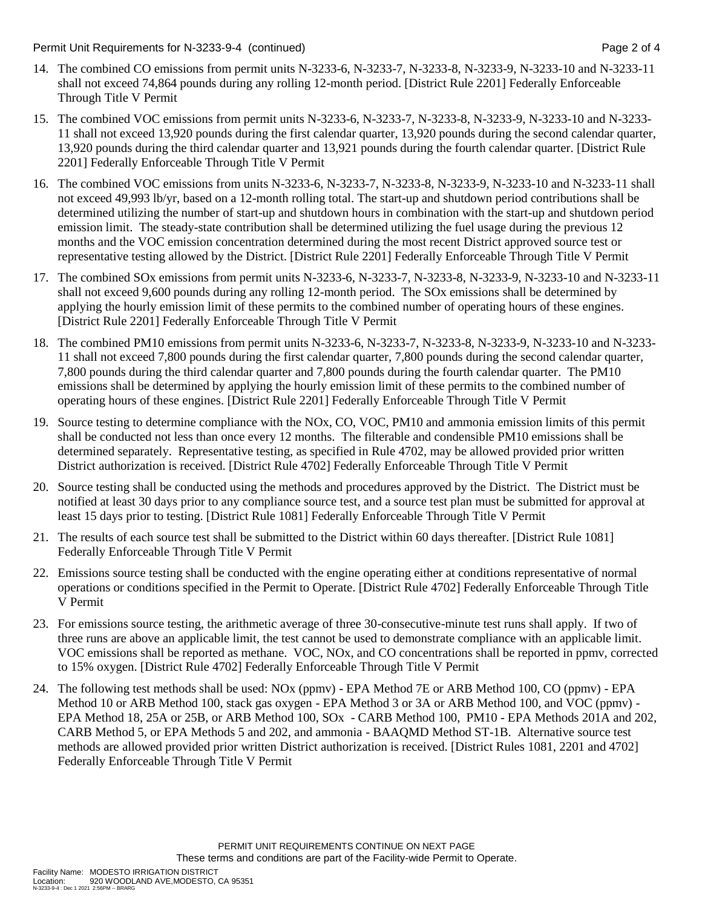14. The combined CO emissions from permit units N-3233-6, N-3233-7, N-3233-8, N-3233-9, N-3233-10 and N-3233-11 shall not exceed 74,864 pounds during any rolling 12-month period. [District Rule 2201] Federally Enforceable Through Title V Permit

15. The combined VOC emissions from permit units N-3233-6, N-3233-7, N-3233-8, N-3233-9, N-3233-10 and N-3233-11 shall not exceed 13,920 pounds during the first calendar quarter, 13,920 pounds during the second calendar quarter, 13,920 pounds during the third calendar quarter and 13,921 pounds during the fourth calendar quarter. [District Rule 2201] Federally Enforceable Through Title V Permit

16. The combined VOC emissions from units N-3233-6, N-3233-7, N-3233-8, N-3233-9, N-3233-10 and N-3233-11 shall not exceed 49,993 lb/yr, based on a 12-month rolling total. The start-up and shutdown period contributions shall be determined utilizing the number of start-up and shutdown hours in combination with the start-up and shutdown period emission limit. The steady-state contribution shall be determined utilizing the fuel usage during the previous 12 months and the VOC emission concentration determined during the most recent District approved source test or representative testing allowed by the District. [District Rule 2201] Federally Enforceable Through Title V Permit

17. The combined SOx emissions from permit units N-3233-6, N-3233-7, N-3233-8, N-3233-9, N-3233-10 and N-3233-11 shall not exceed 9,600 pounds during any rolling 12-month period. The SOx emissions shall be determined by applying the hourly emission limit of these permits to the combined number of operating hours of these engines. [District Rule 2201] Federally Enforceable Through Title V Permit

18. The combined PM10 emissions from permit units N-3233-6, N-3233-7, N-3233-8, N-3233-9, N-3233-10 and N-3233-11 shall not exceed 7,800 pounds during the first calendar quarter, 7,800 pounds during the second calendar quarter, 7,800 pounds during the third calendar quarter and 7,800 pounds during the fourth calendar quarter. The PM10 emissions shall be determined by applying the hourly emission limit of these permits to the combined number of operating hours of these engines. [District Rule 2201] Federally Enforceable Through Title V Permit

19. Source testing to determine compliance with the NOx, CO, VOC, PM10 and ammonia emission limits of this permit shall be conducted not less than once every 12 months. The filterable and condensible PM10 emissions shall be determined separately. Representative testing, as specified in Rule 4702, may be allowed provided prior written District authorization is received. [District Rule 4702] Federally Enforceable Through Title V Permit

20. Source testing shall be conducted using the methods and procedures approved by the District. The District must be notified at least 30 days prior to any compliance source test, and a source test plan must be submitted for approval at least 15 days prior to testing. [District Rule 1081] Federally Enforceable Through Title V Permit

21. The results of each source test shall be submitted to the District within 60 days thereafter. [District Rule 1081] Federally Enforceable Through Title V Permit

22. Emissions source testing shall be conducted with the engine operating either at conditions representative of normal operations or conditions specified in the Permit to Operate. [District Rule 4702] Federally Enforceable Through Title V Permit

23. For emissions source testing, the arithmetic average of three 30-consecutive-minute test runs shall apply. If two of three runs are above an applicable limit, the test cannot be used to demonstrate compliance with an applicable limit. VOC emissions shall be reported as methane. VOC, NOx, and CO concentrations shall be reported in ppmv, corrected to 15% oxygen. [District Rule 4702] Federally Enforceable Through Title V Permit

24. The following test methods shall be used: NOx (ppmv) - EPA Method 7E or ARB Method 100, CO (ppmv) - EPA Method 10 or ARB Method 100, stack gas oxygen - EPA Method 3 or 3A or ARB Method 100, and VOC (ppmv) - EPA Method 18, 25A or 25B, or ARB Method 100, SOx - CARB Method 100, PM10 - EPA Methods 201A and 202, CARB Method 5, or EPA Methods 5 and 202, and ammonia - BAAQMD Method ST-1B. Alternative source test methods are allowed provided prior written District authorization is received. [District Rules 1081, 2201 and 4702] Federally Enforceable Through Title V Permit

PERMIT UNIT REQUIREMENTS CONTINUE ON NEXT PAGE
These terms and conditions are part of the Facility-wide Permit to Operate.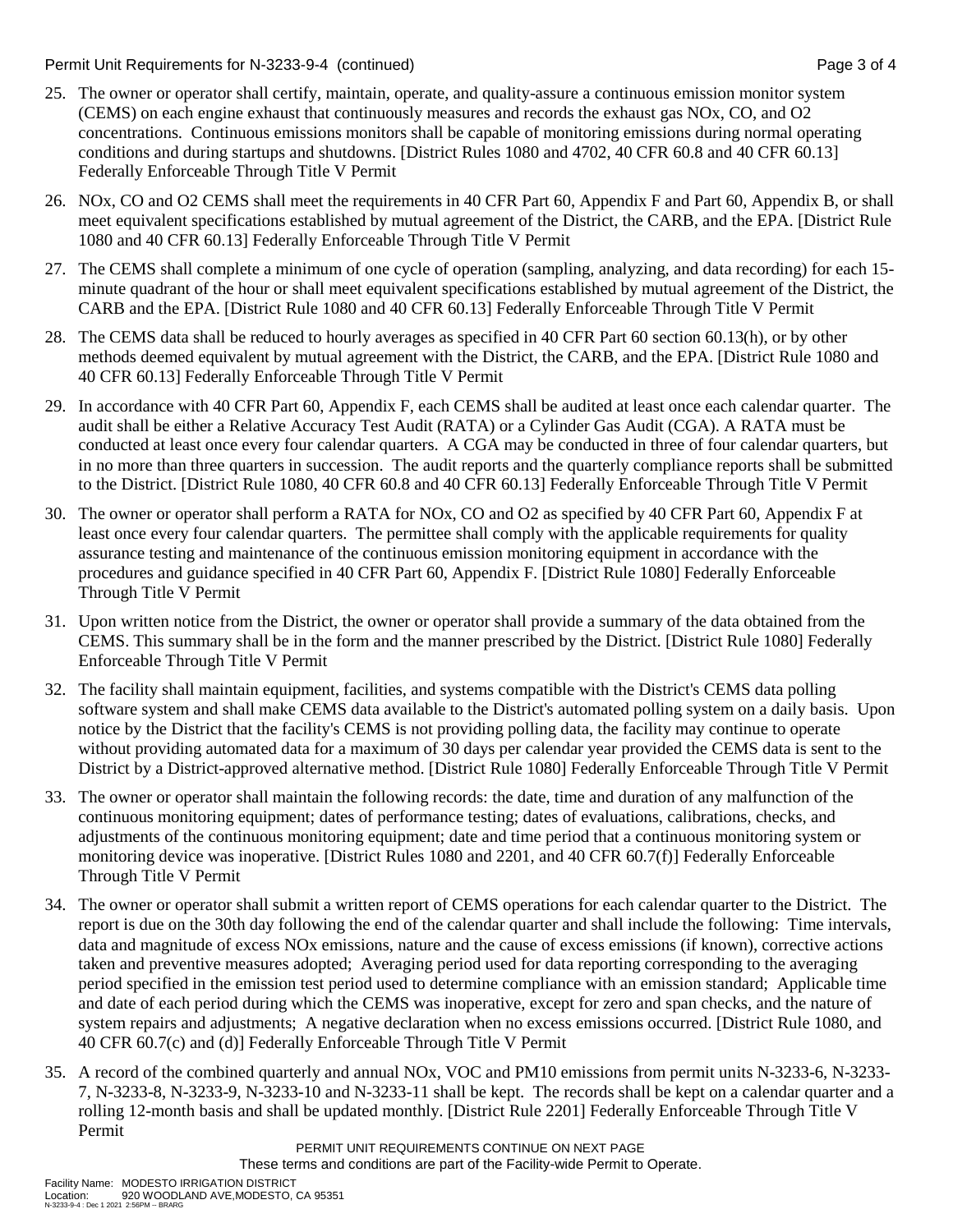25. The owner or operator shall certify, maintain, operate, and quality-assure a continuous emission monitor system (CEMS) on each engine exhaust that continuously measures and records the exhaust gas NOx, CO, and O2 concentrations. Continuous emissions monitors shall be capable of monitoring emissions during normal operating conditions and during startups and shutdowns. [District Rules 1080 and 4702, 40 CFR 60.8 and 40 CFR 60.13] Federally Enforceable Through Title V Permit

26. NOx, CO and O2 CEMS shall meet the requirements in 40 CFR Part 60, Appendix F and Part 60, Appendix B, or shall meet equivalent specifications established by mutual agreement of the District, the CARB, and the EPA. [District Rule 1080 and 40 CFR 60.13] Federally Enforceable Through Title V Permit

27. The CEMS shall complete a minimum of one cycle of operation (sampling, analyzing, and data recording) for each 15-minute quadrant of the hour or shall meet equivalent specifications established by mutual agreement of the District, the CARB and the EPA. [District Rule 1080 and 40 CFR 60.13] Federally Enforceable Through Title V Permit

28. The CEMS data shall be reduced to hourly averages as specified in 40 CFR Part 60 section 60.13(h), or by other methods deemed equivalent by mutual agreement with the District, the CARB, and the EPA. [District Rule 1080 and 40 CFR 60.13] Federally Enforceable Through Title V Permit

29. In accordance with 40 CFR Part 60, Appendix F, each CEMS shall be audited at least once each calendar quarter. The audit shall be either a Relative Accuracy Test Audit (RATA) or a Cylinder Gas Audit (CGA). A RATA must be conducted at least once every four calendar quarters. A CGA may be conducted in three of four calendar quarters, but in no more than three quarters in succession. The audit reports and the quarterly compliance reports shall be submitted to the District. [District Rule 1080, 40 CFR 60.8 and 40 CFR 60.13] Federally Enforceable Through Title V Permit

30. The owner or operator shall perform a RATA for NOx, CO and O2 as specified by 40 CFR Part 60, Appendix F at least once every four calendar quarters. The permittee shall comply with the applicable requirements for quality assurance testing and maintenance of the continuous emission monitoring equipment in accordance with the procedures and guidance specified in 40 CFR Part 60, Appendix F. [District Rule 1080] Federally Enforceable Through Title V Permit

31. Upon written notice from the District, the owner or operator shall provide a summary of the data obtained from the CEMS. This summary shall be in the form and the manner prescribed by the District. [District Rule 1080] Federally Enforceable Through Title V Permit

32. The facility shall maintain equipment, facilities, and systems compatible with the District's CEMS data polling software system and shall make CEMS data available to the District's automated polling system on a daily basis. Upon notice by the District that the facility's CEMS is not providing polling data, the facility may continue to operate without providing automated data for a maximum of 30 days per calendar year provided the CEMS data is sent to the District by a District-approved alternative method. [District Rule 1080] Federally Enforceable Through Title V Permit

33. The owner or operator shall maintain the following records: the date, time and duration of any malfunction of the continuous monitoring equipment; dates of performance testing; dates of evaluations, calibrations, checks, and adjustments of the continuous monitoring equipment; date and time period that a continuous monitoring system or monitoring device was inoperative. [District Rules 1080 and 2201, and 40 CFR 60.7(f)] Federally Enforceable Through Title V Permit

34. The owner or operator shall submit a written report of CEMS operations for each calendar quarter to the District. The report is due on the 30th day following the end of the calendar quarter and shall include the following: Time intervals, data and magnitude of excess NOx emissions, nature and the cause of excess emissions (if known), corrective actions taken and preventive measures adopted; Averaging period used for data reporting corresponding to the averaging period specified in the emission test period used to determine compliance with an emission standard; Applicable time and date of each period during which the CEMS was inoperative, except for zero and span checks, and the nature of system repairs and adjustments; A negative declaration when no excess emissions occurred. [District Rule 1080, and 40 CFR 60.7(c) and (d)] Federally Enforceable Through Title V Permit

35. A record of the combined quarterly and annual NOx, VOC and PM10 emissions from permit units N-3233-6, N-3233-7, N-3233-8, N-3233-9, N-3233-10 and N-3233-11 shall be kept. The records shall be kept on a calendar quarter and a rolling 12-month basis and shall be updated monthly. [District Rule 2201] Federally Enforceable Through Title V Permit

PERMIT UNIT REQUIREMENTS CONTINUE ON NEXT PAGE

These terms and conditions are part of the Facility-wide Permit to Operate.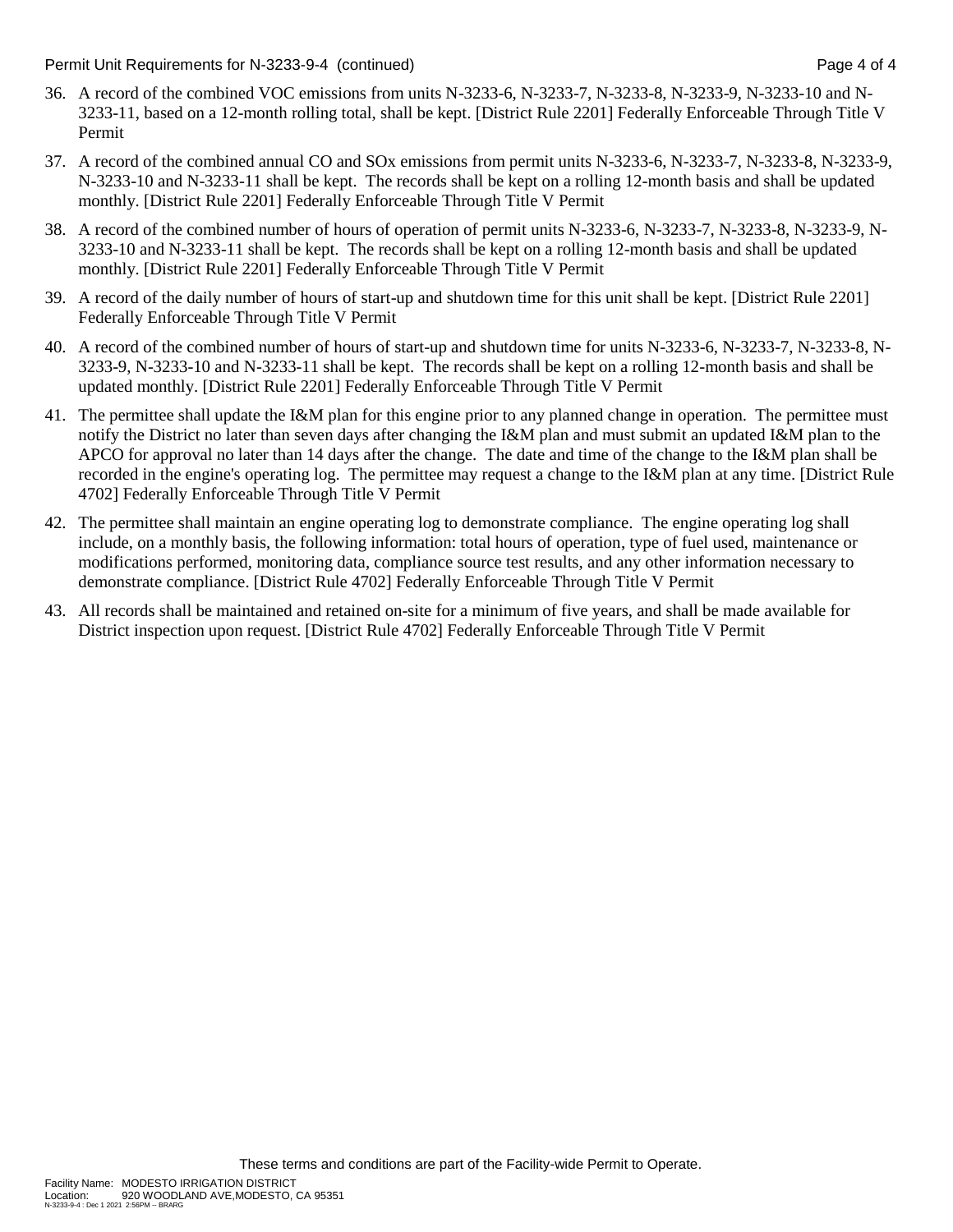36. A record of the combined VOC emissions from units N-3233-6, N-3233-7, N-3233-8, N-3233-9, N-3233-10 and N-3233-11, based on a 12-month rolling total, shall be kept. [District Rule 2201] Federally Enforceable Through Title V Permit
37. A record of the combined annual CO and SOx emissions from permit units N-3233-6, N-3233-7, N-3233-8, N-3233-9, N-3233-10 and N-3233-11 shall be kept. The records shall be kept on a rolling 12-month basis and shall be updated monthly. [District Rule 2201] Federally Enforceable Through Title V Permit
38. A record of the combined number of hours of operation of permit units N-3233-6, N-3233-7, N-3233-8, N-3233-9, N-3233-10 and N-3233-11 shall be kept. The records shall be kept on a rolling 12-month basis and shall be updated monthly. [District Rule 2201] Federally Enforceable Through Title V Permit
39. A record of the daily number of hours of start-up and shutdown time for this unit shall be kept. [District Rule 2201] Federally Enforceable Through Title V Permit
40. A record of the combined number of hours of start-up and shutdown time for units N-3233-6, N-3233-7, N-3233-8, N-3233-9, N-3233-10 and N-3233-11 shall be kept. The records shall be kept on a rolling 12-month basis and shall be updated monthly. [District Rule 2201] Federally Enforceable Through Title V Permit
41. The permittee shall update the I&M plan for this engine prior to any planned change in operation. The permittee must notify the District no later than seven days after changing the I&M plan and must submit an updated I&M plan to the APCO for approval no later than 14 days after the change. The date and time of the change to the I&M plan shall be recorded in the engine's operating log. The permittee may request a change to the I&M plan at any time. [District Rule 4702] Federally Enforceable Through Title V Permit
42. The permittee shall maintain an engine operating log to demonstrate compliance. The engine operating log shall include, on a monthly basis, the following information: total hours of operation, type of fuel used, maintenance or modifications performed, monitoring data, compliance source test results, and any other information necessary to demonstrate compliance. [District Rule 4702] Federally Enforceable Through Title V Permit
43. All records shall be maintained and retained on-site for a minimum of five years, and shall be made available for District inspection upon request. [District Rule 4702] Federally Enforceable Through Title V Permit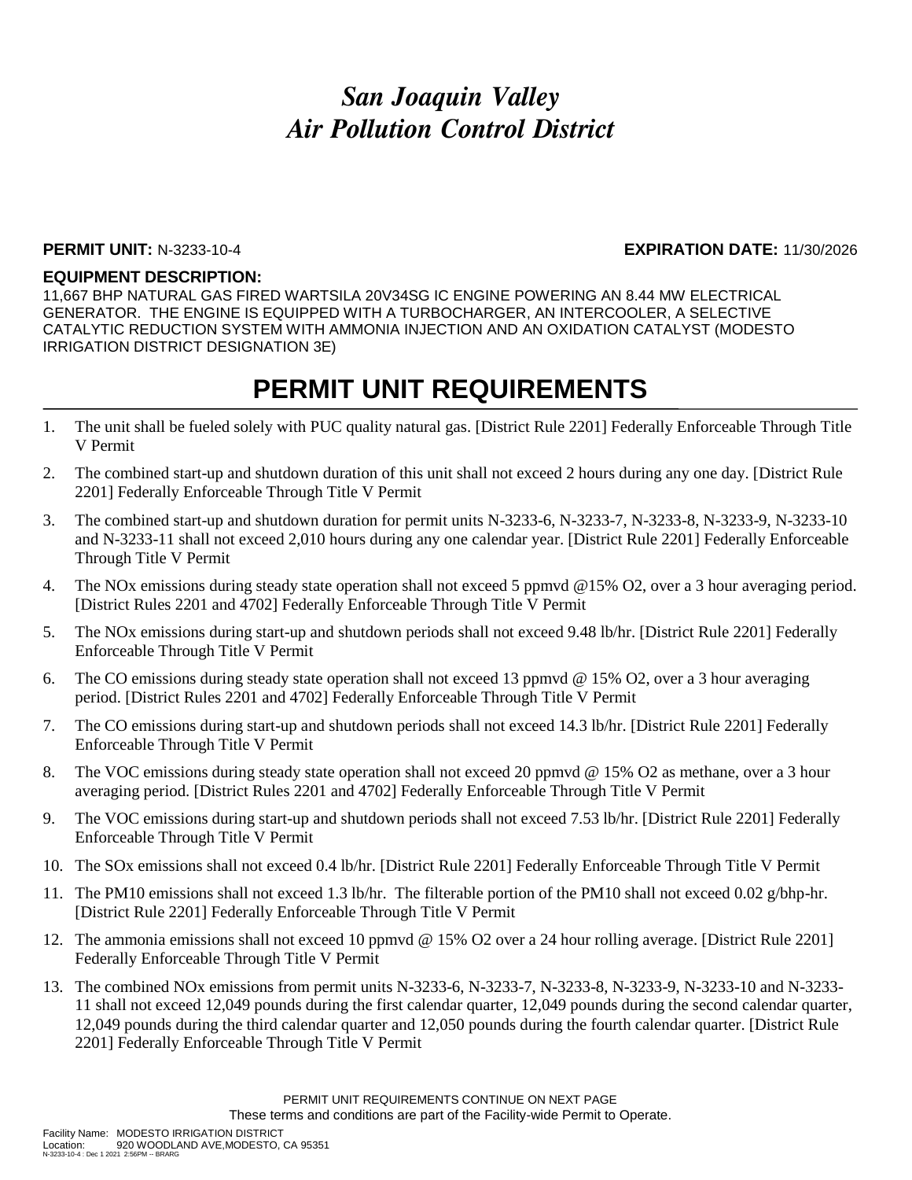# *San Joaquin Valley Air Pollution Control District*

**PERMIT UNIT:** N-3233-10-4 **EXPIRATION DATE:** 11/30/2026

**EQUIPMENT DESCRIPTION:**

11,667 BHP NATURAL GAS FIRED WARTSILA 20V34SG IC ENGINE POWERING AN 8.44 MW ELECTRICAL GENERATOR. THE ENGINE IS EQUIPPED WITH A TURBOCHARGER, AN INTERCOOLER, A SELECTIVE CATALYTIC REDUCTION SYSTEM WITH AMMONIA INJECTION AND AN OXIDATION CATALYST (MODESTO IRRIGATION DISTRICT DESIGNATION 3E)

## PERMIT UNIT REQUIREMENTS

1. The unit shall be fueled solely with PUC quality natural gas. [District Rule 2201] Federally Enforceable Through Title V Permit
2. The combined start-up and shutdown duration of this unit shall not exceed 2 hours during any one day. [District Rule 2201] Federally Enforceable Through Title V Permit
3. The combined start-up and shutdown duration for permit units N-3233-6, N-3233-7, N-3233-8, N-3233-9, N-3233-10 and N-3233-11 shall not exceed 2,010 hours during any one calendar year. [District Rule 2201] Federally Enforceable Through Title V Permit
4. The NOx emissions during steady state operation shall not exceed 5 ppmvd @15% O2, over a 3 hour averaging period. [District Rules 2201 and 4702] Federally Enforceable Through Title V Permit
5. The NOx emissions during start-up and shutdown periods shall not exceed 9.48 lb/hr. [District Rule 2201] Federally Enforceable Through Title V Permit
6. The CO emissions during steady state operation shall not exceed 13 ppmvd @ 15% O2, over a 3 hour averaging period. [District Rules 2201 and 4702] Federally Enforceable Through Title V Permit
7. The CO emissions during start-up and shutdown periods shall not exceed 14.3 lb/hr. [District Rule 2201] Federally Enforceable Through Title V Permit
8. The VOC emissions during steady state operation shall not exceed 20 ppmvd @ 15% O2 as methane, over a 3 hour averaging period. [District Rules 2201 and 4702] Federally Enforceable Through Title V Permit
9. The VOC emissions during start-up and shutdown periods shall not exceed 7.53 lb/hr. [District Rule 2201] Federally Enforceable Through Title V Permit
10. The SOx emissions shall not exceed 0.4 lb/hr. [District Rule 2201] Federally Enforceable Through Title V Permit
11. The PM10 emissions shall not exceed 1.3 lb/hr. The filterable portion of the PM10 shall not exceed 0.02 g/bhp-hr. [District Rule 2201] Federally Enforceable Through Title V Permit
12. The ammonia emissions shall not exceed 10 ppmvd @ 15% O2 over a 24 hour rolling average. [District Rule 2201] Federally Enforceable Through Title V Permit
13. The combined NOx emissions from permit units N-3233-6, N-3233-7, N-3233-8, N-3233-9, N-3233-10 and N-3233-11 shall not exceed 12,049 pounds during the first calendar quarter, 12,049 pounds during the second calendar quarter, 12,049 pounds during the third calendar quarter and 12,050 pounds during the fourth calendar quarter. [District Rule 2201] Federally Enforceable Through Title V Permit

PERMIT UNIT REQUIREMENTS CONTINUE ON NEXT PAGE

These terms and conditions are part of the Facility-wide Permit to Operate.

Facility Name: MODESTO IRRIGATION DISTRICT
Location: 920 WOODLAND AVE,MODESTO, CA 95351
N-3233-10-4 : Dec 1 2021 2:56PM -- BRARG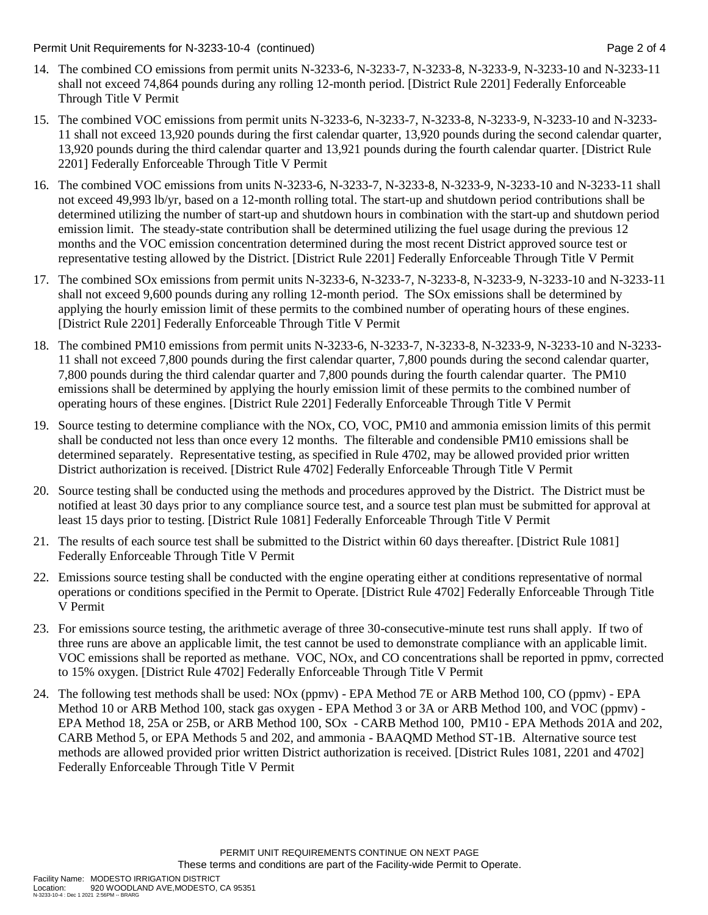14. The combined CO emissions from permit units N-3233-6, N-3233-7, N-3233-8, N-3233-9, N-3233-10 and N-3233-11 shall not exceed 74,864 pounds during any rolling 12-month period. [District Rule 2201] Federally Enforceable Through Title V Permit

15. The combined VOC emissions from permit units N-3233-6, N-3233-7, N-3233-8, N-3233-9, N-3233-10 and N-3233-11 shall not exceed 13,920 pounds during the first calendar quarter, 13,920 pounds during the second calendar quarter, 13,920 pounds during the third calendar quarter and 13,921 pounds during the fourth calendar quarter. [District Rule 2201] Federally Enforceable Through Title V Permit

16. The combined VOC emissions from units N-3233-6, N-3233-7, N-3233-8, N-3233-9, N-3233-10 and N-3233-11 shall not exceed 49,993 lb/yr, based on a 12-month rolling total. The start-up and shutdown period contributions shall be determined utilizing the number of start-up and shutdown hours in combination with the start-up and shutdown period emission limit. The steady-state contribution shall be determined utilizing the fuel usage during the previous 12 months and the VOC emission concentration determined during the most recent District approved source test or representative testing allowed by the District. [District Rule 2201] Federally Enforceable Through Title V Permit

17. The combined SOx emissions from permit units N-3233-6, N-3233-7, N-3233-8, N-3233-9, N-3233-10 and N-3233-11 shall not exceed 9,600 pounds during any rolling 12-month period. The SOx emissions shall be determined by applying the hourly emission limit of these permits to the combined number of operating hours of these engines. [District Rule 2201] Federally Enforceable Through Title V Permit

18. The combined PM10 emissions from permit units N-3233-6, N-3233-7, N-3233-8, N-3233-9, N-3233-10 and N-3233-11 shall not exceed 7,800 pounds during the first calendar quarter, 7,800 pounds during the second calendar quarter, 7,800 pounds during the third calendar quarter and 7,800 pounds during the fourth calendar quarter. The PM10 emissions shall be determined by applying the hourly emission limit of these permits to the combined number of operating hours of these engines. [District Rule 2201] Federally Enforceable Through Title V Permit

19. Source testing to determine compliance with the NOx, CO, VOC, PM10 and ammonia emission limits of this permit shall be conducted not less than once every 12 months. The filterable and condensible PM10 emissions shall be determined separately. Representative testing, as specified in Rule 4702, may be allowed provided prior written District authorization is received. [District Rule 4702] Federally Enforceable Through Title V Permit

20. Source testing shall be conducted using the methods and procedures approved by the District. The District must be notified at least 30 days prior to any compliance source test, and a source test plan must be submitted for approval at least 15 days prior to testing. [District Rule 1081] Federally Enforceable Through Title V Permit

21. The results of each source test shall be submitted to the District within 60 days thereafter. [District Rule 1081] Federally Enforceable Through Title V Permit

22. Emissions source testing shall be conducted with the engine operating either at conditions representative of normal operations or conditions specified in the Permit to Operate. [District Rule 4702] Federally Enforceable Through Title V Permit

23. For emissions source testing, the arithmetic average of three 30-consecutive-minute test runs shall apply. If two of three runs are above an applicable limit, the test cannot be used to demonstrate compliance with an applicable limit. VOC emissions shall be reported as methane. VOC, NOx, and CO concentrations shall be reported in ppmv, corrected to 15% oxygen. [District Rule 4702] Federally Enforceable Through Title V Permit

24. The following test methods shall be used: NOx (ppmv) - EPA Method 7E or ARB Method 100, CO (ppmv) - EPA Method 10 or ARB Method 100, stack gas oxygen - EPA Method 3 or 3A or ARB Method 100, and VOC (ppmv) - EPA Method 18, 25A or 25B, or ARB Method 100, SOx - CARB Method 100, PM10 - EPA Methods 201A and 202, CARB Method 5, or EPA Methods 5 and 202, and ammonia - BAAQMD Method ST-1B. Alternative source test methods are allowed provided prior written District authorization is received. [District Rules 1081, 2201 and 4702] Federally Enforceable Through Title V Permit

PERMIT UNIT REQUIREMENTS CONTINUE ON NEXT PAGE
These terms and conditions are part of the Facility-wide Permit to Operate.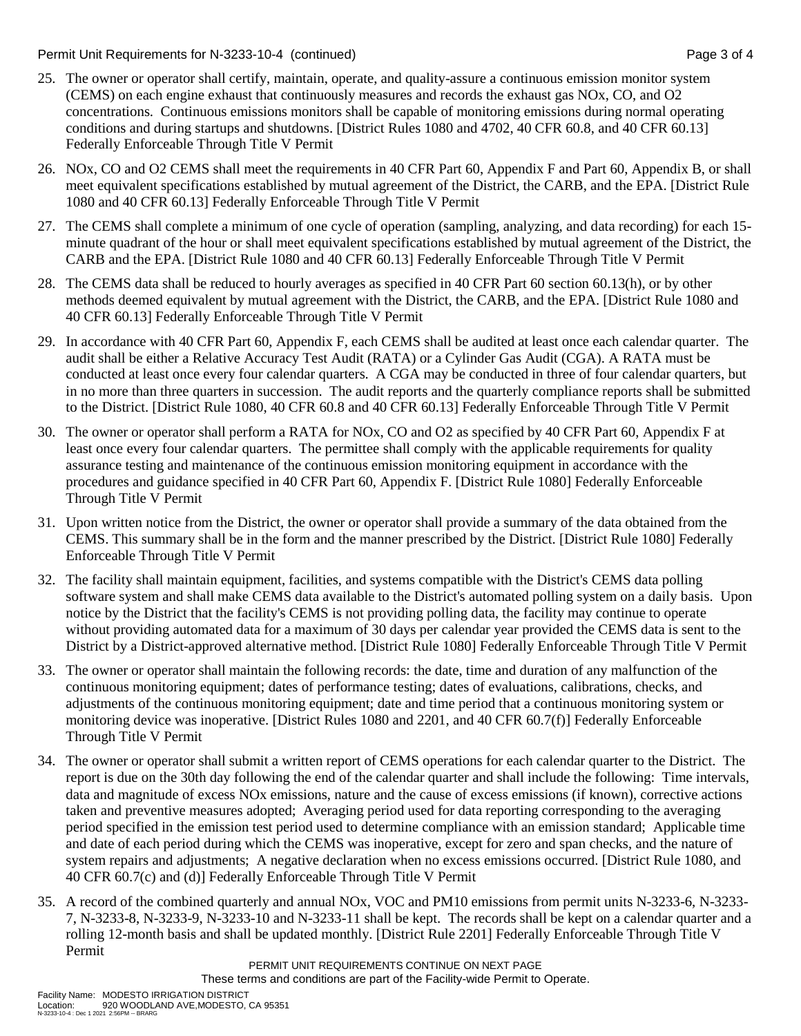25. The owner or operator shall certify, maintain, operate, and quality-assure a continuous emission monitor system (CEMS) on each engine exhaust that continuously measures and records the exhaust gas NOx, CO, and O2 concentrations. Continuous emissions monitors shall be capable of monitoring emissions during normal operating conditions and during startups and shutdowns. [District Rules 1080 and 4702, 40 CFR 60.8, and 40 CFR 60.13] Federally Enforceable Through Title V Permit

26. NOx, CO and O2 CEMS shall meet the requirements in 40 CFR Part 60, Appendix F and Part 60, Appendix B, or shall meet equivalent specifications established by mutual agreement of the District, the CARB, and the EPA. [District Rule 1080 and 40 CFR 60.13] Federally Enforceable Through Title V Permit

27. The CEMS shall complete a minimum of one cycle of operation (sampling, analyzing, and data recording) for each 15-minute quadrant of the hour or shall meet equivalent specifications established by mutual agreement of the District, the CARB and the EPA. [District Rule 1080 and 40 CFR 60.13] Federally Enforceable Through Title V Permit

28. The CEMS data shall be reduced to hourly averages as specified in 40 CFR Part 60 section 60.13(h), or by other methods deemed equivalent by mutual agreement with the District, the CARB, and the EPA. [District Rule 1080 and 40 CFR 60.13] Federally Enforceable Through Title V Permit

29. In accordance with 40 CFR Part 60, Appendix F, each CEMS shall be audited at least once each calendar quarter. The audit shall be either a Relative Accuracy Test Audit (RATA) or a Cylinder Gas Audit (CGA). A RATA must be conducted at least once every four calendar quarters. A CGA may be conducted in three of four calendar quarters, but in no more than three quarters in succession. The audit reports and the quarterly compliance reports shall be submitted to the District. [District Rule 1080, 40 CFR 60.8 and 40 CFR 60.13] Federally Enforceable Through Title V Permit

30. The owner or operator shall perform a RATA for NOx, CO and O2 as specified by 40 CFR Part 60, Appendix F at least once every four calendar quarters. The permittee shall comply with the applicable requirements for quality assurance testing and maintenance of the continuous emission monitoring equipment in accordance with the procedures and guidance specified in 40 CFR Part 60, Appendix F. [District Rule 1080] Federally Enforceable Through Title V Permit

31. Upon written notice from the District, the owner or operator shall provide a summary of the data obtained from the CEMS. This summary shall be in the form and the manner prescribed by the District. [District Rule 1080] Federally Enforceable Through Title V Permit

32. The facility shall maintain equipment, facilities, and systems compatible with the District's CEMS data polling software system and shall make CEMS data available to the District's automated polling system on a daily basis. Upon notice by the District that the facility's CEMS is not providing polling data, the facility may continue to operate without providing automated data for a maximum of 30 days per calendar year provided the CEMS data is sent to the District by a District-approved alternative method. [District Rule 1080] Federally Enforceable Through Title V Permit

33. The owner or operator shall maintain the following records: the date, time and duration of any malfunction of the continuous monitoring equipment; dates of performance testing; dates of evaluations, calibrations, checks, and adjustments of the continuous monitoring equipment; date and time period that a continuous monitoring system or monitoring device was inoperative. [District Rules 1080 and 2201, and 40 CFR 60.7(f)] Federally Enforceable Through Title V Permit

34. The owner or operator shall submit a written report of CEMS operations for each calendar quarter to the District. The report is due on the 30th day following the end of the calendar quarter and shall include the following: Time intervals, data and magnitude of excess NOx emissions, nature and the cause of excess emissions (if known), corrective actions taken and preventive measures adopted; Averaging period used for data reporting corresponding to the averaging period specified in the emission test period used to determine compliance with an emission standard; Applicable time and date of each period during which the CEMS was inoperative, except for zero and span checks, and the nature of system repairs and adjustments; A negative declaration when no excess emissions occurred. [District Rule 1080, and 40 CFR 60.7(c) and (d)] Federally Enforceable Through Title V Permit

35. A record of the combined quarterly and annual NOx, VOC and PM10 emissions from permit units N-3233-6, N-3233-7, N-3233-8, N-3233-9, N-3233-10 and N-3233-11 shall be kept. The records shall be kept on a calendar quarter and a rolling 12-month basis and shall be updated monthly. [District Rule 2201] Federally Enforceable Through Title V Permit

PERMIT UNIT REQUIREMENTS CONTINUE ON NEXT PAGE

These terms and conditions are part of the Facility-wide Permit to Operate.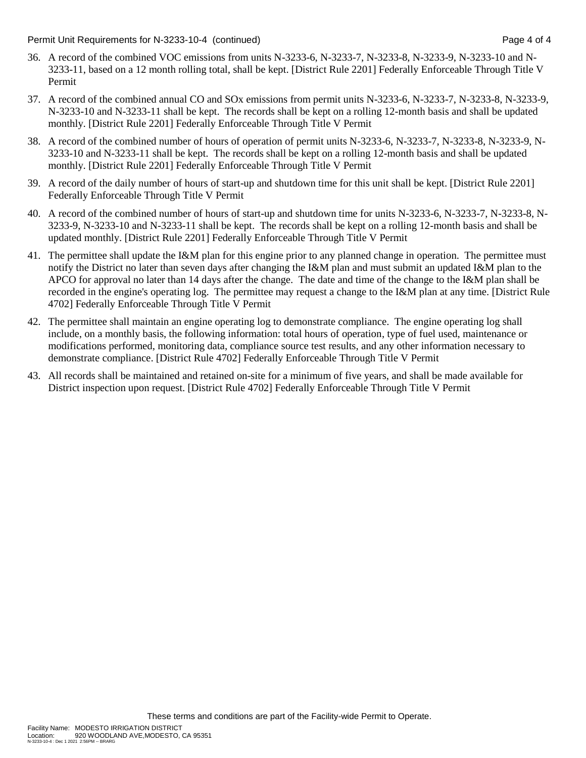36. A record of the combined VOC emissions from units N-3233-6, N-3233-7, N-3233-8, N-3233-9, N-3233-10 and N-3233-11, based on a 12 month rolling total, shall be kept. [District Rule 2201] Federally Enforceable Through Title V Permit

37. A record of the combined annual CO and SOx emissions from permit units N-3233-6, N-3233-7, N-3233-8, N-3233-9, N-3233-10 and N-3233-11 shall be kept. The records shall be kept on a rolling 12-month basis and shall be updated monthly. [District Rule 2201] Federally Enforceable Through Title V Permit

38. A record of the combined number of hours of operation of permit units N-3233-6, N-3233-7, N-3233-8, N-3233-9, N-3233-10 and N-3233-11 shall be kept. The records shall be kept on a rolling 12-month basis and shall be updated monthly. [District Rule 2201] Federally Enforceable Through Title V Permit

39. A record of the daily number of hours of start-up and shutdown time for this unit shall be kept. [District Rule 2201] Federally Enforceable Through Title V Permit

40. A record of the combined number of hours of start-up and shutdown time for units N-3233-6, N-3233-7, N-3233-8, N-3233-9, N-3233-10 and N-3233-11 shall be kept. The records shall be kept on a rolling 12-month basis and shall be updated monthly. [District Rule 2201] Federally Enforceable Through Title V Permit

41. The permittee shall update the I&M plan for this engine prior to any planned change in operation. The permittee must notify the District no later than seven days after changing the I&M plan and must submit an updated I&M plan to the APCO for approval no later than 14 days after the change. The date and time of the change to the I&M plan shall be recorded in the engine's operating log. The permittee may request a change to the I&M plan at any time. [District Rule 4702] Federally Enforceable Through Title V Permit

42. The permittee shall maintain an engine operating log to demonstrate compliance. The engine operating log shall include, on a monthly basis, the following information: total hours of operation, type of fuel used, maintenance or modifications performed, monitoring data, compliance source test results, and any other information necessary to demonstrate compliance. [District Rule 4702] Federally Enforceable Through Title V Permit

43. All records shall be maintained and retained on-site for a minimum of five years, and shall be made available for District inspection upon request. [District Rule 4702] Federally Enforceable Through Title V Permit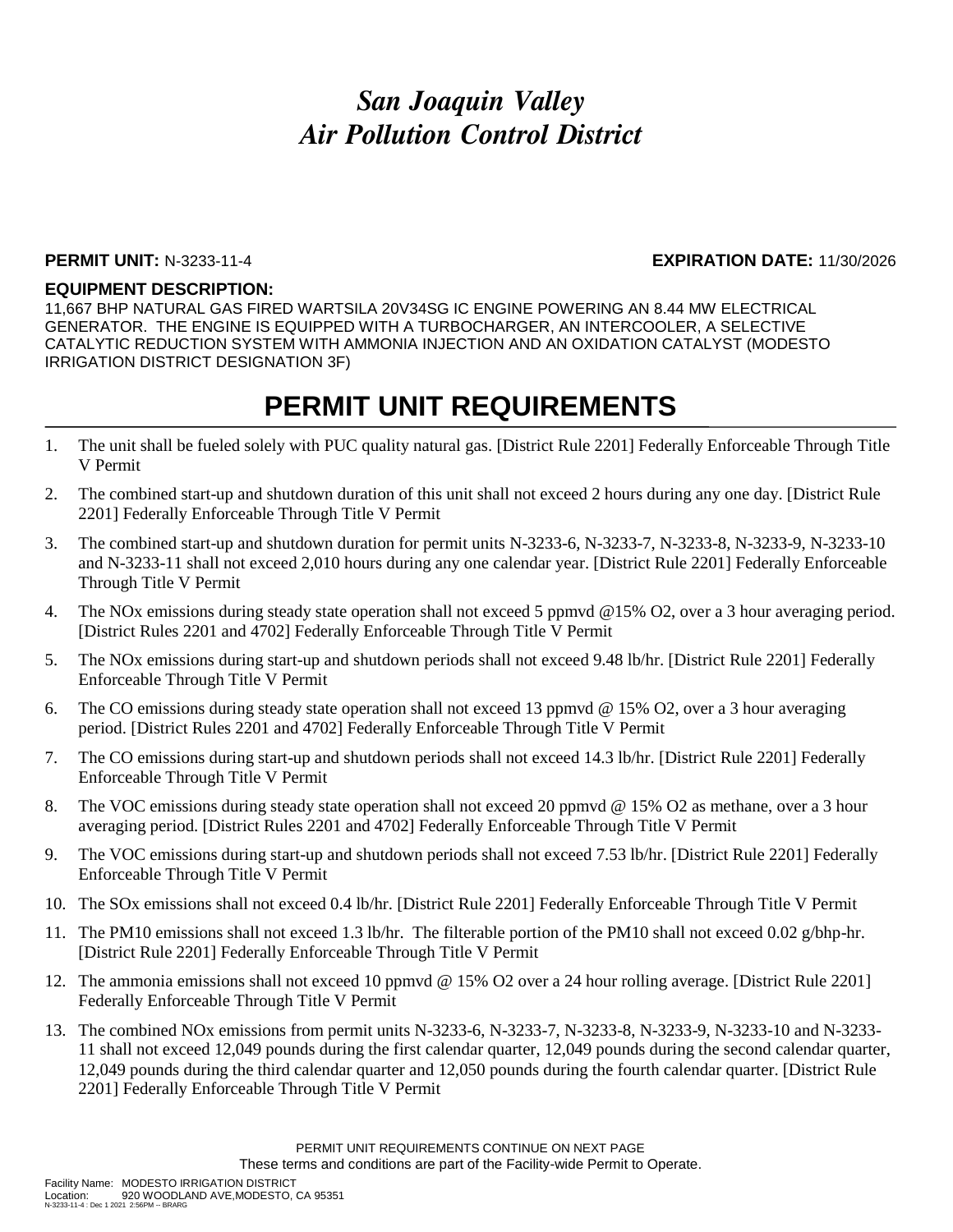# *San Joaquin Valley Air Pollution Control District*

**PERMIT UNIT:** N-3233-11-4 **EXPIRATION DATE:** 11/30/2026

**EQUIPMENT DESCRIPTION:**

11,667 BHP NATURAL GAS FIRED WARTSILA 20V34SG IC ENGINE POWERING AN 8.44 MW ELECTRICAL GENERATOR. THE ENGINE IS EQUIPPED WITH A TURBOCHARGER, AN INTERCOOLER, A SELECTIVE CATALYTIC REDUCTION SYSTEM WITH AMMONIA INJECTION AND AN OXIDATION CATALYST (MODESTO IRRIGATION DISTRICT DESIGNATION 3F)

# PERMIT UNIT REQUIREMENTS

1. The unit shall be fueled solely with PUC quality natural gas. [District Rule 2201] Federally Enforceable Through Title V Permit
2. The combined start-up and shutdown duration of this unit shall not exceed 2 hours during any one day. [District Rule 2201] Federally Enforceable Through Title V Permit
3. The combined start-up and shutdown duration for permit units N-3233-6, N-3233-7, N-3233-8, N-3233-9, N-3233-10 and N-3233-11 shall not exceed 2,010 hours during any one calendar year. [District Rule 2201] Federally Enforceable Through Title V Permit
4. The NOx emissions during steady state operation shall not exceed 5 ppmvd @15% O2, over a 3 hour averaging period. [District Rules 2201 and 4702] Federally Enforceable Through Title V Permit
5. The NOx emissions during start-up and shutdown periods shall not exceed 9.48 lb/hr. [District Rule 2201] Federally Enforceable Through Title V Permit
6. The CO emissions during steady state operation shall not exceed 13 ppmvd @ 15% O2, over a 3 hour averaging period. [District Rules 2201 and 4702] Federally Enforceable Through Title V Permit
7. The CO emissions during start-up and shutdown periods shall not exceed 14.3 lb/hr. [District Rule 2201] Federally Enforceable Through Title V Permit
8. The VOC emissions during steady state operation shall not exceed 20 ppmvd @ 15% O2 as methane, over a 3 hour averaging period. [District Rules 2201 and 4702] Federally Enforceable Through Title V Permit
9. The VOC emissions during start-up and shutdown periods shall not exceed 7.53 lb/hr. [District Rule 2201] Federally Enforceable Through Title V Permit
10. The SOx emissions shall not exceed 0.4 lb/hr. [District Rule 2201] Federally Enforceable Through Title V Permit
11. The PM10 emissions shall not exceed 1.3 lb/hr. The filterable portion of the PM10 shall not exceed 0.02 g/bhp-hr. [District Rule 2201] Federally Enforceable Through Title V Permit
12. The ammonia emissions shall not exceed 10 ppmvd @ 15% O2 over a 24 hour rolling average. [District Rule 2201] Federally Enforceable Through Title V Permit
13. The combined NOx emissions from permit units N-3233-6, N-3233-7, N-3233-8, N-3233-9, N-3233-10 and N-3233-11 shall not exceed 12,049 pounds during the first calendar quarter, 12,049 pounds during the second calendar quarter, 12,049 pounds during the third calendar quarter and 12,050 pounds during the fourth calendar quarter. [District Rule 2201] Federally Enforceable Through Title V Permit

PERMIT UNIT REQUIREMENTS CONTINUE ON NEXT PAGE

These terms and conditions are part of the Facility-wide Permit to Operate.

Facility Name: MODESTO IRRIGATION DISTRICT
Location: 920 WOODLAND AVE,MODESTO, CA 95351
N-3233-11-4 : Dec 1 2021 2:56PM -- BRARG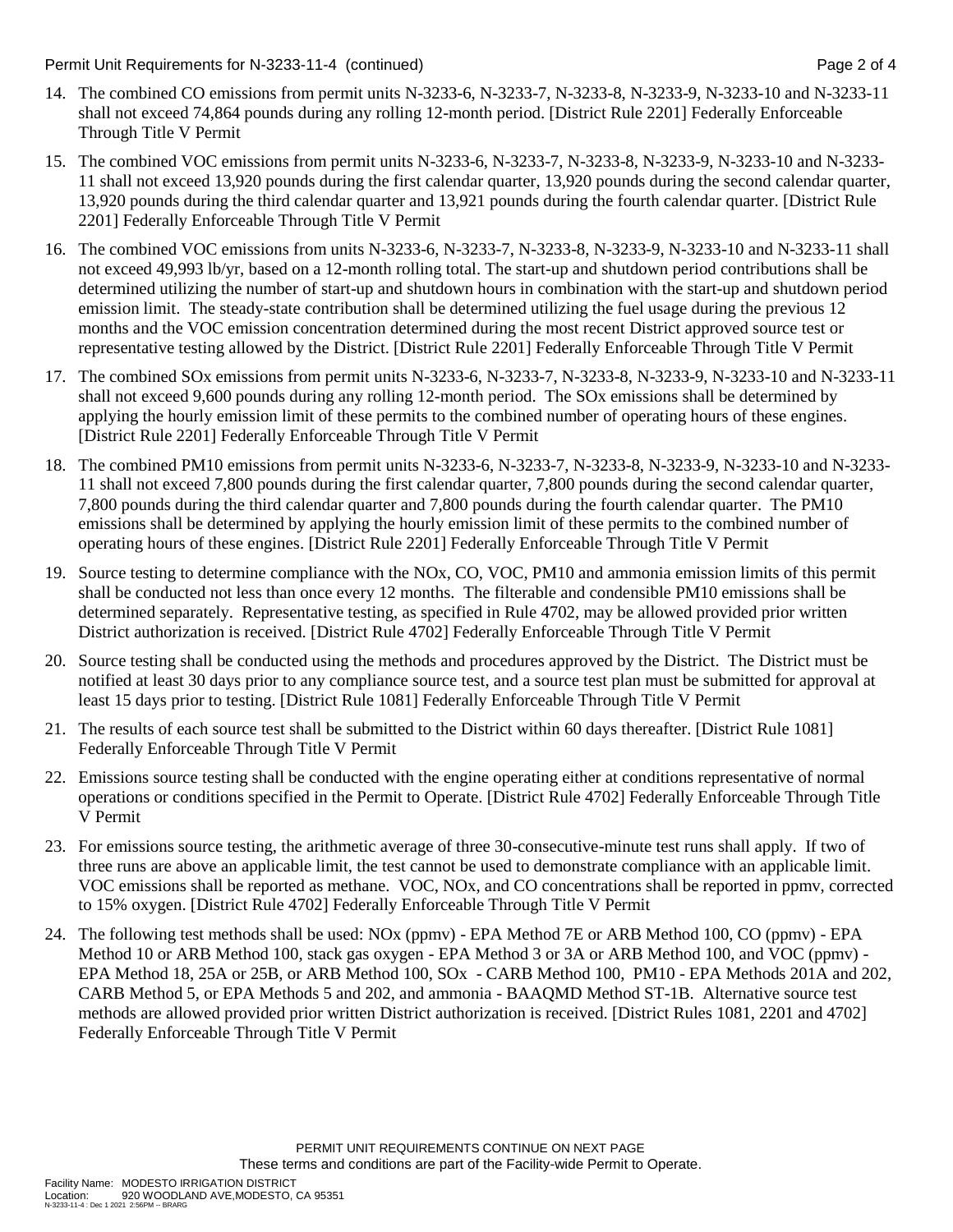14. The combined CO emissions from permit units N-3233-6, N-3233-7, N-3233-8, N-3233-9, N-3233-10 and N-3233-11 shall not exceed 74,864 pounds during any rolling 12-month period. [District Rule 2201] Federally Enforceable Through Title V Permit

15. The combined VOC emissions from permit units N-3233-6, N-3233-7, N-3233-8, N-3233-9, N-3233-10 and N-3233-11 shall not exceed 13,920 pounds during the first calendar quarter, 13,920 pounds during the second calendar quarter, 13,920 pounds during the third calendar quarter and 13,921 pounds during the fourth calendar quarter. [District Rule 2201] Federally Enforceable Through Title V Permit

16. The combined VOC emissions from units N-3233-6, N-3233-7, N-3233-8, N-3233-9, N-3233-10 and N-3233-11 shall not exceed 49,993 lb/yr, based on a 12-month rolling total. The start-up and shutdown period contributions shall be determined utilizing the number of start-up and shutdown hours in combination with the start-up and shutdown period emission limit. The steady-state contribution shall be determined utilizing the fuel usage during the previous 12 months and the VOC emission concentration determined during the most recent District approved source test or representative testing allowed by the District. [District Rule 2201] Federally Enforceable Through Title V Permit

17. The combined SOx emissions from permit units N-3233-6, N-3233-7, N-3233-8, N-3233-9, N-3233-10 and N-3233-11 shall not exceed 9,600 pounds during any rolling 12-month period. The SOx emissions shall be determined by applying the hourly emission limit of these permits to the combined number of operating hours of these engines. [District Rule 2201] Federally Enforceable Through Title V Permit

18. The combined PM10 emissions from permit units N-3233-6, N-3233-7, N-3233-8, N-3233-9, N-3233-10 and N-3233-11 shall not exceed 7,800 pounds during the first calendar quarter, 7,800 pounds during the second calendar quarter, 7,800 pounds during the third calendar quarter and 7,800 pounds during the fourth calendar quarter. The PM10 emissions shall be determined by applying the hourly emission limit of these permits to the combined number of operating hours of these engines. [District Rule 2201] Federally Enforceable Through Title V Permit

19. Source testing to determine compliance with the NOx, CO, VOC, PM10 and ammonia emission limits of this permit shall be conducted not less than once every 12 months. The filterable and condensible PM10 emissions shall be determined separately. Representative testing, as specified in Rule 4702, may be allowed provided prior written District authorization is received. [District Rule 4702] Federally Enforceable Through Title V Permit

20. Source testing shall be conducted using the methods and procedures approved by the District. The District must be notified at least 30 days prior to any compliance source test, and a source test plan must be submitted for approval at least 15 days prior to testing. [District Rule 1081] Federally Enforceable Through Title V Permit

21. The results of each source test shall be submitted to the District within 60 days thereafter. [District Rule 1081] Federally Enforceable Through Title V Permit

22. Emissions source testing shall be conducted with the engine operating either at conditions representative of normal operations or conditions specified in the Permit to Operate. [District Rule 4702] Federally Enforceable Through Title V Permit

23. For emissions source testing, the arithmetic average of three 30-consecutive-minute test runs shall apply. If two of three runs are above an applicable limit, the test cannot be used to demonstrate compliance with an applicable limit. VOC emissions shall be reported as methane. VOC, NOx, and CO concentrations shall be reported in ppmv, corrected to 15% oxygen. [District Rule 4702] Federally Enforceable Through Title V Permit

24. The following test methods shall be used: NOx (ppmv) - EPA Method 7E or ARB Method 100, CO (ppmv) - EPA Method 10 or ARB Method 100, stack gas oxygen - EPA Method 3 or 3A or ARB Method 100, and VOC (ppmv) - EPA Method 18, 25A or 25B, or ARB Method 100, SOx - CARB Method 100, PM10 - EPA Methods 201A and 202, CARB Method 5, or EPA Methods 5 and 202, and ammonia - BAAQMD Method ST-1B. Alternative source test methods are allowed provided prior written District authorization is received. [District Rules 1081, 2201 and 4702] Federally Enforceable Through Title V Permit

PERMIT UNIT REQUIREMENTS CONTINUE ON NEXT PAGE
These terms and conditions are part of the Facility-wide Permit to Operate.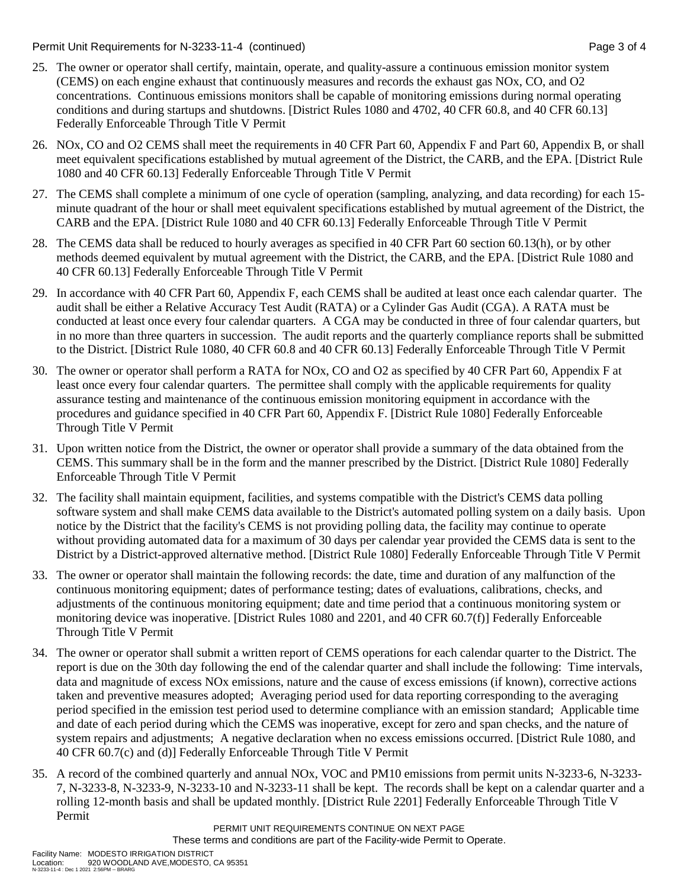25. The owner or operator shall certify, maintain, operate, and quality-assure a continuous emission monitor system (CEMS) on each engine exhaust that continuously measures and records the exhaust gas NOx, CO, and O2 concentrations. Continuous emissions monitors shall be capable of monitoring emissions during normal operating conditions and during startups and shutdowns. [District Rules 1080 and 4702, 40 CFR 60.8, and 40 CFR 60.13] Federally Enforceable Through Title V Permit

26. NOx, CO and O2 CEMS shall meet the requirements in 40 CFR Part 60, Appendix F and Part 60, Appendix B, or shall meet equivalent specifications established by mutual agreement of the District, the CARB, and the EPA. [District Rule 1080 and 40 CFR 60.13] Federally Enforceable Through Title V Permit

27. The CEMS shall complete a minimum of one cycle of operation (sampling, analyzing, and data recording) for each 15-minute quadrant of the hour or shall meet equivalent specifications established by mutual agreement of the District, the CARB and the EPA. [District Rule 1080 and 40 CFR 60.13] Federally Enforceable Through Title V Permit

28. The CEMS data shall be reduced to hourly averages as specified in 40 CFR Part 60 section 60.13(h), or by other methods deemed equivalent by mutual agreement with the District, the CARB, and the EPA. [District Rule 1080 and 40 CFR 60.13] Federally Enforceable Through Title V Permit

29. In accordance with 40 CFR Part 60, Appendix F, each CEMS shall be audited at least once each calendar quarter. The audit shall be either a Relative Accuracy Test Audit (RATA) or a Cylinder Gas Audit (CGA). A RATA must be conducted at least once every four calendar quarters. A CGA may be conducted in three of four calendar quarters, but in no more than three quarters in succession. The audit reports and the quarterly compliance reports shall be submitted to the District. [District Rule 1080, 40 CFR 60.8 and 40 CFR 60.13] Federally Enforceable Through Title V Permit

30. The owner or operator shall perform a RATA for NOx, CO and O2 as specified by 40 CFR Part 60, Appendix F at least once every four calendar quarters. The permittee shall comply with the applicable requirements for quality assurance testing and maintenance of the continuous emission monitoring equipment in accordance with the procedures and guidance specified in 40 CFR Part 60, Appendix F. [District Rule 1080] Federally Enforceable Through Title V Permit

31. Upon written notice from the District, the owner or operator shall provide a summary of the data obtained from the CEMS. This summary shall be in the form and the manner prescribed by the District. [District Rule 1080] Federally Enforceable Through Title V Permit

32. The facility shall maintain equipment, facilities, and systems compatible with the District's CEMS data polling software system and shall make CEMS data available to the District's automated polling system on a daily basis. Upon notice by the District that the facility's CEMS is not providing polling data, the facility may continue to operate without providing automated data for a maximum of 30 days per calendar year provided the CEMS data is sent to the District by a District-approved alternative method. [District Rule 1080] Federally Enforceable Through Title V Permit

33. The owner or operator shall maintain the following records: the date, time and duration of any malfunction of the continuous monitoring equipment; dates of performance testing; dates of evaluations, calibrations, checks, and adjustments of the continuous monitoring equipment; date and time period that a continuous monitoring system or monitoring device was inoperative. [District Rules 1080 and 2201, and 40 CFR 60.7(f)] Federally Enforceable Through Title V Permit

34. The owner or operator shall submit a written report of CEMS operations for each calendar quarter to the District. The report is due on the 30th day following the end of the calendar quarter and shall include the following: Time intervals, data and magnitude of excess NOx emissions, nature and the cause of excess emissions (if known), corrective actions taken and preventive measures adopted; Averaging period used for data reporting corresponding to the averaging period specified in the emission test period used to determine compliance with an emission standard; Applicable time and date of each period during which the CEMS was inoperative, except for zero and span checks, and the nature of system repairs and adjustments; A negative declaration when no excess emissions occurred. [District Rule 1080, and 40 CFR 60.7(c) and (d)] Federally Enforceable Through Title V Permit

35. A record of the combined quarterly and annual NOx, VOC and PM10 emissions from permit units N-3233-6, N-3233-7, N-3233-8, N-3233-9, N-3233-10 and N-3233-11 shall be kept. The records shall be kept on a calendar quarter and a rolling 12-month basis and shall be updated monthly. [District Rule 2201] Federally Enforceable Through Title V Permit

PERMIT UNIT REQUIREMENTS CONTINUE ON NEXT PAGE
These terms and conditions are part of the Facility-wide Permit to Operate.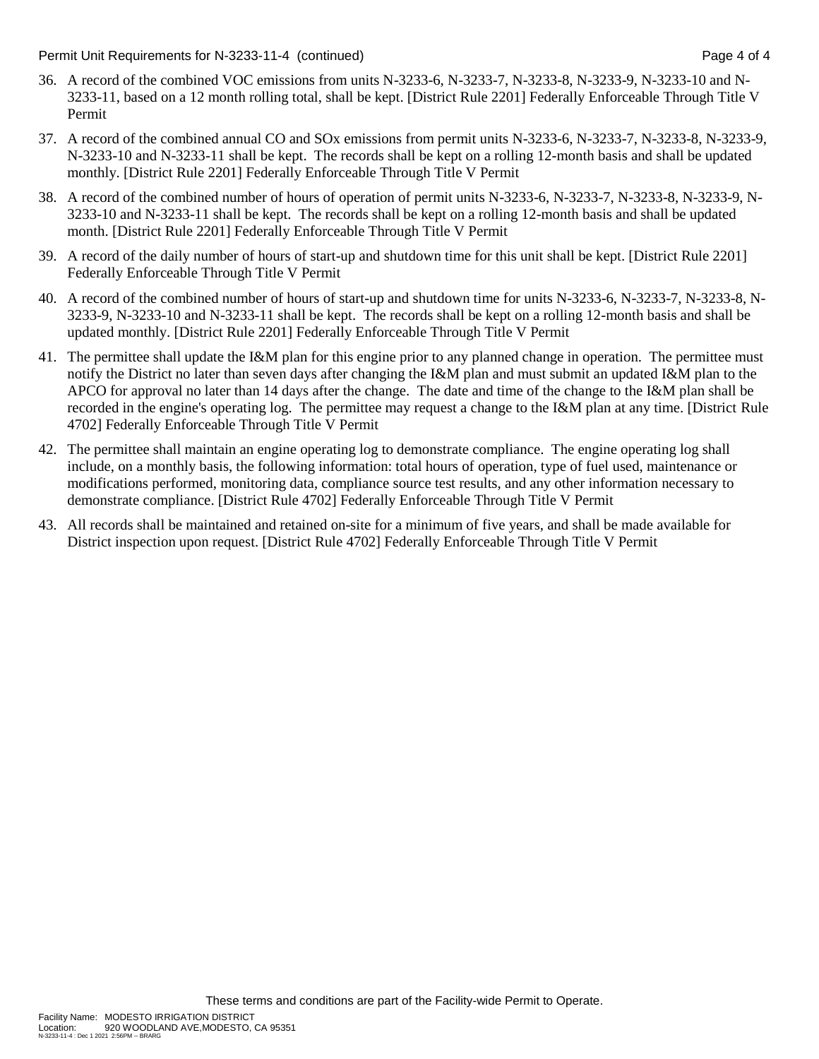36. A record of the combined VOC emissions from units N-3233-6, N-3233-7, N-3233-8, N-3233-9, N-3233-10 and N-3233-11, based on a 12 month rolling total, shall be kept. [District Rule 2201] Federally Enforceable Through Title V Permit

37. A record of the combined annual CO and SOx emissions from permit units N-3233-6, N-3233-7, N-3233-8, N-3233-9, N-3233-10 and N-3233-11 shall be kept. The records shall be kept on a rolling 12-month basis and shall be updated monthly. [District Rule 2201] Federally Enforceable Through Title V Permit

38. A record of the combined number of hours of operation of permit units N-3233-6, N-3233-7, N-3233-8, N-3233-9, N-3233-10 and N-3233-11 shall be kept. The records shall be kept on a rolling 12-month basis and shall be updated month. [District Rule 2201] Federally Enforceable Through Title V Permit

39. A record of the daily number of hours of start-up and shutdown time for this unit shall be kept. [District Rule 2201] Federally Enforceable Through Title V Permit

40. A record of the combined number of hours of start-up and shutdown time for units N-3233-6, N-3233-7, N-3233-8, N-3233-9, N-3233-10 and N-3233-11 shall be kept. The records shall be kept on a rolling 12-month basis and shall be updated monthly. [District Rule 2201] Federally Enforceable Through Title V Permit

41. The permittee shall update the I&M plan for this engine prior to any planned change in operation. The permittee must notify the District no later than seven days after changing the I&M plan and must submit an updated I&M plan to the APCO for approval no later than 14 days after the change. The date and time of the change to the I&M plan shall be recorded in the engine's operating log. The permittee may request a change to the I&M plan at any time. [District Rule 4702] Federally Enforceable Through Title V Permit

42. The permittee shall maintain an engine operating log to demonstrate compliance. The engine operating log shall include, on a monthly basis, the following information: total hours of operation, type of fuel used, maintenance or modifications performed, monitoring data, compliance source test results, and any other information necessary to demonstrate compliance. [District Rule 4702] Federally Enforceable Through Title V Permit

43. All records shall be maintained and retained on-site for a minimum of five years, and shall be made available for District inspection upon request. [District Rule 4702] Federally Enforceable Through Title V Permit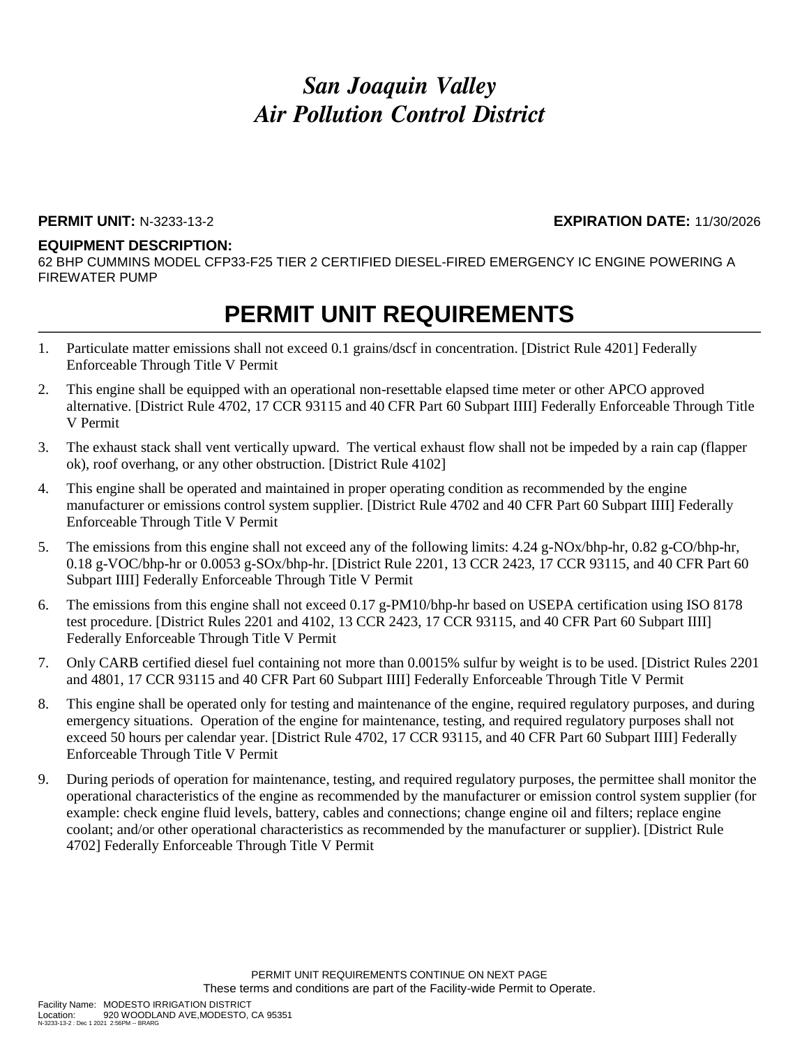# *San Joaquin Valley*
# *Air Pollution Control District*

**PERMIT UNIT:** N-3233-13-2 **EXPIRATION DATE:** 11/30/2026

**EQUIPMENT DESCRIPTION:**
62 BHP CUMMINS MODEL CFP33-F25 TIER 2 CERTIFIED DIESEL-FIRED EMERGENCY IC ENGINE POWERING A FIREWATER PUMP

## PERMIT UNIT REQUIREMENTS

1. Particulate matter emissions shall not exceed 0.1 grains/dscf in concentration. [District Rule 4201] Federally Enforceable Through Title V Permit
2. This engine shall be equipped with an operational non-resettable elapsed time meter or other APCO approved alternative. [District Rule 4702, 17 CCR 93115 and 40 CFR Part 60 Subpart IIII] Federally Enforceable Through Title V Permit
3. The exhaust stack shall vent vertically upward. The vertical exhaust flow shall not be impeded by a rain cap (flapper ok), roof overhang, or any other obstruction. [District Rule 4102]
4. This engine shall be operated and maintained in proper operating condition as recommended by the engine manufacturer or emissions control system supplier. [District Rule 4702 and 40 CFR Part 60 Subpart IIII] Federally Enforceable Through Title V Permit
5. The emissions from this engine shall not exceed any of the following limits: 4.24 g-NOx/bhp-hr, 0.82 g-CO/bhp-hr, 0.18 g-VOC/bhp-hr or 0.0053 g-SOx/bhp-hr. [District Rule 2201, 13 CCR 2423, 17 CCR 93115, and 40 CFR Part 60 Subpart IIII] Federally Enforceable Through Title V Permit
6. The emissions from this engine shall not exceed 0.17 g-PM10/bhp-hr based on USEPA certification using ISO 8178 test procedure. [District Rules 2201 and 4102, 13 CCR 2423, 17 CCR 93115, and 40 CFR Part 60 Subpart IIII] Federally Enforceable Through Title V Permit
7. Only CARB certified diesel fuel containing not more than 0.0015% sulfur by weight is to be used. [District Rules 2201 and 4801, 17 CCR 93115 and 40 CFR Part 60 Subpart IIII] Federally Enforceable Through Title V Permit
8. This engine shall be operated only for testing and maintenance of the engine, required regulatory purposes, and during emergency situations. Operation of the engine for maintenance, testing, and required regulatory purposes shall not exceed 50 hours per calendar year. [District Rule 4702, 17 CCR 93115, and 40 CFR Part 60 Subpart IIII] Federally Enforceable Through Title V Permit
9. During periods of operation for maintenance, testing, and required regulatory purposes, the permittee shall monitor the operational characteristics of the engine as recommended by the manufacturer or emission control system supplier (for example: check engine fluid levels, battery, cables and connections; change engine oil and filters; replace engine coolant; and/or other operational characteristics as recommended by the manufacturer or supplier). [District Rule 4702] Federally Enforceable Through Title V Permit

PERMIT UNIT REQUIREMENTS CONTINUE ON NEXT PAGE

These terms and conditions are part of the Facility-wide Permit to Operate.

Facility Name: MODESTO IRRIGATION DISTRICT
Location: 920 WOODLAND AVE,MODESTO, CA 95351
N-3233-13-2 : Dec 1 2021 2:56PM -- BRARG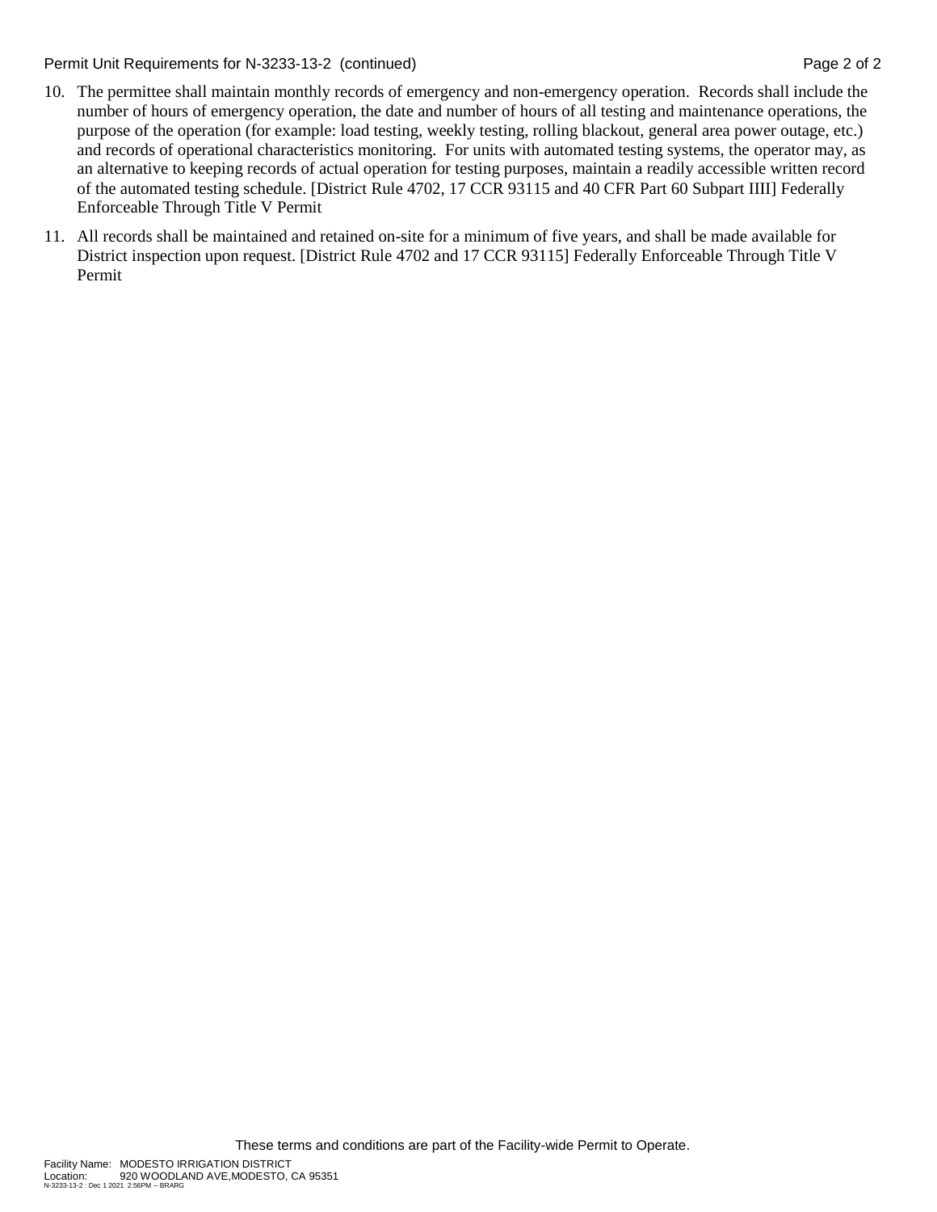10. The permittee shall maintain monthly records of emergency and non-emergency operation. Records shall include the number of hours of emergency operation, the date and number of hours of all testing and maintenance operations, the purpose of the operation (for example: load testing, weekly testing, rolling blackout, general area power outage, etc.) and records of operational characteristics monitoring. For units with automated testing systems, the operator may, as an alternative to keeping records of actual operation for testing purposes, maintain a readily accessible written record of the automated testing schedule. [District Rule 4702, 17 CCR 93115 and 40 CFR Part 60 Subpart IIII] Federally Enforceable Through Title V Permit

11. All records shall be maintained and retained on-site for a minimum of five years, and shall be made available for District inspection upon request. [District Rule 4702 and 17 CCR 93115] Federally Enforceable Through Title V Permit

These terms and conditions are part of the Facility-wide Permit to Operate.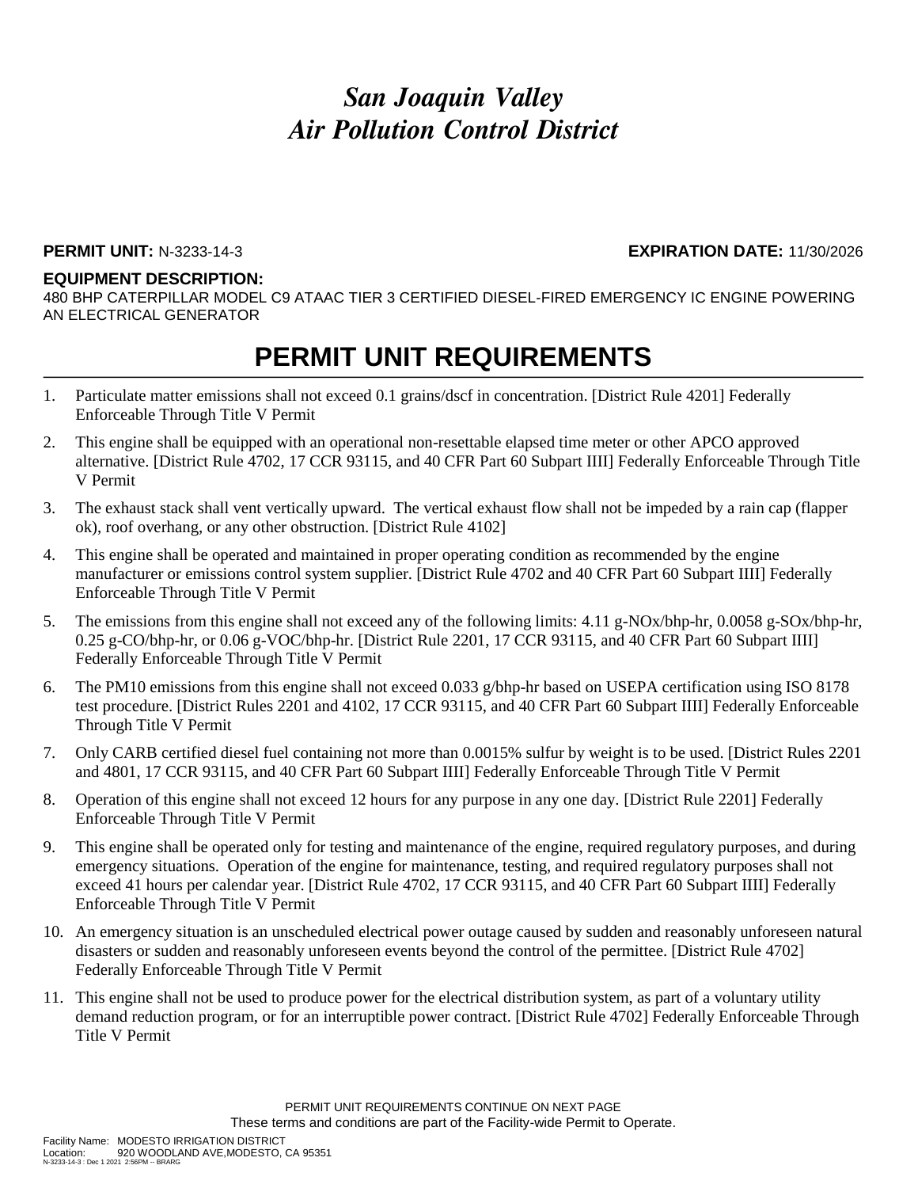# *San Joaquin Valley Air Pollution Control District*

**PERMIT UNIT:** N-3233-14-3 **EXPIRATION DATE:** 11/30/2026

**EQUIPMENT DESCRIPTION:**
480 BHP CATERPILLAR MODEL C9 ATAAC TIER 3 CERTIFIED DIESEL-FIRED EMERGENCY IC ENGINE POWERING AN ELECTRICAL GENERATOR

## PERMIT UNIT REQUIREMENTS

1. Particulate matter emissions shall not exceed 0.1 grains/dscf in concentration. [District Rule 4201] Federally Enforceable Through Title V Permit
2. This engine shall be equipped with an operational non-resettable elapsed time meter or other APCO approved alternative. [District Rule 4702, 17 CCR 93115, and 40 CFR Part 60 Subpart IIII] Federally Enforceable Through Title V Permit
3. The exhaust stack shall vent vertically upward. The vertical exhaust flow shall not be impeded by a rain cap (flapper ok), roof overhang, or any other obstruction. [District Rule 4102]
4. This engine shall be operated and maintained in proper operating condition as recommended by the engine manufacturer or emissions control system supplier. [District Rule 4702 and 40 CFR Part 60 Subpart IIII] Federally Enforceable Through Title V Permit
5. The emissions from this engine shall not exceed any of the following limits: 4.11 g-NOx/bhp-hr, 0.0058 g-SOx/bhp-hr, 0.25 g-CO/bhp-hr, or 0.06 g-VOC/bhp-hr. [District Rule 2201, 17 CCR 93115, and 40 CFR Part 60 Subpart IIII] Federally Enforceable Through Title V Permit
6. The PM10 emissions from this engine shall not exceed 0.033 g/bhp-hr based on USEPA certification using ISO 8178 test procedure. [District Rules 2201 and 4102, 17 CCR 93115, and 40 CFR Part 60 Subpart IIII] Federally Enforceable Through Title V Permit
7. Only CARB certified diesel fuel containing not more than 0.0015% sulfur by weight is to be used. [District Rules 2201 and 4801, 17 CCR 93115, and 40 CFR Part 60 Subpart IIII] Federally Enforceable Through Title V Permit
8. Operation of this engine shall not exceed 12 hours for any purpose in any one day. [District Rule 2201] Federally Enforceable Through Title V Permit
9. This engine shall be operated only for testing and maintenance of the engine, required regulatory purposes, and during emergency situations. Operation of the engine for maintenance, testing, and required regulatory purposes shall not exceed 41 hours per calendar year. [District Rule 4702, 17 CCR 93115, and 40 CFR Part 60 Subpart IIII] Federally Enforceable Through Title V Permit
10. An emergency situation is an unscheduled electrical power outage caused by sudden and reasonably unforeseen natural disasters or sudden and reasonably unforeseen events beyond the control of the permittee. [District Rule 4702] Federally Enforceable Through Title V Permit
11. This engine shall not be used to produce power for the electrical distribution system, as part of a voluntary utility demand reduction program, or for an interruptible power contract. [District Rule 4702] Federally Enforceable Through Title V Permit

PERMIT UNIT REQUIREMENTS CONTINUE ON NEXT PAGE
These terms and conditions are part of the Facility-wide Permit to Operate.

Facility Name: MODESTO IRRIGATION DISTRICT
Location: 920 WOODLAND AVE,MODESTO, CA 95351
N-3233-14-3 : Dec 1 2021 2:56PM -- BRARG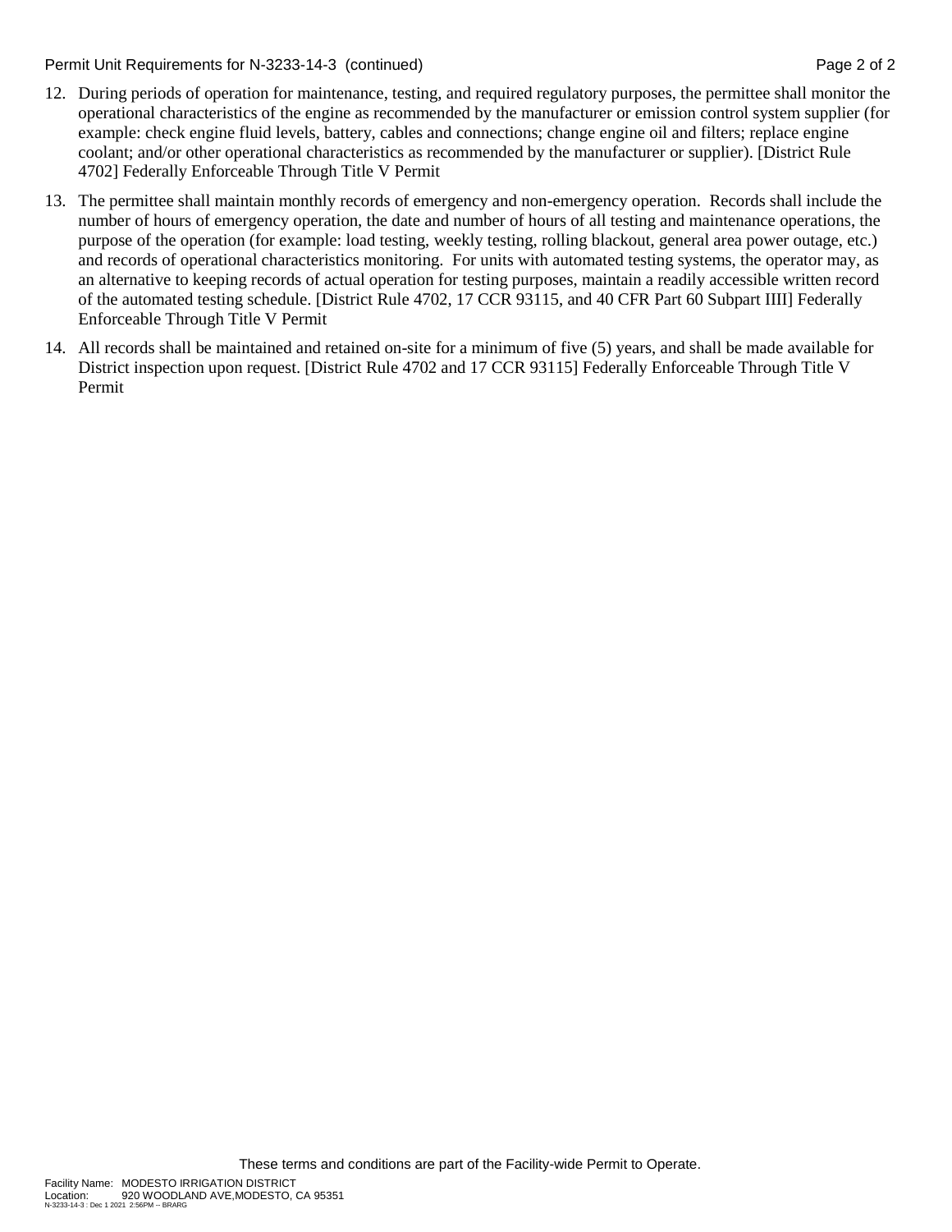12. During periods of operation for maintenance, testing, and required regulatory purposes, the permittee shall monitor the operational characteristics of the engine as recommended by the manufacturer or emission control system supplier (for example: check engine fluid levels, battery, cables and connections; change engine oil and filters; replace engine coolant; and/or other operational characteristics as recommended by the manufacturer or supplier). [District Rule 4702] Federally Enforceable Through Title V Permit

13. The permittee shall maintain monthly records of emergency and non-emergency operation. Records shall include the number of hours of emergency operation, the date and number of hours of all testing and maintenance operations, the purpose of the operation (for example: load testing, weekly testing, rolling blackout, general area power outage, etc.) and records of operational characteristics monitoring. For units with automated testing systems, the operator may, as an alternative to keeping records of actual operation for testing purposes, maintain a readily accessible written record of the automated testing schedule. [District Rule 4702, 17 CCR 93115, and 40 CFR Part 60 Subpart IIII] Federally Enforceable Through Title V Permit

14. All records shall be maintained and retained on-site for a minimum of five (5) years, and shall be made available for District inspection upon request. [District Rule 4702 and 17 CCR 93115] Federally Enforceable Through Title V Permit